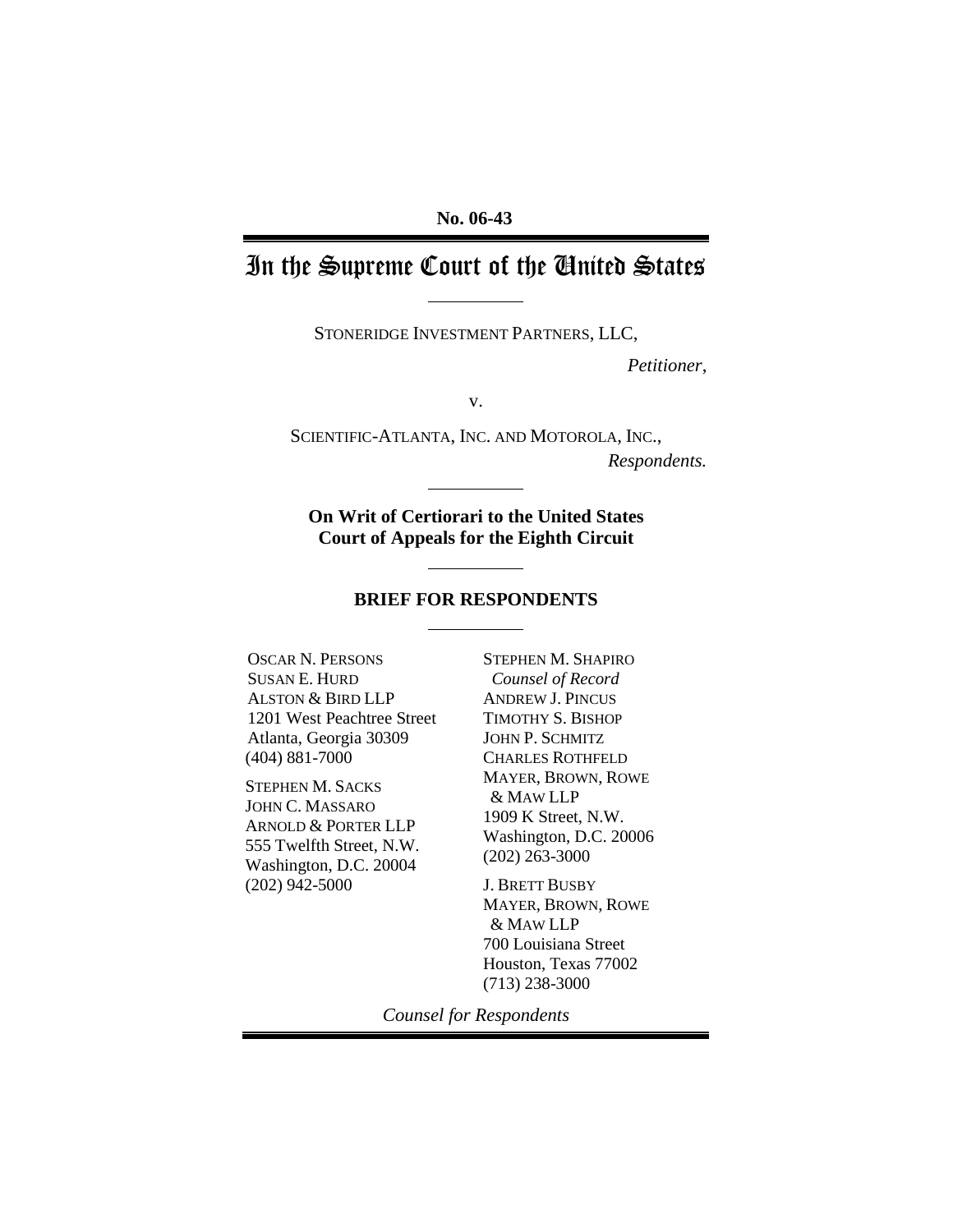No. 06-43

# In the Supreme Court of the United States

STONERIDGE INVESTMENT PARTNERS, LLC,

*Petitioner*,

v.

SCIENTIFIC-ATLANTA, INC. AND MOTOROLA, INC.,

*Respondents.*

**On Writ of Certiorari to the United States Court of Appeals for the Eighth Circuit**

**BRIEF FOR RESPONDENTS**

OSCAR N. PERSONS
SUSAN E. HURD
ALSTON & BIRD LLP
1201 West Peachtree Street
Atlanta, Georgia 30309
(404) 881-7000

STEPHEN M. SACKS
JOHN C. MASSARO
ARNOLD & PORTER LLP
555 Twelfth Street, N.W.
Washington, D.C. 20004
(202) 942-5000

STEPHEN M. SHAPIRO
*Counsel of Record*
ANDREW J. PINCUS
TIMOTHY S. BISHOP
JOHN P. SCHMITZ
CHARLES ROTHFELD
MAYER, BROWN, ROWE & MAW LLP
1909 K Street, N.W.
Washington, D.C. 20006
(202) 263-3000

J. BRETT BUSBY
MAYER, BROWN, ROWE & MAW LLP
700 Louisiana Street
Houston, Texas 77002
(713) 238-3000

*Counsel for Respondents*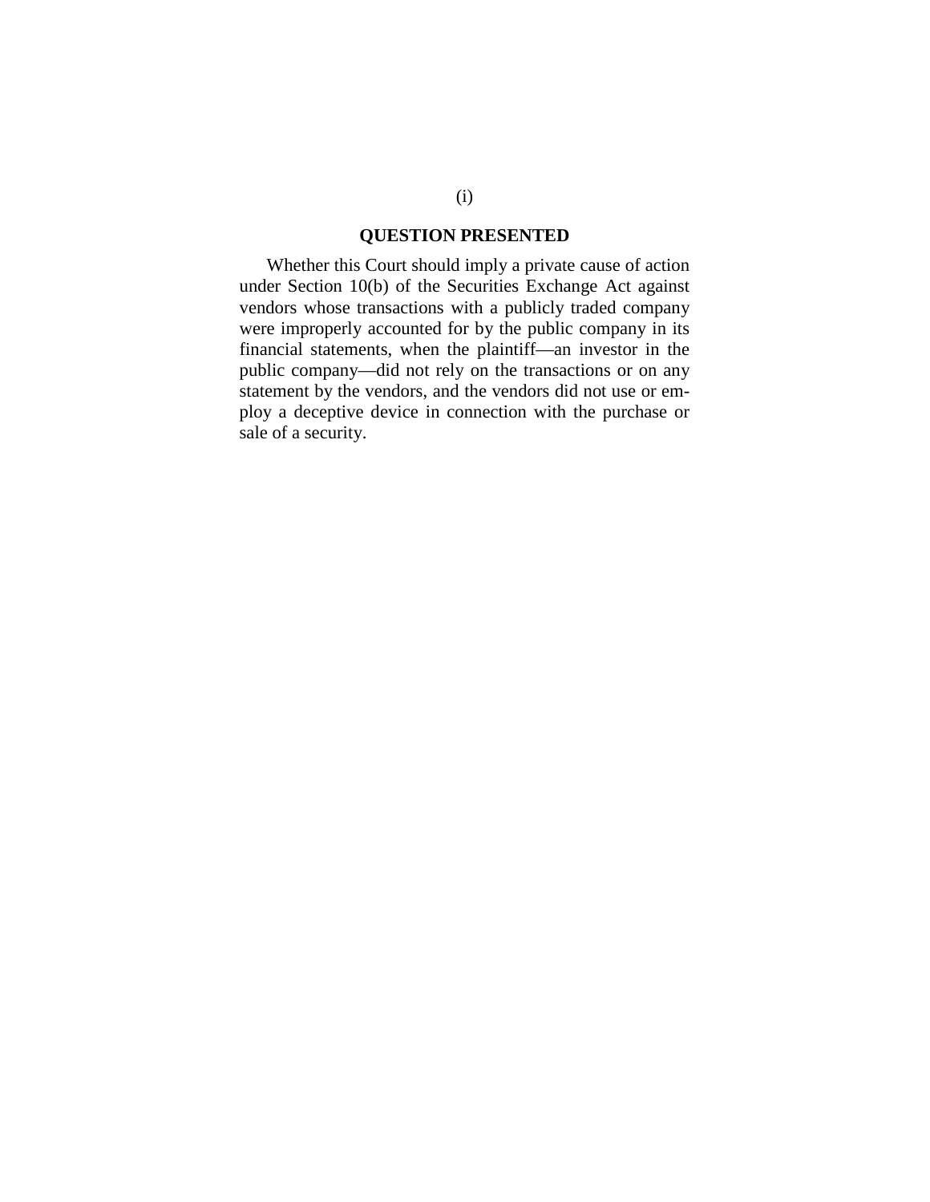## QUESTION PRESENTED

Whether this Court should imply a private cause of action under Section 10(b) of the Securities Exchange Act against vendors whose transactions with a publicly traded company were improperly accounted for by the public company in its financial statements, when the plaintiff—an investor in the public company—did not rely on the transactions or on any statement by the vendors, and the vendors did not use or employ a deceptive device in connection with the purchase or sale of a security.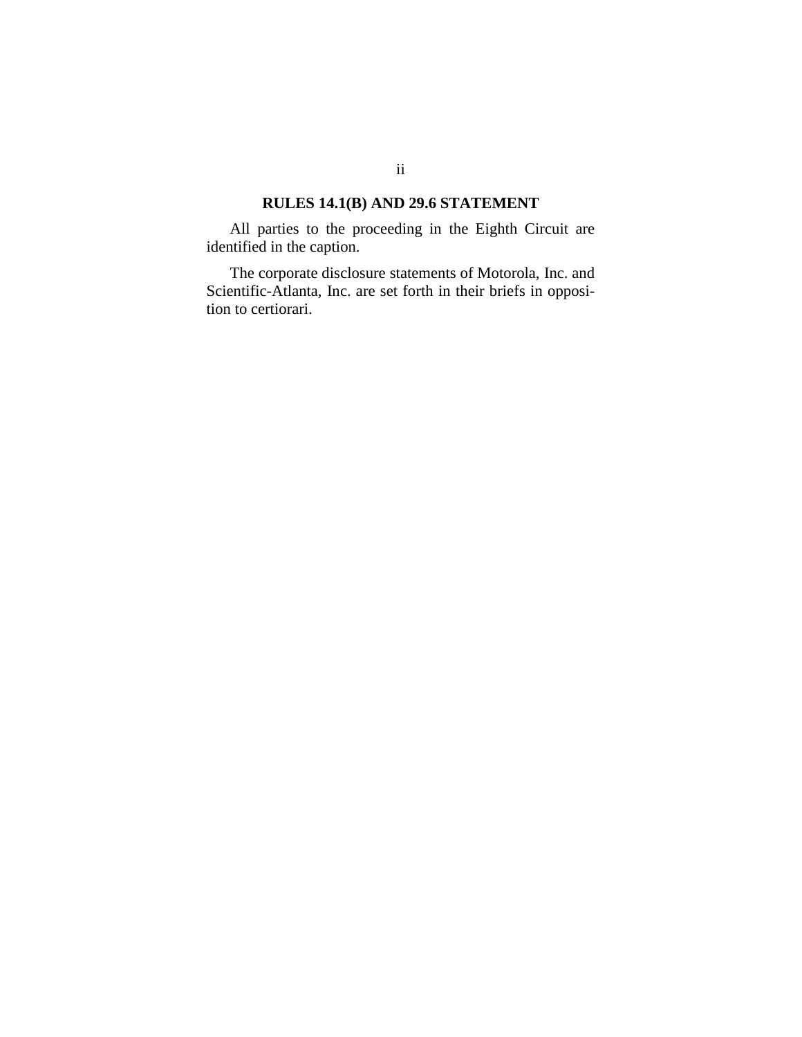## RULES 14.1(B) AND 29.6 STATEMENT

All parties to the proceeding in the Eighth Circuit are identified in the caption.

The corporate disclosure statements of Motorola, Inc. and Scientific-Atlanta, Inc. are set forth in their briefs in opposition to certiorari.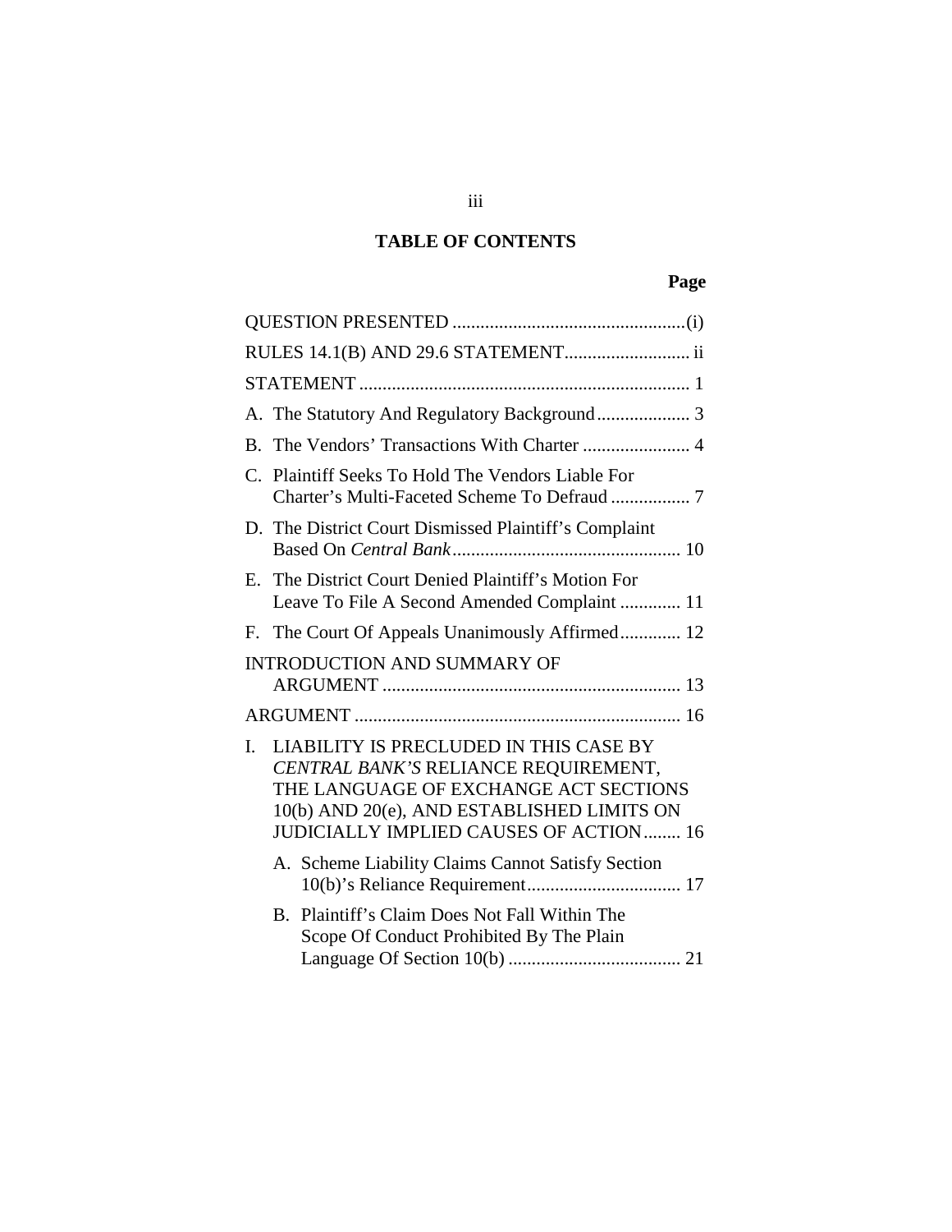## TABLE OF CONTENTS

**Page**

QUESTION PRESENTED .................................................(i)

RULES 14.1(B) AND 29.6 STATEMENT.......................... ii

STATEMENT ...................................................................... 1

A. The Statutory And Regulatory Background.................... 3

B. The Vendors' Transactions With Charter ....................... 4

C. Plaintiff Seeks To Hold The Vendors Liable For Charter's Multi-Faceted Scheme To Defraud ................. 7

D. The District Court Dismissed Plaintiff's Complaint Based On *Central Bank*................................................ 10

E. The District Court Denied Plaintiff's Motion For Leave To File A Second Amended Complaint ............. 11

F. The Court Of Appeals Unanimously Affirmed............. 12

INTRODUCTION AND SUMMARY OF ARGUMENT ................................................................ 13

ARGUMENT ..................................................................... 16

I. LIABILITY IS PRECLUDED IN THIS CASE BY *CENTRAL BANK'S* RELIANCE REQUIREMENT, THE LANGUAGE OF EXCHANGE ACT SECTIONS 10(b) AND 20(e), AND ESTABLISHED LIMITS ON JUDICIALLY IMPLIED CAUSES OF ACTION........ 16

   A. Scheme Liability Claims Cannot Satisfy Section 10(b)'s Reliance Requirement................................. 17

   B. Plaintiff's Claim Does Not Fall Within The Scope Of Conduct Prohibited By The Plain Language Of Section 10(b) ..................................... 21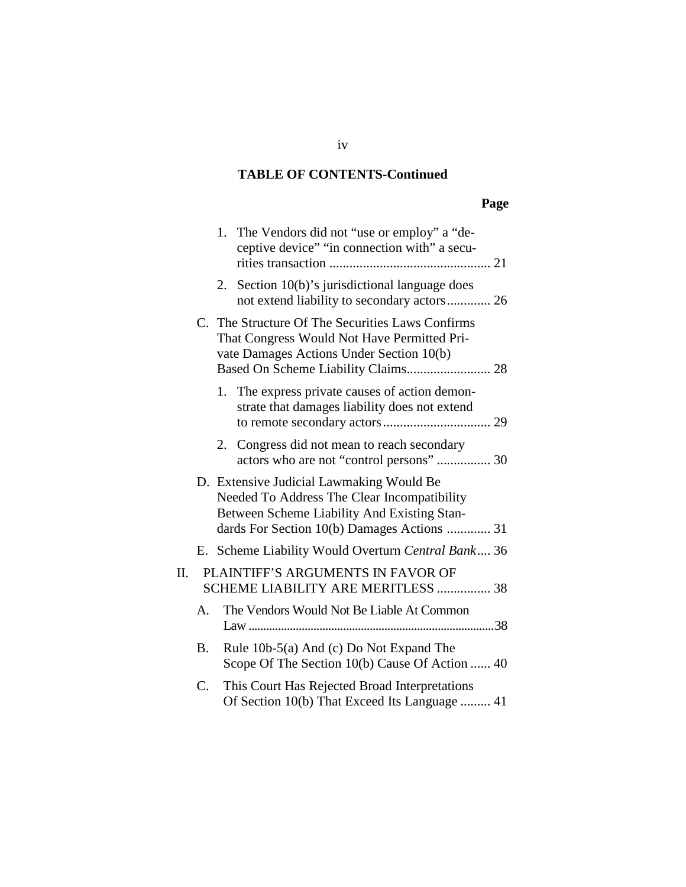**TABLE OF CONTENTS-Continued**

**Page**

1. The Vendors did not "use or employ" a "deceptive device" "in connection with" a securities transaction ................................................ 21
2. Section 10(b)'s jurisdictional language does not extend liability to secondary actors............. 26

C. The Structure Of The Securities Laws Confirms That Congress Would Not Have Permitted Private Damages Actions Under Section 10(b) Based On Scheme Liability Claims......................... 28

1. The express private causes of action demonstrate that damages liability does not extend to remote secondary actors................................ 29
2. Congress did not mean to reach secondary actors who are not "control persons" ................ 30

D. Extensive Judicial Lawmaking Would Be Needed To Address The Clear Incompatibility Between Scheme Liability And Existing Standards For Section 10(b) Damages Actions ............. 31

E. Scheme Liability Would Overturn *Central Bank*.... 36

II. PLAINTIFF'S ARGUMENTS IN FAVOR OF SCHEME LIABILITY ARE MERITLESS ................ 38

A. The Vendors Would Not Be Liable At Common Law...................................................................................38

B. Rule 10b-5(a) And (c) Do Not Expand The Scope Of The Section 10(b) Cause Of Action ...... 40

C. This Court Has Rejected Broad Interpretations Of Section 10(b) That Exceed Its Language ......... 41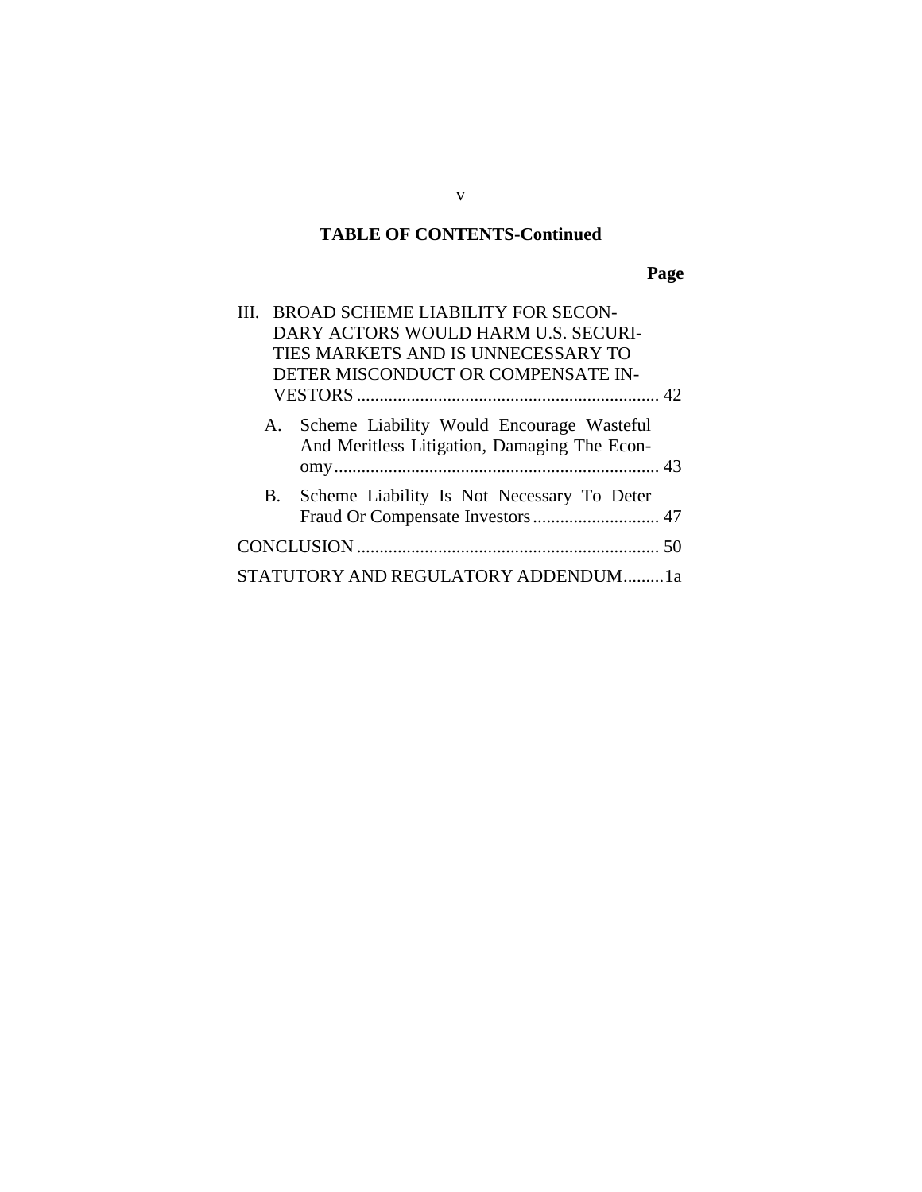## TABLE OF CONTENTS-Continued

| | Page |
|---|---|
| III. BROAD SCHEME LIABILITY FOR SECONDARY ACTORS WOULD HARM U.S. SECURITIES MARKETS AND IS UNNECESSARY TO DETER MISCONDUCT OR COMPENSATE INVESTORS | 42 |
| A. Scheme Liability Would Encourage Wasteful And Meritless Litigation, Damaging The Economy | 43 |
| B. Scheme Liability Is Not Necessary To Deter Fraud Or Compensate Investors | 47 |
| CONCLUSION | 50 |
| STATUTORY AND REGULATORY ADDENDUM | 1a |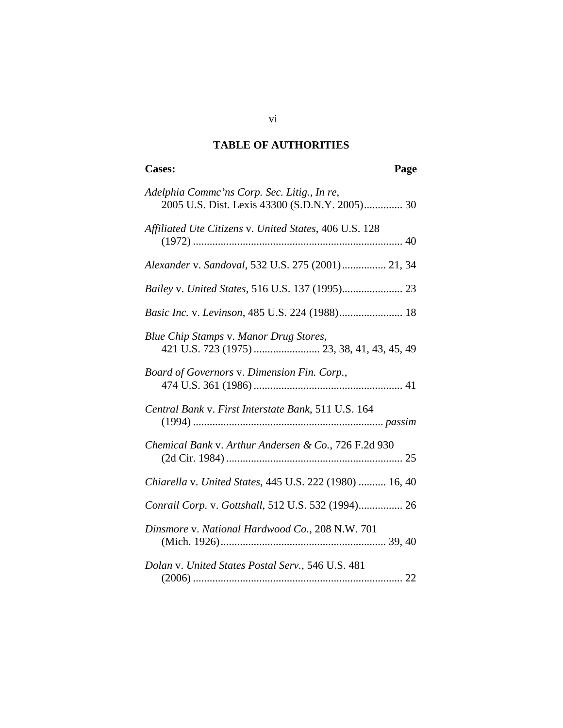## TABLE OF AUTHORITIES

**Cases:** **Page**

*Adelphia Commc'ns Corp. Sec. Litig., In re*, 2005 U.S. Dist. Lexis 43300 (S.D.N.Y. 2005).............. 30

*Affiliated Ute Citizens* v. *United States*, 406 U.S. 128 (1972) ............................................................................ 40

*Alexander* v. *Sandoval*, 532 U.S. 275 (2001)................ 21, 34

*Bailey* v. *United States*, 516 U.S. 137 (1995)...................... 23

*Basic Inc.* v. *Levinson*, 485 U.S. 224 (1988)....................... 18

*Blue Chip Stamps* v. *Manor Drug Stores*, 421 U.S. 723 (1975) ........................ 23, 38, 41, 43, 45, 49

*Board of Governors* v. *Dimension Fin. Corp.*, 474 U.S. 361 (1986) ...................................................... 41

*Central Bank* v. *First Interstate Bank*, 511 U.S. 164 (1994) ..................................................................... *passim*

*Chemical Bank* v. *Arthur Andersen & Co.*, 726 F.2d 930 (2d Cir. 1984) ................................................................ 25

*Chiarella* v. *United States*, 445 U.S. 222 (1980) .......... 16, 40

*Conrail Corp.* v. *Gottshall*, 512 U.S. 532 (1994)................ 26

*Dinsmore* v. *National Hardwood Co.*, 208 N.W. 701 (Mich. 1926)............................................................ 39, 40

*Dolan* v. *United States Postal Serv.*, 546 U.S. 481 (2006) ............................................................................ 22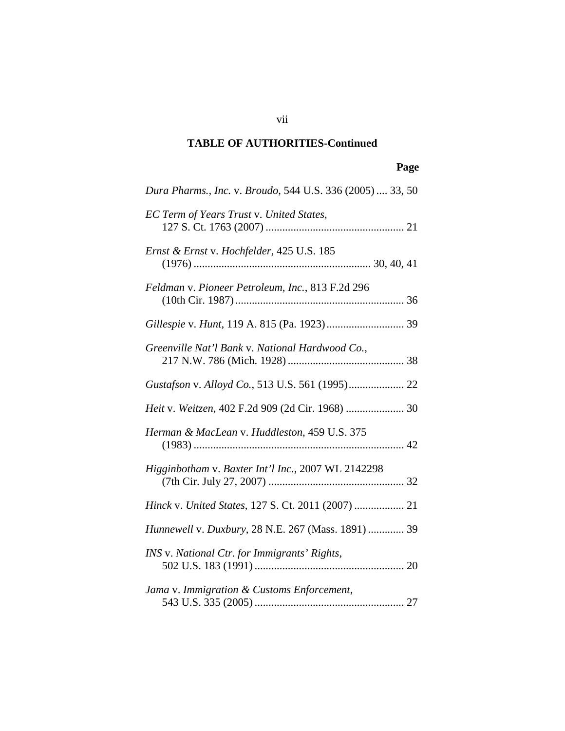**TABLE OF AUTHORITIES-Continued**

**Page**

*Dura Pharms., Inc.* v. *Broudo*, 544 U.S. 336 (2005) .... 33, 50

*EC Term of Years Trust* v. *United States*, 127 S. Ct. 1763 (2007) .................................................. 21

*Ernst & Ernst* v. *Hochfelder*, 425 U.S. 185 (1976) ................................................................ 30, 40, 41

*Feldman* v. *Pioneer Petroleum, Inc.*, 813 F.2d 296 (10th Cir. 1987) ............................................................. 36

*Gillespie* v. *Hunt*, 119 A. 815 (Pa. 1923) ............................ 39

*Greenville Nat'l Bank* v. *National Hardwood Co.*, 217 N.W. 786 (Mich. 1928) .......................................... 38

*Gustafson* v. *Alloyd Co.*, 513 U.S. 561 (1995) .................... 22

*Heit* v. *Weitzen*, 402 F.2d 909 (2d Cir. 1968) ..................... 30

*Herman & MacLean* v. *Huddleston*, 459 U.S. 375 (1983) ............................................................................ 42

*Higginbotham* v. *Baxter Int'l Inc.*, 2007 WL 2142298 (7th Cir. July 27, 2007) ................................................. 32

*Hinck* v. *United States*, 127 S. Ct. 2011 (2007) .................. 21

*Hunnewell* v. *Duxbury*, 28 N.E. 267 (Mass. 1891) ............. 39

*INS* v. *National Ctr. for Immigrants' Rights*, 502 U.S. 183 (1991) ...................................................... 20

*Jama* v. *Immigration & Customs Enforcement*, 543 U.S. 335 (2005) ...................................................... 27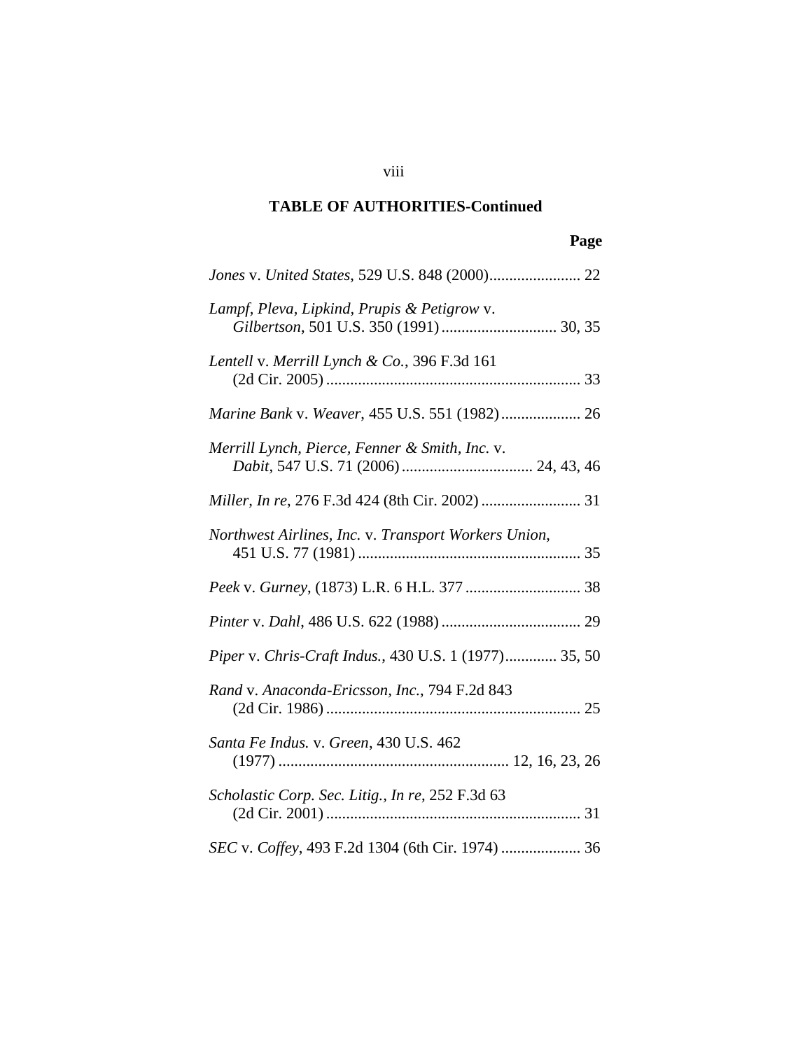## TABLE OF AUTHORITIES-Continued

**Page**

*Jones* v. *United States*, 529 U.S. 848 (2000) ....................... 22

*Lampf, Pleva, Lipkind, Prupis & Petigrow* v. *Gilbertson*, 501 U.S. 350 (1991) ............................. 30, 35

*Lentell* v. *Merrill Lynch & Co.*, 396 F.3d 161 (2d Cir. 2005) ................................................................ 33

*Marine Bank* v. *Weaver*, 455 U.S. 551 (1982) .................... 26

*Merrill Lynch, Pierce, Fenner & Smith, Inc.* v. *Dabit*, 547 U.S. 71 (2006) ................................. 24, 43, 46

*Miller, In re*, 276 F.3d 424 (8th Cir. 2002) ......................... 31

*Northwest Airlines, Inc.* v. *Transport Workers Union*, 451 U.S. 77 (1981) ........................................................ 35

*Peek* v. *Gurney*, (1873) L.R. 6 H.L. 377 ............................. 38

*Pinter* v. *Dahl*, 486 U.S. 622 (1988) ................................... 29

*Piper* v. *Chris-Craft Indus.*, 430 U.S. 1 (1977) ............. 35, 50

*Rand* v. *Anaconda-Ericsson, Inc.*, 794 F.2d 843 (2d Cir. 1986) ................................................................ 25

*Santa Fe Indus.* v. *Green*, 430 U.S. 462 (1977) .......................................................... 12, 16, 23, 26

*Scholastic Corp. Sec. Litig., In re*, 252 F.3d 63 (2d Cir. 2001) ................................................................ 31

*SEC* v. *Coffey*, 493 F.2d 1304 (6th Cir. 1974) .................... 36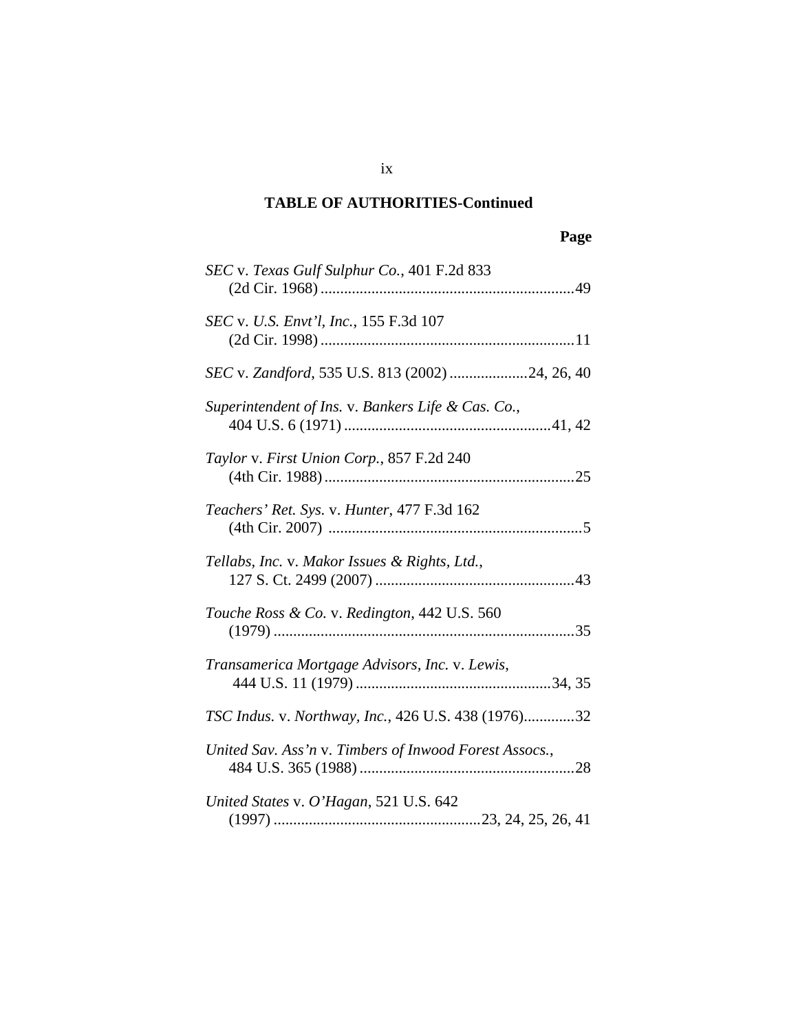## TABLE OF AUTHORITIES-Continued

**Page**

*SEC* v. *Texas Gulf Sulphur Co.*, 401 F.2d 833 (2d Cir. 1968) .................................................................49

*SEC* v. *U.S. Envt'l, Inc.*, 155 F.3d 107 (2d Cir. 1998) .................................................................11

*SEC* v. *Zandford*, 535 U.S. 813 (2002) ....................24, 26, 40

*Superintendent of Ins.* v. *Bankers Life & Cas. Co.*, 404 U.S. 6 (1971) .....................................................41, 42

*Taylor* v. *First Union Corp.*, 857 F.2d 240 (4th Cir. 1988) ................................................................25

*Teachers' Ret. Sys.* v. *Hunter*, 477 F.3d 162 (4th Cir. 2007) ................................................................5

*Tellabs, Inc.* v. *Makor Issues & Rights, Ltd.*, 127 S. Ct. 2499 (2007) ...................................................43

*Touche Ross & Co.* v. *Redington*, 442 U.S. 560 (1979) ............................................................................35

*Transamerica Mortgage Advisors, Inc.* v. *Lewis*, 444 U.S. 11 (1979) ..................................................34, 35

*TSC Indus.* v. *Northway, Inc.*, 426 U.S. 438 (1976).............32

*United Sav. Ass'n* v. *Timbers of Inwood Forest Assocs.*, 484 U.S. 365 (1988) .......................................................28

*United States* v. *O'Hagan*, 521 U.S. 642 (1997) .....................................................23, 24, 25, 26, 41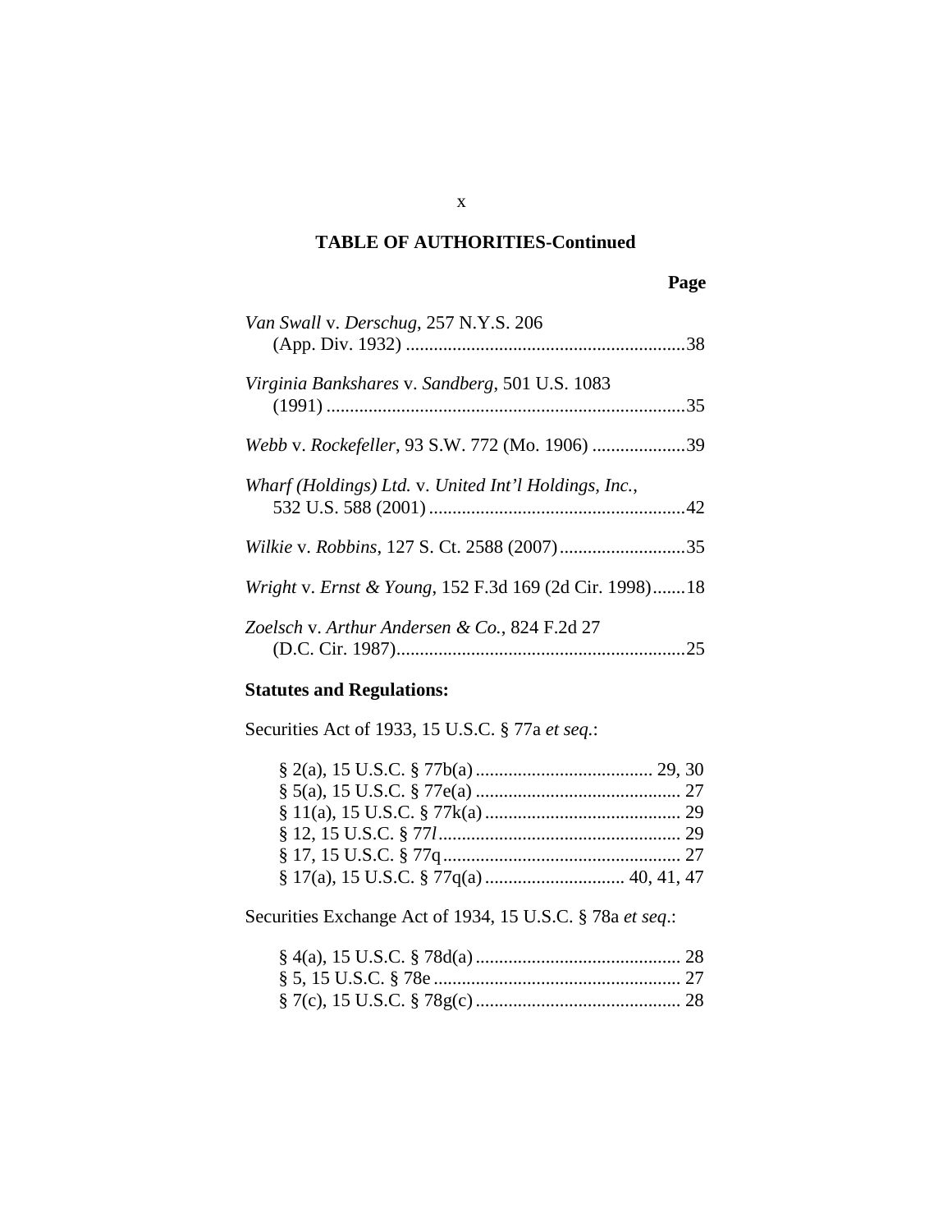## TABLE OF AUTHORITIES-Continued

**Page**

*Van Swall* v. *Derschug*, 257 N.Y.S. 206 (App. Div. 1932) ............................................................38

*Virginia Bankshares* v. *Sandberg*, 501 U.S. 1083 (1991) .............................................................................35

*Webb* v. *Rockefeller*, 93 S.W. 772 (Mo. 1906) ....................39

*Wharf (Holdings) Ltd.* v. *United Int'l Holdings, Inc.*, 532 U.S. 588 (2001) .......................................................42

*Wilkie* v. *Robbins*, 127 S. Ct. 2588 (2007)...........................35

*Wright* v. *Ernst & Young*, 152 F.3d 169 (2d Cir. 1998).......18

*Zoelsch* v. *Arthur Andersen & Co.*, 824 F.2d 27 (D.C. Cir. 1987)..............................................................25

**Statutes and Regulations:**

Securities Act of 1933, 15 U.S.C. § 77a *et seq.*:

§ 2(a), 15 U.S.C. § 77b(a) ...................................... 29, 30
§ 5(a), 15 U.S.C. § 77e(a) ............................................ 27
§ 11(a), 15 U.S.C. § 77k(a) ........................................... 29
§ 12, 15 U.S.C. § 77*l* .................................................... 29
§ 17, 15 U.S.C. § 77q .................................................... 27
§ 17(a), 15 U.S.C. § 77q(a) ............................. 40, 41, 47

Securities Exchange Act of 1934, 15 U.S.C. § 78a *et seq*.:

§ 4(a), 15 U.S.C. § 78d(a) ............................................ 28
§ 5, 15 U.S.C. § 78e ..................................................... 27
§ 7(c), 15 U.S.C. § 78g(c) ............................................ 28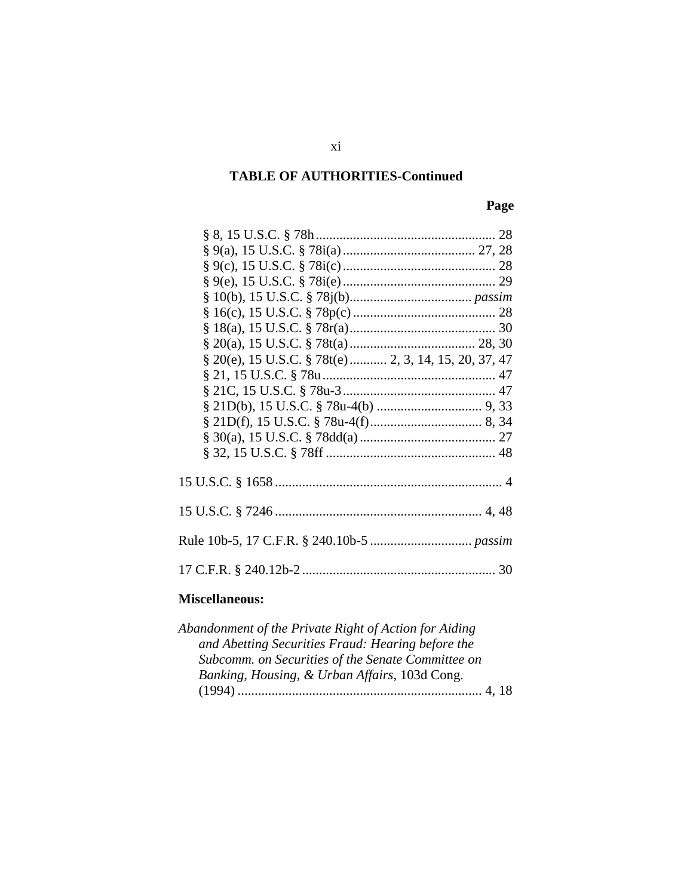## TABLE OF AUTHORITIES-Continued

Page

§ 8, 15 U.S.C. § 78h ..................................................... 28
§ 9(a), 15 U.S.C. § 78i(a) ....................................... 27, 28
§ 9(c), 15 U.S.C. § 78i(c) ............................................. 28
§ 9(e), 15 U.S.C. § 78i(e) ............................................. 29
§ 10(b), 15 U.S.C. § 78j(b) .................................... *passim*
§ 16(c), 15 U.S.C. § 78p(c) .......................................... 28
§ 18(a), 15 U.S.C. § 78r(a) ........................................... 30
§ 20(a), 15 U.S.C. § 78t(a) ..................................... 28, 30
§ 20(e), 15 U.S.C. § 78t(e) ........... 2, 3, 14, 15, 20, 37, 47
§ 21, 15 U.S.C. § 78u ................................................... 47
§ 21C, 15 U.S.C. § 78u-3 ............................................. 47
§ 21D(b), 15 U.S.C. § 78u-4(b) ............................... 9, 33
§ 21D(f), 15 U.S.C. § 78u-4(f) ................................. 8, 34
§ 30(a), 15 U.S.C. § 78dd(a) ........................................ 27
§ 32, 15 U.S.C. § 78ff .................................................. 48

15 U.S.C. § 1658 ................................................................... 4

15 U.S.C. § 7246 ............................................................. 4, 48

Rule 10b-5, 17 C.F.R. § 240.10b-5 .............................. *passim*

17 C.F.R. § 240.12b-2 ......................................................... 30

**Miscellaneous:**

*Abandonment of the Private Right of Action for Aiding and Abetting Securities Fraud: Hearing before the Subcomm. on Securities of the Senate Committee on Banking, Housing, & Urban Affairs*, 103d Cong. (1994) ........................................................................ 4, 18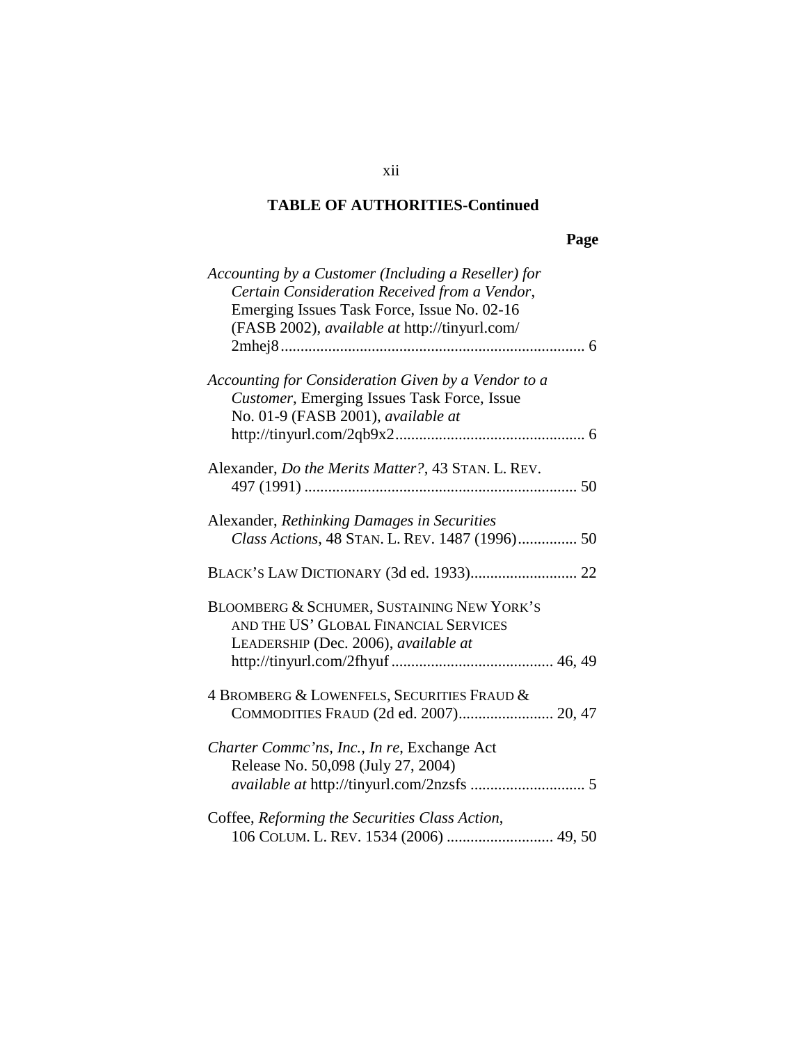## TABLE OF AUTHORITIES-Continued

**Page**

*Accounting by a Customer (Including a Reseller) for Certain Consideration Received from a Vendor*, Emerging Issues Task Force, Issue No. 02-16 (FASB 2002), *available at* http://tinyurl.com/2mhej8 ............................................................................ 6

*Accounting for Consideration Given by a Vendor to a Customer*, Emerging Issues Task Force, Issue No. 01-9 (FASB 2001), *available at* http://tinyurl.com/2qb9x2 ................................................ 6

Alexander, *Do the Merits Matter?*, 43 STAN. L. REV. 497 (1991) .................................................................... 50

Alexander, *Rethinking Damages in Securities Class Actions*, 48 STAN. L. REV. 1487 (1996)............... 50

BLACK'S LAW DICTIONARY (3d ed. 1933)........................... 22

BLOOMBERG & SCHUMER, SUSTAINING NEW YORK'S AND THE US' GLOBAL FINANCIAL SERVICES LEADERSHIP (Dec. 2006), *available at* http://tinyurl.com/2fhyuf ......................................... 46, 49

4 BROMBERG & LOWENFELS, SECURITIES FRAUD & COMMODITIES FRAUD (2d ed. 2007)........................ 20, 47

*Charter Commc'ns, Inc., In re*, Exchange Act Release No. 50,098 (July 27, 2004) *available at* http://tinyurl.com/2nzsfs ............................. 5

Coffee, *Reforming the Securities Class Action*, 106 COLUM. L. REV. 1534 (2006) ........................... 49, 50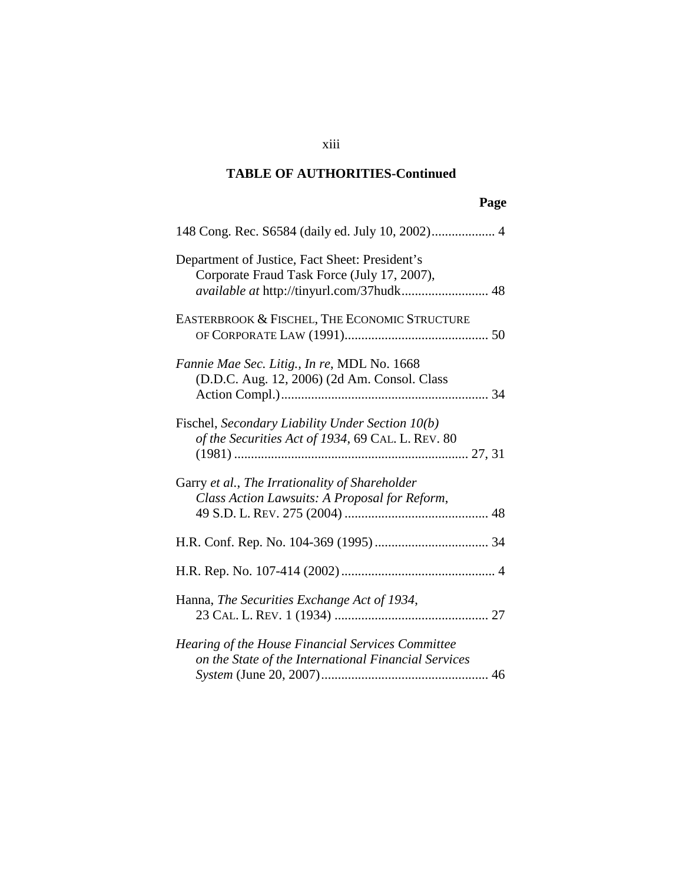## TABLE OF AUTHORITIES-Continued

**Page**

148 Cong. Rec. S6584 (daily ed. July 10, 2002)................... 4

Department of Justice, Fact Sheet: President's Corporate Fraud Task Force (July 17, 2007), *available at* http://tinyurl.com/37hudk.......................... 48

EASTERBROOK & FISCHEL, THE ECONOMIC STRUCTURE OF CORPORATE LAW (1991)........................................... 50

*Fannie Mae Sec. Litig., In re*, MDL No. 1668 (D.D.C. Aug. 12, 2006) (2d Am. Consol. Class Action Compl.).............................................................. 34

Fischel, *Secondary Liability Under Section 10(b) of the Securities Act of 1934*, 69 CAL. L. REV. 80 (1981) ..................................................................... 27, 31

Garry *et al.*, *The Irrationality of Shareholder Class Action Lawsuits: A Proposal for Reform*, 49 S.D. L. REV. 275 (2004) ........................................... 48

H.R. Conf. Rep. No. 104-369 (1995) .................................. 34

H.R. Rep. No. 107-414 (2002).............................................. 4

Hanna, *The Securities Exchange Act of 1934*, 23 CAL. L. REV. 1 (1934) .............................................. 27

*Hearing of the House Financial Services Committee on the State of the International Financial Services System* (June 20, 2007).................................................. 46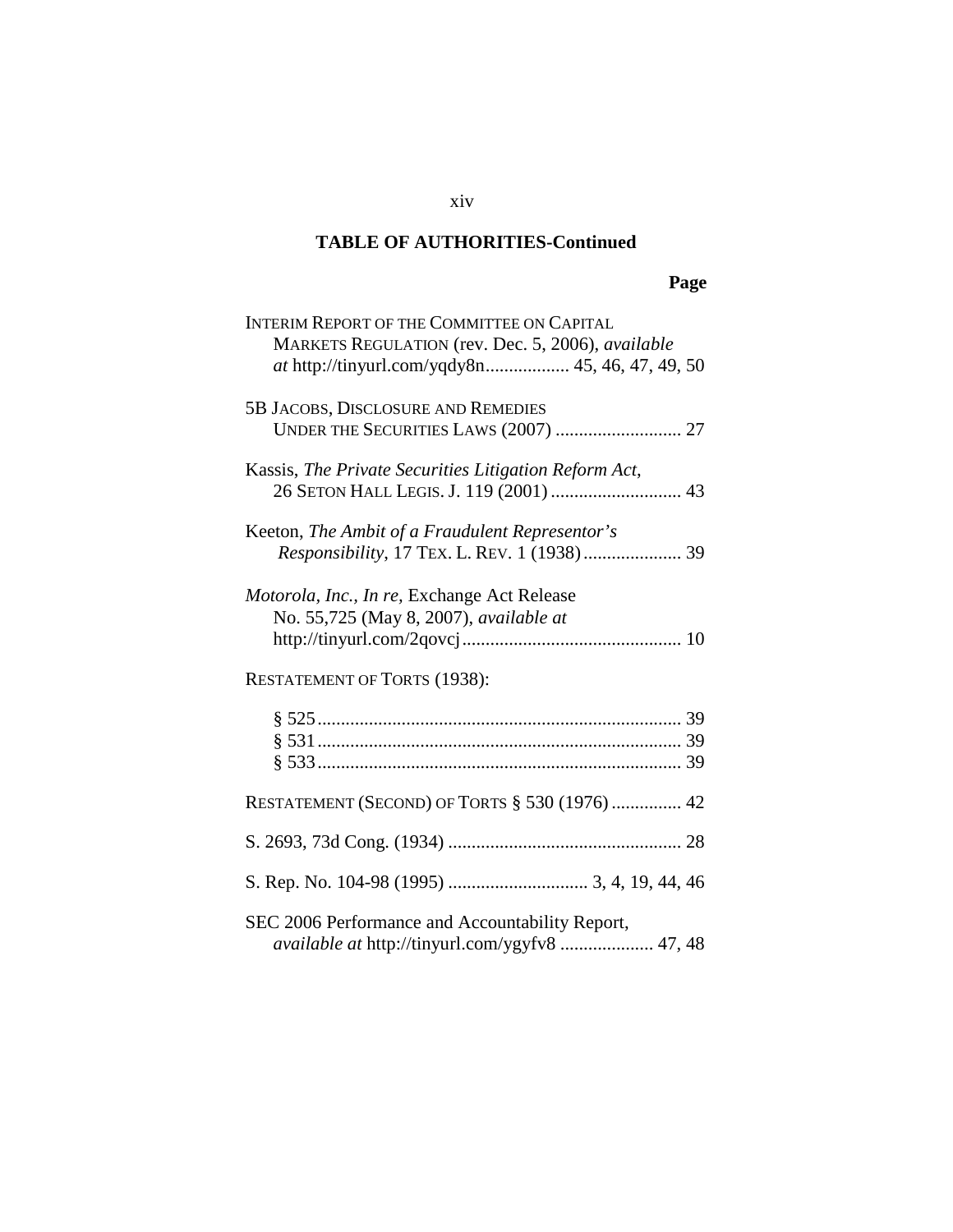**TABLE OF AUTHORITIES-Continued**

**Page**

INTERIM REPORT OF THE COMMITTEE ON CAPITAL MARKETS REGULATION (rev. Dec. 5, 2006), *available at* http://tinyurl.com/yqdy8n.................. 45, 46, 47, 49, 50

5B JACOBS, DISCLOSURE AND REMEDIES UNDER THE SECURITIES LAWS (2007) ........................... 27

Kassis, *The Private Securities Litigation Reform Act*, 26 SETON HALL LEGIS. J. 119 (2001) ............................ 43

Keeton, *The Ambit of a Fraudulent Representor's Responsibility*, 17 TEX. L. REV. 1 (1938)..................... 39

*Motorola, Inc., In re,* Exchange Act Release No. 55,725 (May 8, 2007), *available at* http://tinyurl.com/2qovcj............................................... 10

RESTATEMENT OF TORTS (1938):

§ 525............................................................................. 39
§ 531............................................................................. 39
§ 533............................................................................. 39

RESTATEMENT (SECOND) OF TORTS § 530 (1976)............... 42

S. 2693, 73d Cong. (1934) .................................................. 28

S. Rep. No. 104-98 (1995) .............................. 3, 4, 19, 44, 46

SEC 2006 Performance and Accountability Report, *available at* http://tinyurl.com/ygyfv8 .................... 47, 48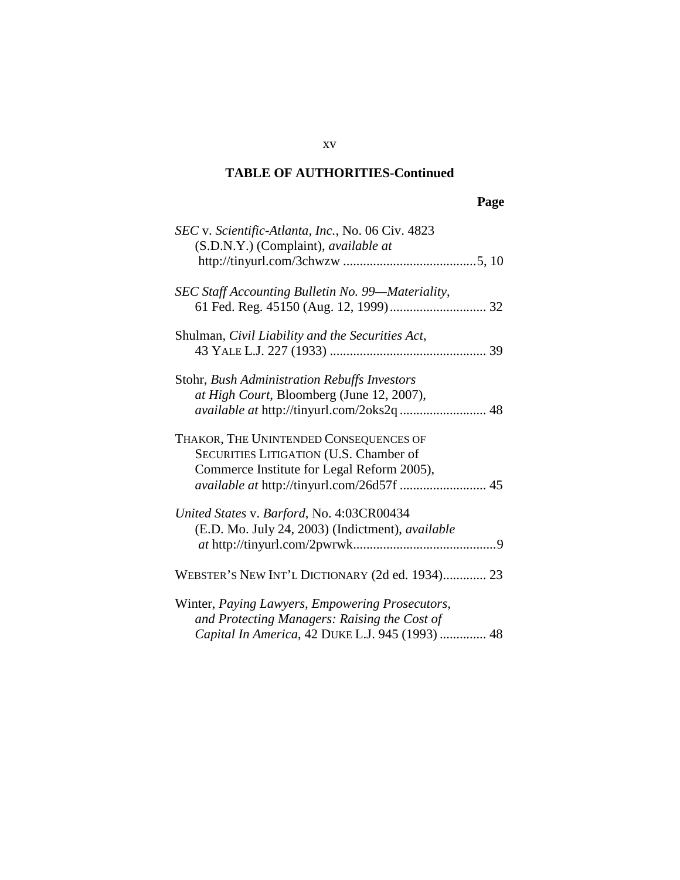## TABLE OF AUTHORITIES-Continued

**Page**

*SEC* v. *Scientific-Atlanta, Inc.*, No. 06 Civ. 4823 (S.D.N.Y.) (Complaint), *available at* http://tinyurl.com/3chwzw ........................................5, 10

*SEC Staff Accounting Bulletin No. 99—Materiality*, 61 Fed. Reg. 45150 (Aug. 12, 1999)............................. 32

Shulman, *Civil Liability and the Securities Act*, 43 YALE L.J. 227 (1933) ............................................... 39

Stohr, *Bush Administration Rebuffs Investors at High Court*, Bloomberg (June 12, 2007), *available at* http://tinyurl.com/2oks2q .......................... 48

THAKOR, THE UNINTENDED CONSEQUENCES OF SECURITIES LITIGATION (U.S. Chamber of Commerce Institute for Legal Reform 2005), *available at* http://tinyurl.com/26d57f .......................... 45

*United States* v. *Barford*, No. 4:03CR00434 (E.D. Mo. July 24, 2003) (Indictment), *available at* http://tinyurl.com/2pwrwk...........................................9

WEBSTER'S NEW INT'L DICTIONARY (2d ed. 1934)............. 23

Winter, *Paying Lawyers, Empowering Prosecutors, and Protecting Managers: Raising the Cost of Capital In America*, 42 DUKE L.J. 945 (1993) .............. 48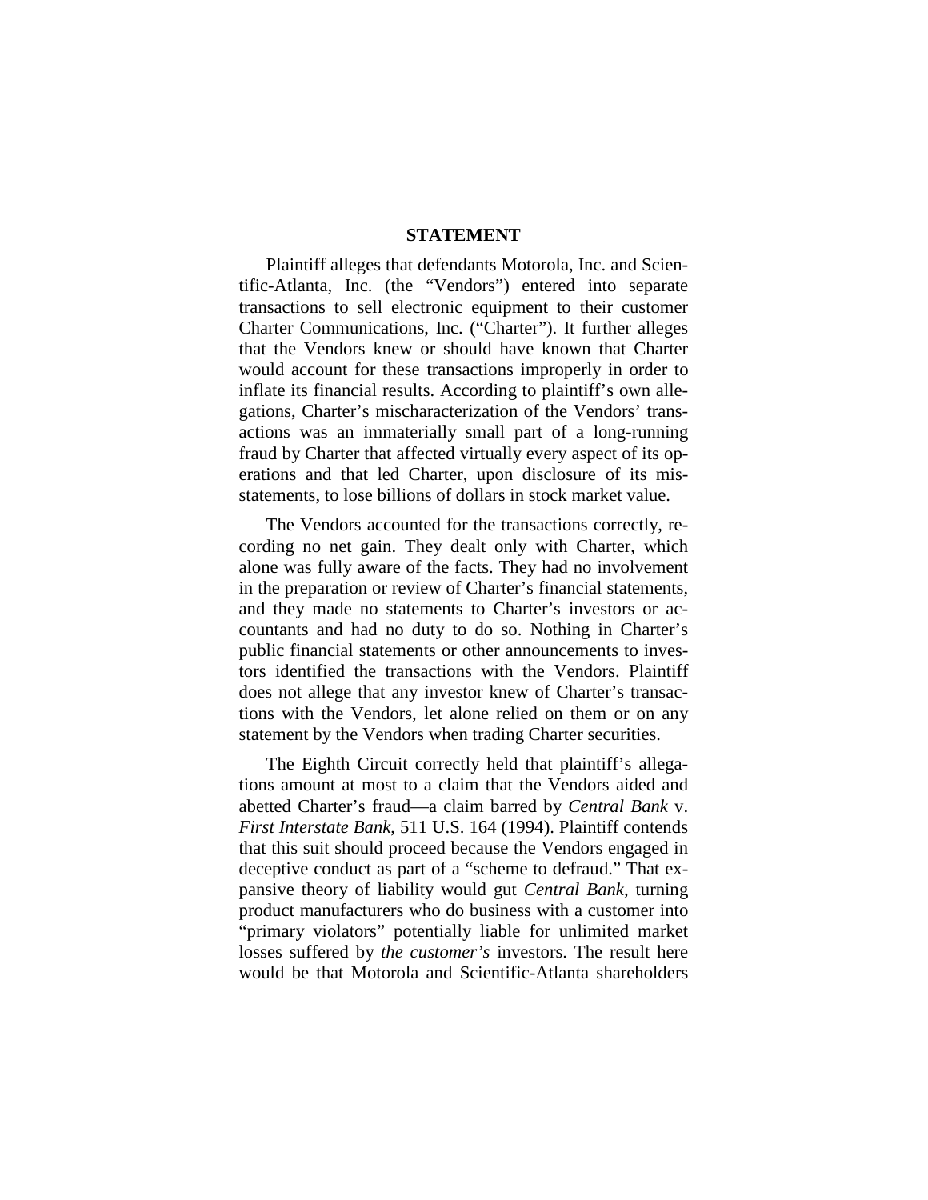## STATEMENT

Plaintiff alleges that defendants Motorola, Inc. and Scientific-Atlanta, Inc. (the "Vendors") entered into separate transactions to sell electronic equipment to their customer Charter Communications, Inc. ("Charter"). It further alleges that the Vendors knew or should have known that Charter would account for these transactions improperly in order to inflate its financial results. According to plaintiff's own allegations, Charter's mischaracterization of the Vendors' transactions was an immaterially small part of a long-running fraud by Charter that affected virtually every aspect of its operations and that led Charter, upon disclosure of its misstatements, to lose billions of dollars in stock market value.

The Vendors accounted for the transactions correctly, recording no net gain. They dealt only with Charter, which alone was fully aware of the facts. They had no involvement in the preparation or review of Charter's financial statements, and they made no statements to Charter's investors or accountants and had no duty to do so. Nothing in Charter's public financial statements or other announcements to investors identified the transactions with the Vendors. Plaintiff does not allege that any investor knew of Charter's transactions with the Vendors, let alone relied on them or on any statement by the Vendors when trading Charter securities.

The Eighth Circuit correctly held that plaintiff's allegations amount at most to a claim that the Vendors aided and abetted Charter's fraud—a claim barred by *Central Bank* v. *First Interstate Bank*, 511 U.S. 164 (1994). Plaintiff contends that this suit should proceed because the Vendors engaged in deceptive conduct as part of a "scheme to defraud." That expansive theory of liability would gut *Central Bank*, turning product manufacturers who do business with a customer into "primary violators" potentially liable for unlimited market losses suffered by *the customer's* investors. The result here would be that Motorola and Scientific-Atlanta shareholders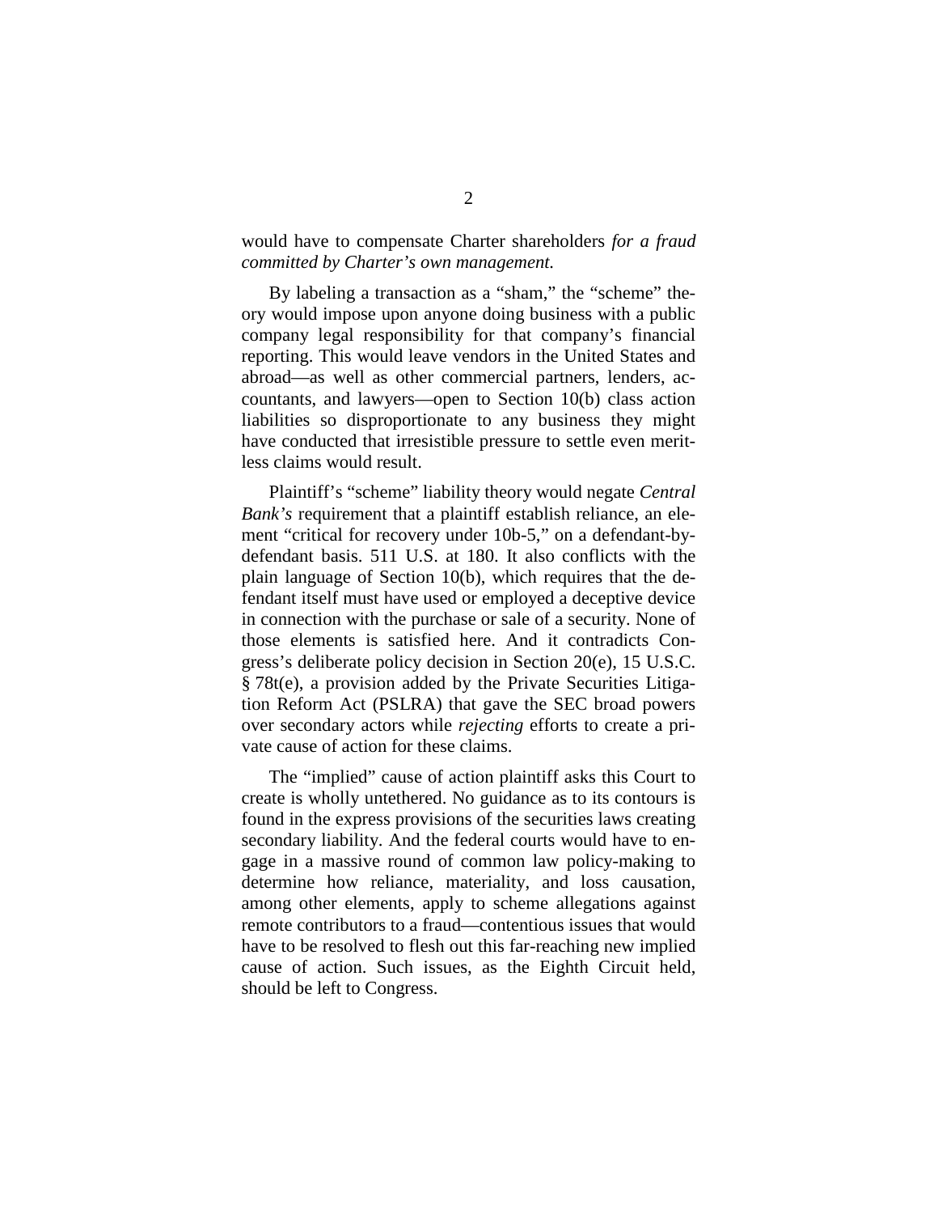would have to compensate Charter shareholders *for a fraud committed by Charter's own management.*

By labeling a transaction as a "sham," the "scheme" theory would impose upon anyone doing business with a public company legal responsibility for that company's financial reporting. This would leave vendors in the United States and abroad—as well as other commercial partners, lenders, accountants, and lawyers—open to Section 10(b) class action liabilities so disproportionate to any business they might have conducted that irresistible pressure to settle even meritless claims would result.

Plaintiff's "scheme" liability theory would negate *Central Bank's* requirement that a plaintiff establish reliance, an element "critical for recovery under 10b-5," on a defendant-by-defendant basis. 511 U.S. at 180. It also conflicts with the plain language of Section 10(b), which requires that the defendant itself must have used or employed a deceptive device in connection with the purchase or sale of a security. None of those elements is satisfied here. And it contradicts Congress's deliberate policy decision in Section 20(e), 15 U.S.C. § 78t(e), a provision added by the Private Securities Litigation Reform Act (PSLRA) that gave the SEC broad powers over secondary actors while *rejecting* efforts to create a private cause of action for these claims.

The "implied" cause of action plaintiff asks this Court to create is wholly untethered. No guidance as to its contours is found in the express provisions of the securities laws creating secondary liability. And the federal courts would have to engage in a massive round of common law policy-making to determine how reliance, materiality, and loss causation, among other elements, apply to scheme allegations against remote contributors to a fraud—contentious issues that would have to be resolved to flesh out this far-reaching new implied cause of action. Such issues, as the Eighth Circuit held, should be left to Congress.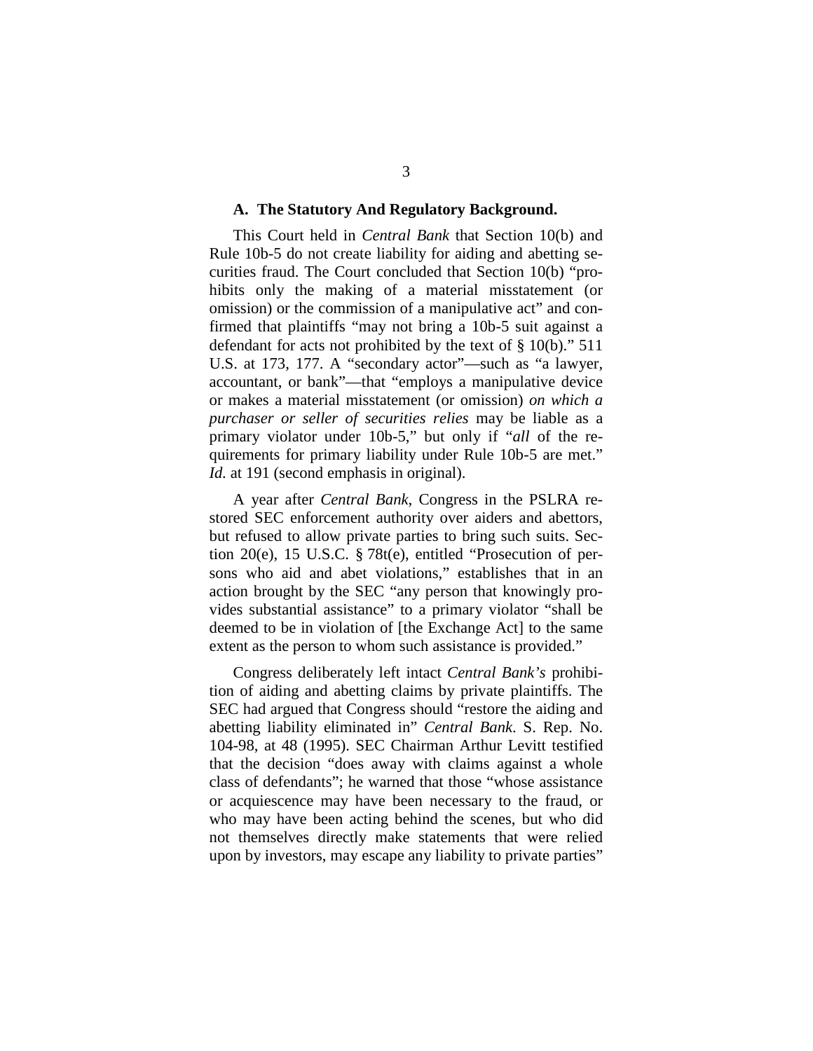### A. The Statutory And Regulatory Background.

This Court held in *Central Bank* that Section 10(b) and Rule 10b-5 do not create liability for aiding and abetting securities fraud. The Court concluded that Section 10(b) "prohibits only the making of a material misstatement (or omission) or the commission of a manipulative act" and confirmed that plaintiffs "may not bring a 10b-5 suit against a defendant for acts not prohibited by the text of § 10(b)." 511 U.S. at 173, 177. A "secondary actor"—such as "a lawyer, accountant, or bank"—that "employs a manipulative device or makes a material misstatement (or omission) *on which a purchaser or seller of securities relies* may be liable as a primary violator under 10b-5," but only if "*all* of the requirements for primary liability under Rule 10b-5 are met." *Id.* at 191 (second emphasis in original).

A year after *Central Bank*, Congress in the PSLRA restored SEC enforcement authority over aiders and abettors, but refused to allow private parties to bring such suits. Section 20(e), 15 U.S.C. § 78t(e), entitled "Prosecution of persons who aid and abet violations," establishes that in an action brought by the SEC "any person that knowingly provides substantial assistance" to a primary violator "shall be deemed to be in violation of [the Exchange Act] to the same extent as the person to whom such assistance is provided."

Congress deliberately left intact *Central Bank's* prohibition of aiding and abetting claims by private plaintiffs. The SEC had argued that Congress should "restore the aiding and abetting liability eliminated in" *Central Bank*. S. Rep. No. 104-98, at 48 (1995). SEC Chairman Arthur Levitt testified that the decision "does away with claims against a whole class of defendants"; he warned that those "whose assistance or acquiescence may have been necessary to the fraud, or who may have been acting behind the scenes, but who did not themselves directly make statements that were relied upon by investors, may escape any liability to private parties"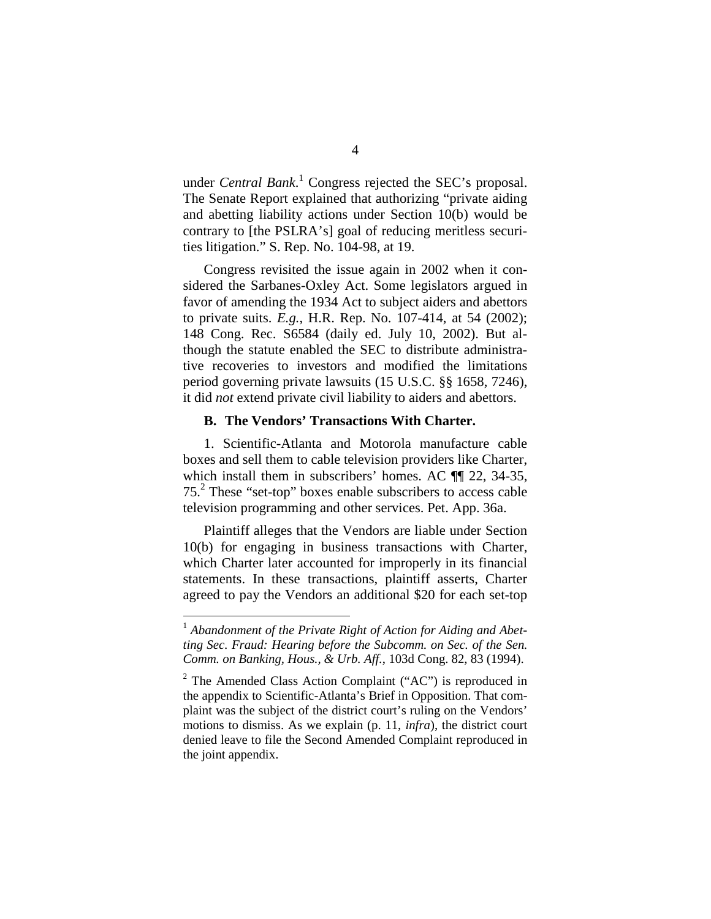under *Central Bank*.[1] Congress rejected the SEC's proposal. The Senate Report explained that authorizing "private aiding and abetting liability actions under Section 10(b) would be contrary to [the PSLRA's] goal of reducing meritless securities litigation." S. Rep. No. 104-98, at 19.

Congress revisited the issue again in 2002 when it considered the Sarbanes-Oxley Act. Some legislators argued in favor of amending the 1934 Act to subject aiders and abettors to private suits. *E.g.*, H.R. Rep. No. 107-414, at 54 (2002); 148 Cong. Rec. S6584 (daily ed. July 10, 2002). But although the statute enabled the SEC to distribute administrative recoveries to investors and modified the limitations period governing private lawsuits (15 U.S.C. §§ 1658, 7246), it did *not* extend private civil liability to aiders and abettors.

### B. The Vendors' Transactions With Charter.

1. Scientific-Atlanta and Motorola manufacture cable boxes and sell them to cable television providers like Charter, which install them in subscribers' homes. AC ¶¶ 22, 34-35, 75.[2] These "set-top" boxes enable subscribers to access cable television programming and other services. Pet. App. 36a.

Plaintiff alleges that the Vendors are liable under Section 10(b) for engaging in business transactions with Charter, which Charter later accounted for improperly in its financial statements. In these transactions, plaintiff asserts, Charter agreed to pay the Vendors an additional $20 for each set-top

---

[1] *Abandonment of the Private Right of Action for Aiding and Abetting Sec. Fraud: Hearing before the Subcomm. on Sec. of the Sen. Comm. on Banking, Hous., & Urb. Aff.*, 103d Cong. 82, 83 (1994).

[2] The Amended Class Action Complaint ("AC") is reproduced in the appendix to Scientific-Atlanta's Brief in Opposition. That complaint was the subject of the district court's ruling on the Vendors' motions to dismiss. As we explain (p. 11, *infra*), the district court denied leave to file the Second Amended Complaint reproduced in the joint appendix.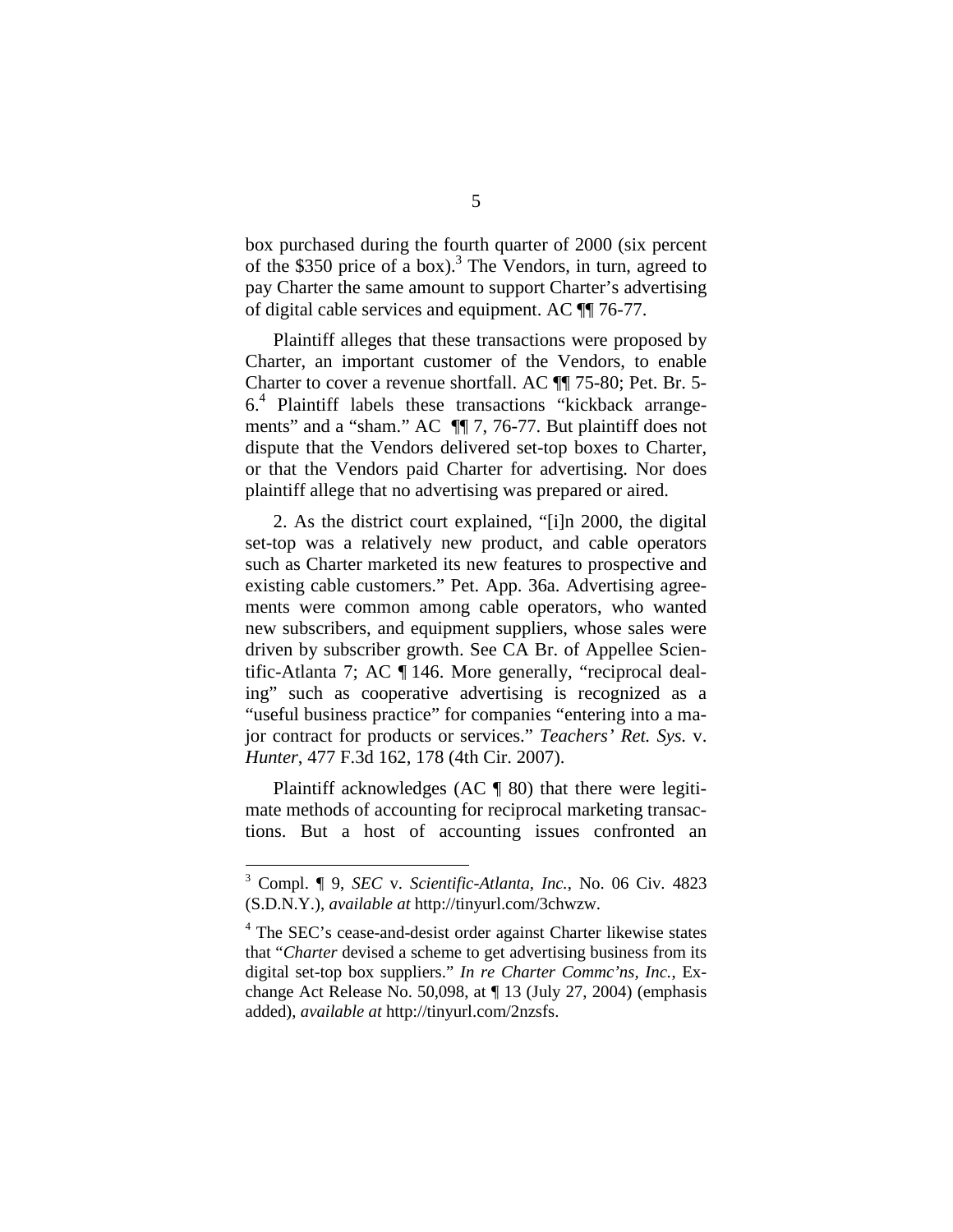box purchased during the fourth quarter of 2000 (six percent of the \$350 price of a box).[3] The Vendors, in turn, agreed to pay Charter the same amount to support Charter's advertising of digital cable services and equipment. AC ¶¶ 76-77.

Plaintiff alleges that these transactions were proposed by Charter, an important customer of the Vendors, to enable Charter to cover a revenue shortfall. AC ¶¶ 75-80; Pet. Br. 5-6.[4] Plaintiff labels these transactions "kickback arrangements" and a "sham." AC ¶¶ 7, 76-77. But plaintiff does not dispute that the Vendors delivered set-top boxes to Charter, or that the Vendors paid Charter for advertising. Nor does plaintiff allege that no advertising was prepared or aired.

2. As the district court explained, "[i]n 2000, the digital set-top was a relatively new product, and cable operators such as Charter marketed its new features to prospective and existing cable customers." Pet. App. 36a. Advertising agreements were common among cable operators, who wanted new subscribers, and equipment suppliers, whose sales were driven by subscriber growth. See CA Br. of Appellee Scientific-Atlanta 7; AC ¶ 146. More generally, "reciprocal dealing" such as cooperative advertising is recognized as a "useful business practice" for companies "entering into a major contract for products or services." *Teachers' Ret. Sys.* v. *Hunter*, 477 F.3d 162, 178 (4th Cir. 2007).

Plaintiff acknowledges (AC ¶ 80) that there were legitimate methods of accounting for reciprocal marketing transactions. But a host of accounting issues confronted an

---

[3] Compl. ¶ 9, *SEC* v. *Scientific-Atlanta, Inc.*, No. 06 Civ. 4823 (S.D.N.Y.), *available at* http://tinyurl.com/3chwzw.

[4] The SEC's cease-and-desist order against Charter likewise states that "*Charter* devised a scheme to get advertising business from its digital set-top box suppliers." *In re Charter Commc'ns, Inc.*, Exchange Act Release No. 50,098, at ¶ 13 (July 27, 2004) (emphasis added), *available at* http://tinyurl.com/2nzsfs.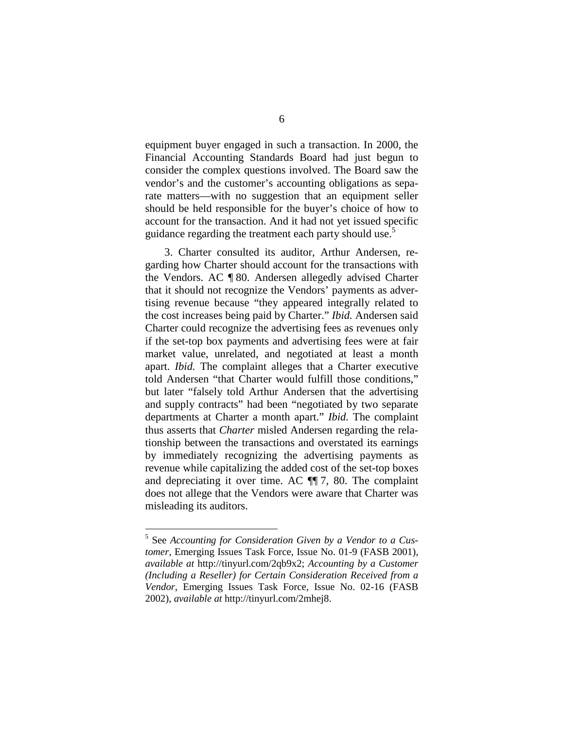equipment buyer engaged in such a transaction. In 2000, the Financial Accounting Standards Board had just begun to consider the complex questions involved. The Board saw the vendor's and the customer's accounting obligations as separate matters—with no suggestion that an equipment seller should be held responsible for the buyer's choice of how to account for the transaction. And it had not yet issued specific guidance regarding the treatment each party should use.[5]

3. Charter consulted its auditor, Arthur Andersen, regarding how Charter should account for the transactions with the Vendors. AC ¶ 80. Andersen allegedly advised Charter that it should not recognize the Vendors' payments as advertising revenue because "they appeared integrally related to the cost increases being paid by Charter." *Ibid.* Andersen said Charter could recognize the advertising fees as revenues only if the set-top box payments and advertising fees were at fair market value, unrelated, and negotiated at least a month apart. *Ibid.* The complaint alleges that a Charter executive told Andersen "that Charter would fulfill those conditions," but later "falsely told Arthur Andersen that the advertising and supply contracts" had been "negotiated by two separate departments at Charter a month apart." *Ibid.* The complaint thus asserts that *Charter* misled Andersen regarding the relationship between the transactions and overstated its earnings by immediately recognizing the advertising payments as revenue while capitalizing the added cost of the set-top boxes and depreciating it over time. AC ¶¶ 7, 80. The complaint does not allege that the Vendors were aware that Charter was misleading its auditors.

---

[5] See *Accounting for Consideration Given by a Vendor to a Customer*, Emerging Issues Task Force, Issue No. 01-9 (FASB 2001), *available at* http://tinyurl.com/2qb9x2; *Accounting by a Customer (Including a Reseller) for Certain Consideration Received from a Vendor*, Emerging Issues Task Force, Issue No. 02-16 (FASB 2002), *available at* http://tinyurl.com/2mhej8.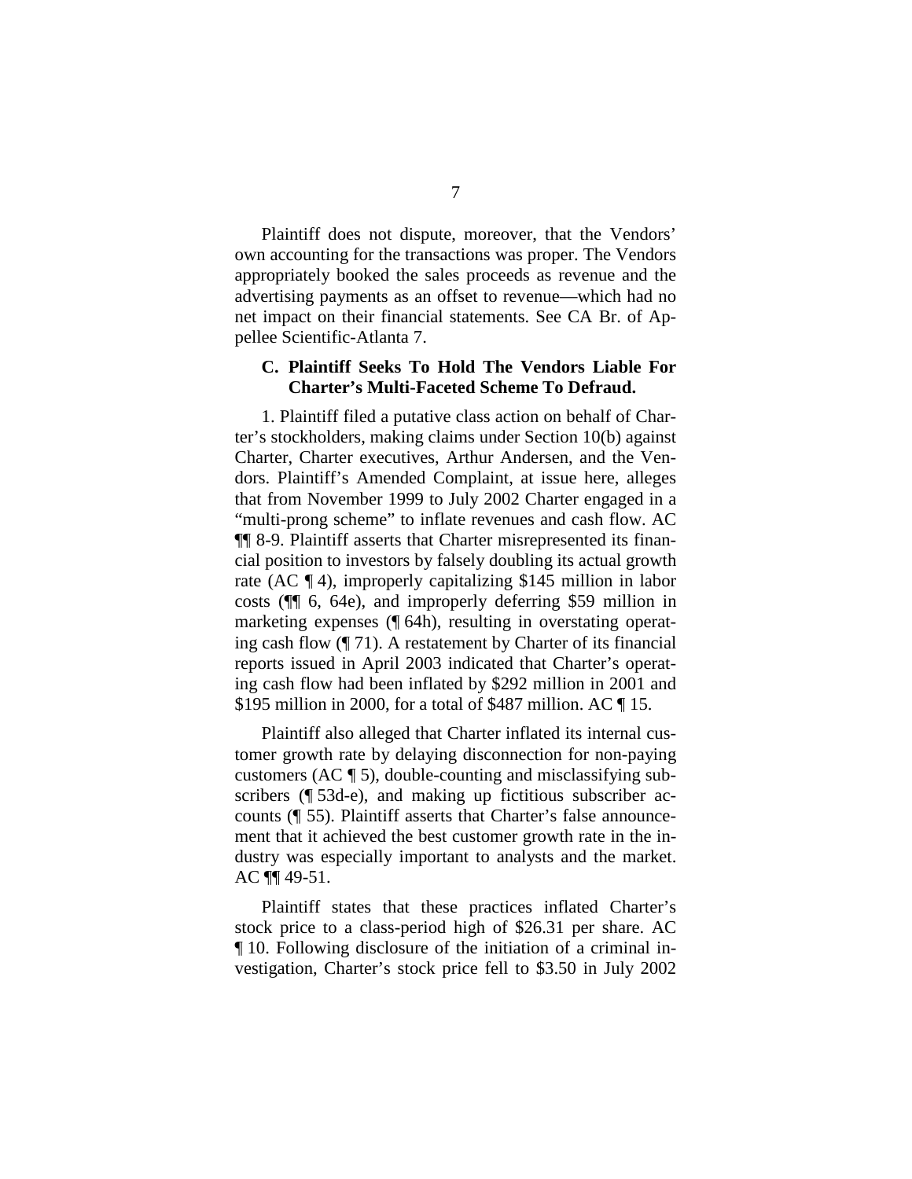Plaintiff does not dispute, moreover, that the Vendors' own accounting for the transactions was proper. The Vendors appropriately booked the sales proceeds as revenue and the advertising payments as an offset to revenue—which had no net impact on their financial statements. See CA Br. of Appellee Scientific-Atlanta 7.

### C. Plaintiff Seeks To Hold The Vendors Liable For Charter's Multi-Faceted Scheme To Defraud.

1. Plaintiff filed a putative class action on behalf of Charter's stockholders, making claims under Section 10(b) against Charter, Charter executives, Arthur Andersen, and the Vendors. Plaintiff's Amended Complaint, at issue here, alleges that from November 1999 to July 2002 Charter engaged in a "multi-prong scheme" to inflate revenues and cash flow. AC ¶¶ 8-9. Plaintiff asserts that Charter misrepresented its financial position to investors by falsely doubling its actual growth rate (AC ¶ 4), improperly capitalizing $145 million in labor costs (¶¶ 6, 64e), and improperly deferring $59 million in marketing expenses (¶ 64h), resulting in overstating operating cash flow (¶ 71). A restatement by Charter of its financial reports issued in April 2003 indicated that Charter's operating cash flow had been inflated by $292 million in 2001 and $195 million in 2000, for a total of $487 million. AC ¶ 15.

Plaintiff also alleged that Charter inflated its internal customer growth rate by delaying disconnection for non-paying customers (AC ¶ 5), double-counting and misclassifying subscribers (¶ 53d-e), and making up fictitious subscriber accounts (¶ 55). Plaintiff asserts that Charter's false announcement that it achieved the best customer growth rate in the industry was especially important to analysts and the market. AC ¶¶ 49-51.

Plaintiff states that these practices inflated Charter's stock price to a class-period high of $26.31 per share. AC ¶ 10. Following disclosure of the initiation of a criminal investigation, Charter's stock price fell to $3.50 in July 2002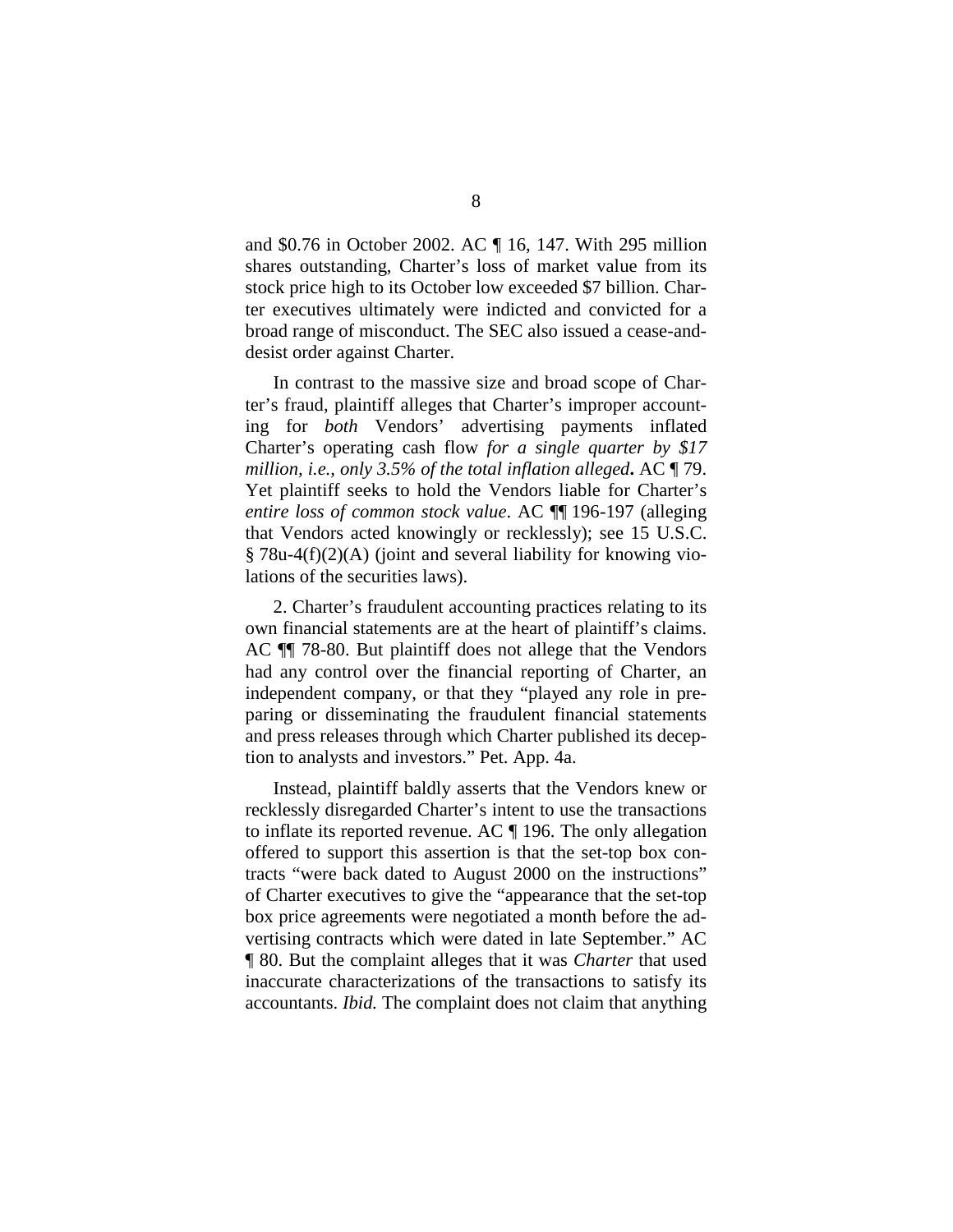and \$0.76 in October 2002. AC ¶ 16, 147. With 295 million shares outstanding, Charter's loss of market value from its stock price high to its October low exceeded \$7 billion. Charter executives ultimately were indicted and convicted for a broad range of misconduct. The SEC also issued a cease-and-desist order against Charter.

In contrast to the massive size and broad scope of Charter's fraud, plaintiff alleges that Charter's improper accounting for *both* Vendors' advertising payments inflated Charter's operating cash flow *for a single quarter by \$17 million, i.e., only 3.5% of the total inflation alleged***.** AC ¶ 79. Yet plaintiff seeks to hold the Vendors liable for Charter's *entire loss of common stock value*. AC ¶¶ 196-197 (alleging that Vendors acted knowingly or recklessly); see 15 U.S.C. § 78u-4(f)(2)(A) (joint and several liability for knowing violations of the securities laws).

2. Charter's fraudulent accounting practices relating to its own financial statements are at the heart of plaintiff's claims. AC ¶¶ 78-80. But plaintiff does not allege that the Vendors had any control over the financial reporting of Charter, an independent company, or that they "played any role in preparing or disseminating the fraudulent financial statements and press releases through which Charter published its deception to analysts and investors." Pet. App. 4a.

Instead, plaintiff baldly asserts that the Vendors knew or recklessly disregarded Charter's intent to use the transactions to inflate its reported revenue. AC ¶ 196. The only allegation offered to support this assertion is that the set-top box contracts "were back dated to August 2000 on the instructions" of Charter executives to give the "appearance that the set-top box price agreements were negotiated a month before the advertising contracts which were dated in late September." AC ¶ 80. But the complaint alleges that it was *Charter* that used inaccurate characterizations of the transactions to satisfy its accountants. *Ibid.* The complaint does not claim that anything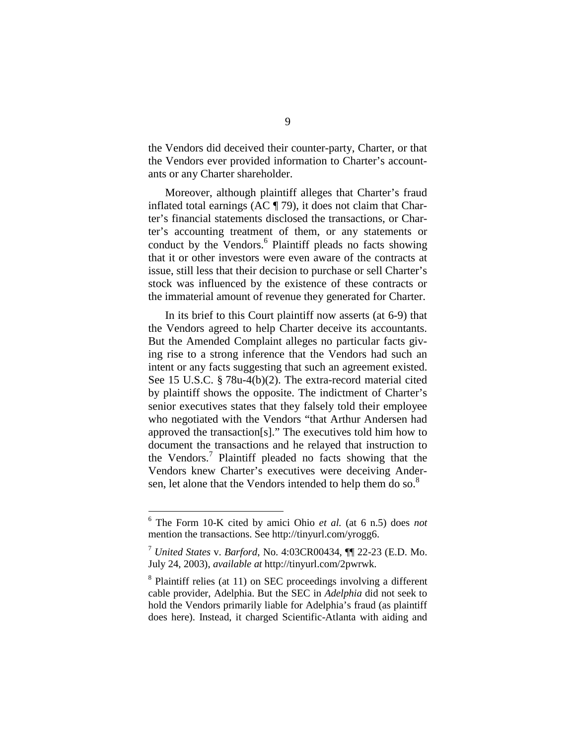the Vendors did deceived their counter-party, Charter, or that the Vendors ever provided information to Charter's accountants or any Charter shareholder.

Moreover, although plaintiff alleges that Charter's fraud inflated total earnings (AC ¶ 79), it does not claim that Charter's financial statements disclosed the transactions, or Charter's accounting treatment of them, or any statements or conduct by the Vendors.[6] Plaintiff pleads no facts showing that it or other investors were even aware of the contracts at issue, still less that their decision to purchase or sell Charter's stock was influenced by the existence of these contracts or the immaterial amount of revenue they generated for Charter.

In its brief to this Court plaintiff now asserts (at 6-9) that the Vendors agreed to help Charter deceive its accountants. But the Amended Complaint alleges no particular facts giving rise to a strong inference that the Vendors had such an intent or any facts suggesting that such an agreement existed. See 15 U.S.C. § 78u-4(b)(2). The extra-record material cited by plaintiff shows the opposite. The indictment of Charter's senior executives states that they falsely told their employee who negotiated with the Vendors "that Arthur Andersen had approved the transaction[s]." The executives told him how to document the transactions and he relayed that instruction to the Vendors.[7] Plaintiff pleaded no facts showing that the Vendors knew Charter's executives were deceiving Andersen, let alone that the Vendors intended to help them do so.[8]

---

[6] The Form 10-K cited by amici Ohio *et al.* (at 6 n.5) does *not* mention the transactions. See http://tinyurl.com/yrogg6.

[7] *United States* v. *Barford*, No. 4:03CR00434, ¶¶ 22-23 (E.D. Mo. July 24, 2003), *available at* http://tinyurl.com/2pwrwk.

[8] Plaintiff relies (at 11) on SEC proceedings involving a different cable provider, Adelphia. But the SEC in *Adelphia* did not seek to hold the Vendors primarily liable for Adelphia's fraud (as plaintiff does here). Instead, it charged Scientific-Atlanta with aiding and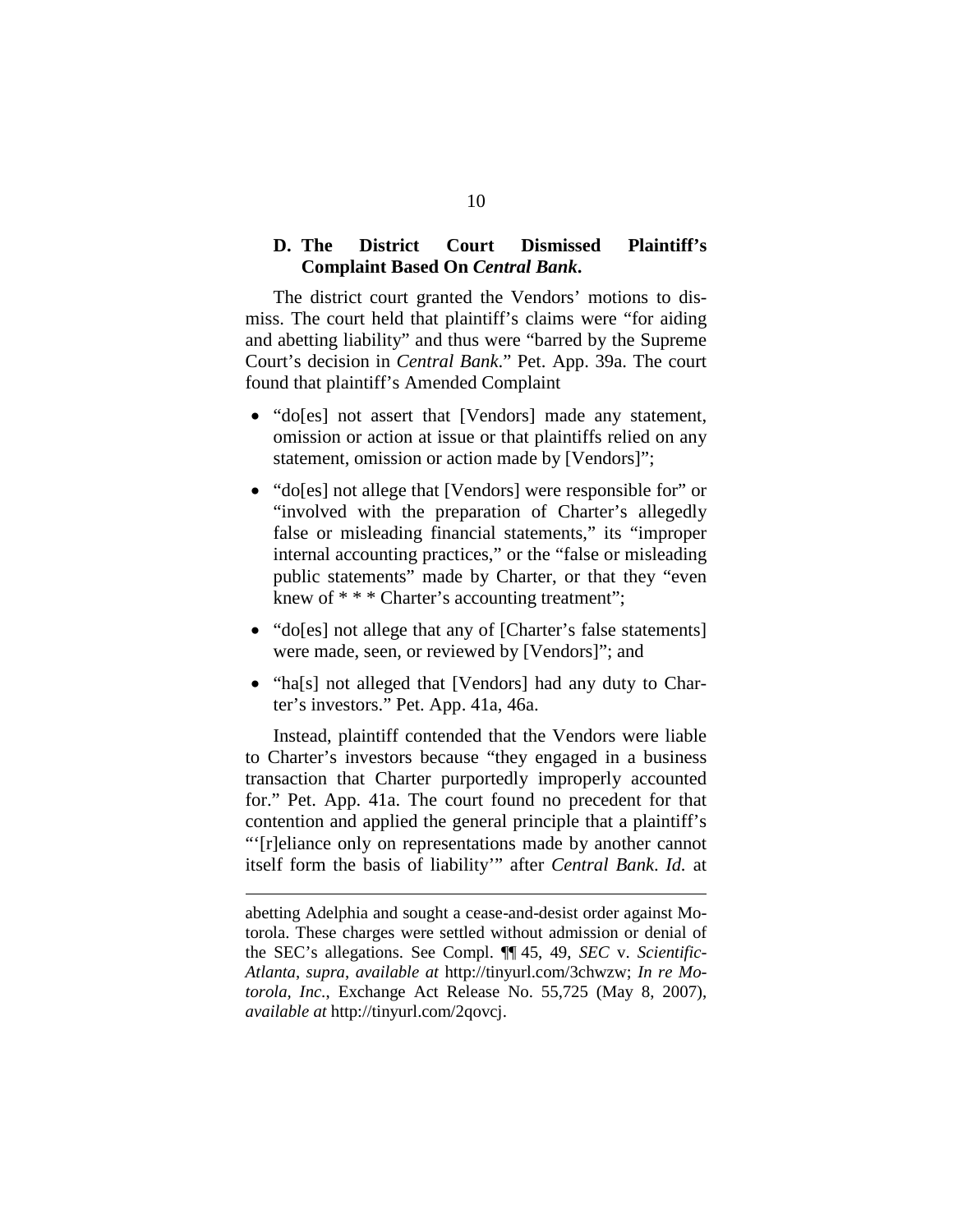### D. The District Court Dismissed Plaintiff's Complaint Based On *Central Bank*.

The district court granted the Vendors' motions to dismiss. The court held that plaintiff's claims were "for aiding and abetting liability" and thus were "barred by the Supreme Court's decision in *Central Bank*." Pet. App. 39a. The court found that plaintiff's Amended Complaint

- "do[es] not assert that [Vendors] made any statement, omission or action at issue or that plaintiffs relied on any statement, omission or action made by [Vendors]";
- "do[es] not allege that [Vendors] were responsible for" or "involved with the preparation of Charter's allegedly false or misleading financial statements," its "improper internal accounting practices," or the "false or misleading public statements" made by Charter, or that they "even knew of * * * Charter's accounting treatment";
- "do[es] not allege that any of [Charter's false statements] were made, seen, or reviewed by [Vendors]"; and
- "ha[s] not alleged that [Vendors] had any duty to Charter's investors." Pet. App. 41a, 46a.

Instead, plaintiff contended that the Vendors were liable to Charter's investors because "they engaged in a business transaction that Charter purportedly improperly accounted for." Pet. App. 41a. The court found no precedent for that contention and applied the general principle that a plaintiff's "'[r]eliance only on representations made by another cannot itself form the basis of liability'" after *Central Bank*. *Id.* at

---

abetting Adelphia and sought a cease-and-desist order against Motorola. These charges were settled without admission or denial of the SEC's allegations. See Compl. ¶¶ 45, 49, *SEC* v. *Scientific-Atlanta*, *supra*, *available at* http://tinyurl.com/3chwzw; *In re Motorola, Inc.*, Exchange Act Release No. 55,725 (May 8, 2007), *available at* http://tinyurl.com/2qovcj.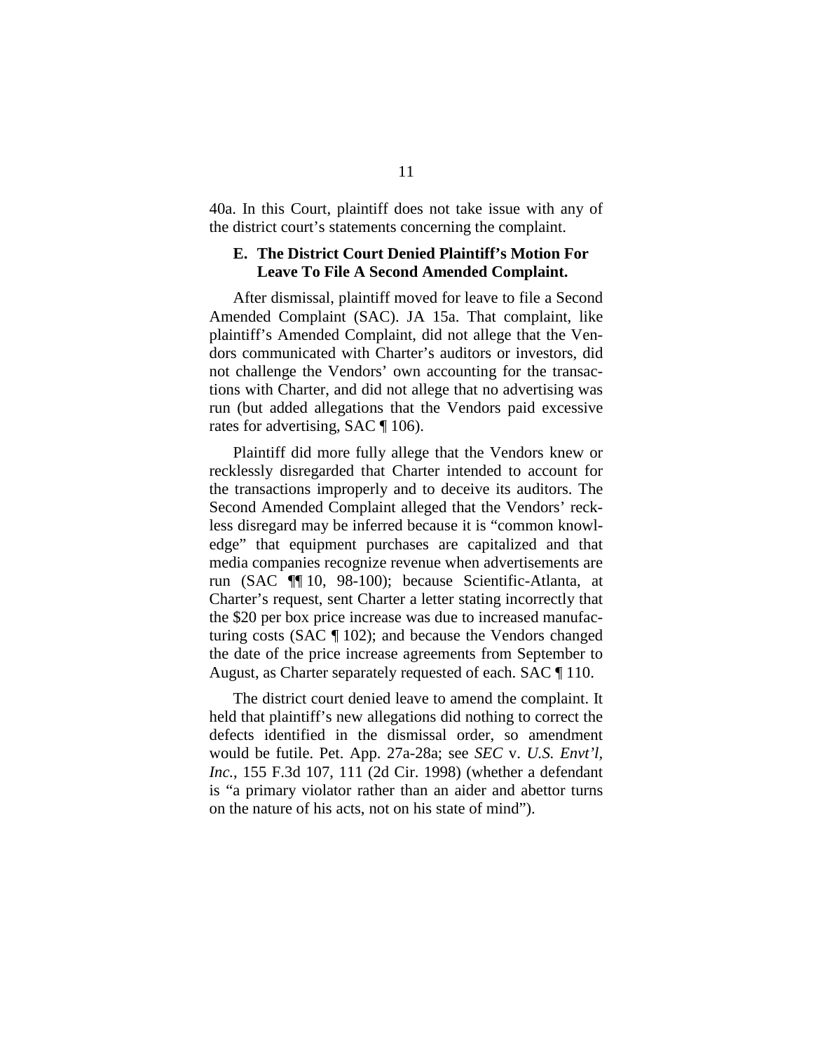40a. In this Court, plaintiff does not take issue with any of the district court's statements concerning the complaint.

### E. The District Court Denied Plaintiff's Motion For Leave To File A Second Amended Complaint.

After dismissal, plaintiff moved for leave to file a Second Amended Complaint (SAC). JA 15a. That complaint, like plaintiff's Amended Complaint, did not allege that the Vendors communicated with Charter's auditors or investors, did not challenge the Vendors' own accounting for the transactions with Charter, and did not allege that no advertising was run (but added allegations that the Vendors paid excessive rates for advertising, SAC ¶ 106).

Plaintiff did more fully allege that the Vendors knew or recklessly disregarded that Charter intended to account for the transactions improperly and to deceive its auditors. The Second Amended Complaint alleged that the Vendors' reckless disregard may be inferred because it is "common knowledge" that equipment purchases are capitalized and that media companies recognize revenue when advertisements are run (SAC ¶¶ 10, 98-100); because Scientific-Atlanta, at Charter's request, sent Charter a letter stating incorrectly that the $20 per box price increase was due to increased manufacturing costs (SAC ¶ 102); and because the Vendors changed the date of the price increase agreements from September to August, as Charter separately requested of each. SAC ¶ 110.

The district court denied leave to amend the complaint. It held that plaintiff's new allegations did nothing to correct the defects identified in the dismissal order, so amendment would be futile. Pet. App. 27a-28a; see *SEC* v. *U.S. Envt'l, Inc.*, 155 F.3d 107, 111 (2d Cir. 1998) (whether a defendant is "a primary violator rather than an aider and abettor turns on the nature of his acts, not on his state of mind").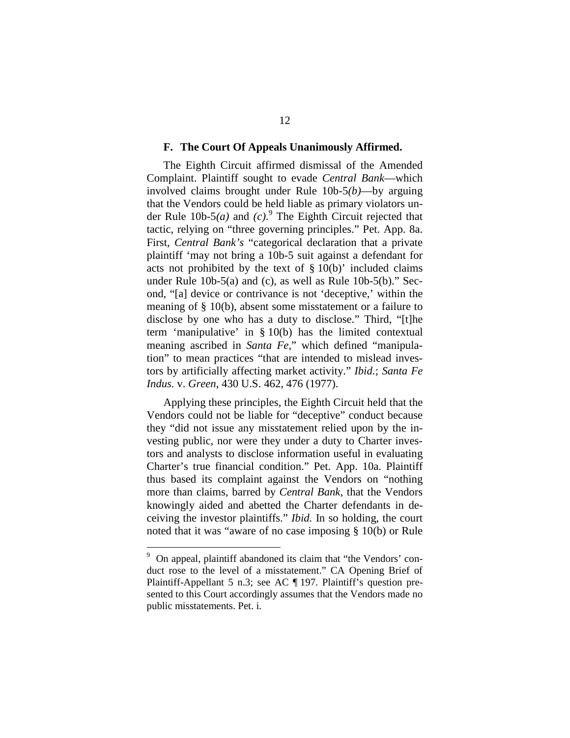### F. The Court Of Appeals Unanimously Affirmed.

The Eighth Circuit affirmed dismissal of the Amended Complaint. Plaintiff sought to evade *Central Bank*—which involved claims brought under Rule 10b-5*(b)*—by arguing that the Vendors could be held liable as primary violators under Rule 10b-5*(a)* and *(c)*.[9] The Eighth Circuit rejected that tactic, relying on "three governing principles." Pet. App. 8a. First, *Central Bank's* "categorical declaration that a private plaintiff 'may not bring a 10b-5 suit against a defendant for acts not prohibited by the text of § 10(b)' included claims under Rule 10b-5(a) and (c), as well as Rule 10b-5(b)." Second, "[a] device or contrivance is not 'deceptive,' within the meaning of § 10(b), absent some misstatement or a failure to disclose by one who has a duty to disclose." Third, "[t]he term 'manipulative' in § 10(b) has the limited contextual meaning ascribed in *Santa Fe*," which defined "manipulation" to mean practices "that are intended to mislead investors by artificially affecting market activity." *Ibid.*; *Santa Fe Indus.* v. *Green*, 430 U.S. 462, 476 (1977).

Applying these principles, the Eighth Circuit held that the Vendors could not be liable for "deceptive" conduct because they "did not issue any misstatement relied upon by the investing public, nor were they under a duty to Charter investors and analysts to disclose information useful in evaluating Charter's true financial condition." Pet. App. 10a. Plaintiff thus based its complaint against the Vendors on "nothing more than claims, barred by *Central Bank*, that the Vendors knowingly aided and abetted the Charter defendants in deceiving the investor plaintiffs." *Ibid.* In so holding, the court noted that it was "aware of no case imposing § 10(b) or Rule

[9] On appeal, plaintiff abandoned its claim that "the Vendors' conduct rose to the level of a misstatement." CA Opening Brief of Plaintiff-Appellant 5 n.3; see AC ¶ 197. Plaintiff's question presented to this Court accordingly assumes that the Vendors made no public misstatements. Pet. i.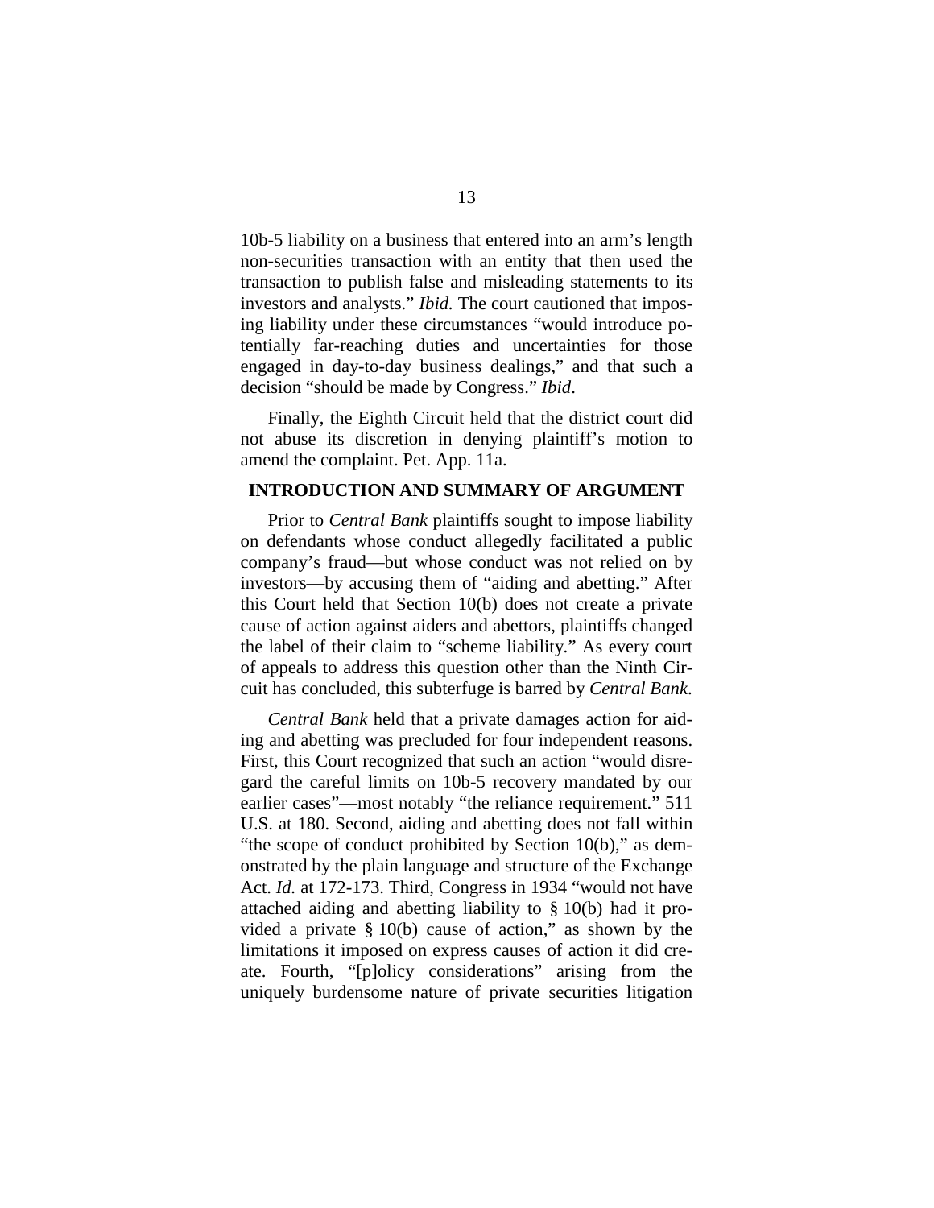10b-5 liability on a business that entered into an arm's length non-securities transaction with an entity that then used the transaction to publish false and misleading statements to its investors and analysts." *Ibid.* The court cautioned that imposing liability under these circumstances "would introduce potentially far-reaching duties and uncertainties for those engaged in day-to-day business dealings," and that such a decision "should be made by Congress." *Ibid*.

Finally, the Eighth Circuit held that the district court did not abuse its discretion in denying plaintiff's motion to amend the complaint. Pet. App. 11a.

## INTRODUCTION AND SUMMARY OF ARGUMENT

Prior to *Central Bank* plaintiffs sought to impose liability on defendants whose conduct allegedly facilitated a public company's fraud—but whose conduct was not relied on by investors—by accusing them of "aiding and abetting." After this Court held that Section 10(b) does not create a private cause of action against aiders and abettors, plaintiffs changed the label of their claim to "scheme liability." As every court of appeals to address this question other than the Ninth Circuit has concluded, this subterfuge is barred by *Central Bank*.

*Central Bank* held that a private damages action for aiding and abetting was precluded for four independent reasons. First, this Court recognized that such an action "would disregard the careful limits on 10b-5 recovery mandated by our earlier cases"—most notably "the reliance requirement." 511 U.S. at 180. Second, aiding and abetting does not fall within "the scope of conduct prohibited by Section 10(b)," as demonstrated by the plain language and structure of the Exchange Act. *Id.* at 172-173. Third, Congress in 1934 "would not have attached aiding and abetting liability to § 10(b) had it provided a private § 10(b) cause of action," as shown by the limitations it imposed on express causes of action it did create. Fourth, "[p]olicy considerations" arising from the uniquely burdensome nature of private securities litigation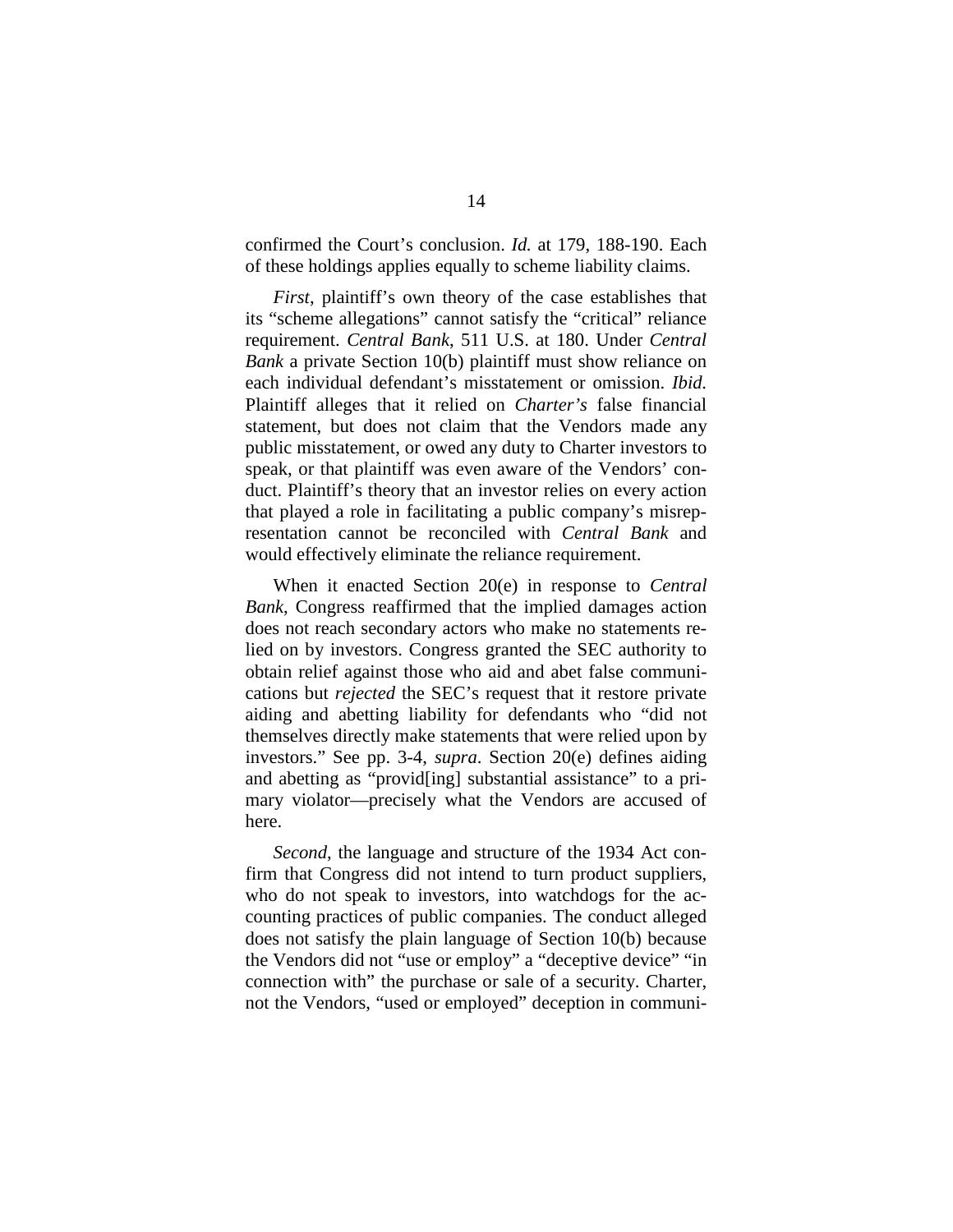confirmed the Court's conclusion. *Id.* at 179, 188-190. Each of these holdings applies equally to scheme liability claims.

*First*, plaintiff's own theory of the case establishes that its "scheme allegations" cannot satisfy the "critical" reliance requirement. *Central Bank*, 511 U.S. at 180. Under *Central Bank* a private Section 10(b) plaintiff must show reliance on each individual defendant's misstatement or omission. *Ibid.* Plaintiff alleges that it relied on *Charter's* false financial statement, but does not claim that the Vendors made any public misstatement, or owed any duty to Charter investors to speak, or that plaintiff was even aware of the Vendors' conduct. Plaintiff's theory that an investor relies on every action that played a role in facilitating a public company's misrepresentation cannot be reconciled with *Central Bank* and would effectively eliminate the reliance requirement.

When it enacted Section 20(e) in response to *Central Bank*, Congress reaffirmed that the implied damages action does not reach secondary actors who make no statements relied on by investors. Congress granted the SEC authority to obtain relief against those who aid and abet false communications but *rejected* the SEC's request that it restore private aiding and abetting liability for defendants who "did not themselves directly make statements that were relied upon by investors." See pp. 3-4, *supra*. Section 20(e) defines aiding and abetting as "provid[ing] substantial assistance" to a primary violator—precisely what the Vendors are accused of here.

*Second*, the language and structure of the 1934 Act confirm that Congress did not intend to turn product suppliers, who do not speak to investors, into watchdogs for the accounting practices of public companies. The conduct alleged does not satisfy the plain language of Section 10(b) because the Vendors did not "use or employ" a "deceptive device" "in connection with" the purchase or sale of a security. Charter, not the Vendors, "used or employed" deception in communi-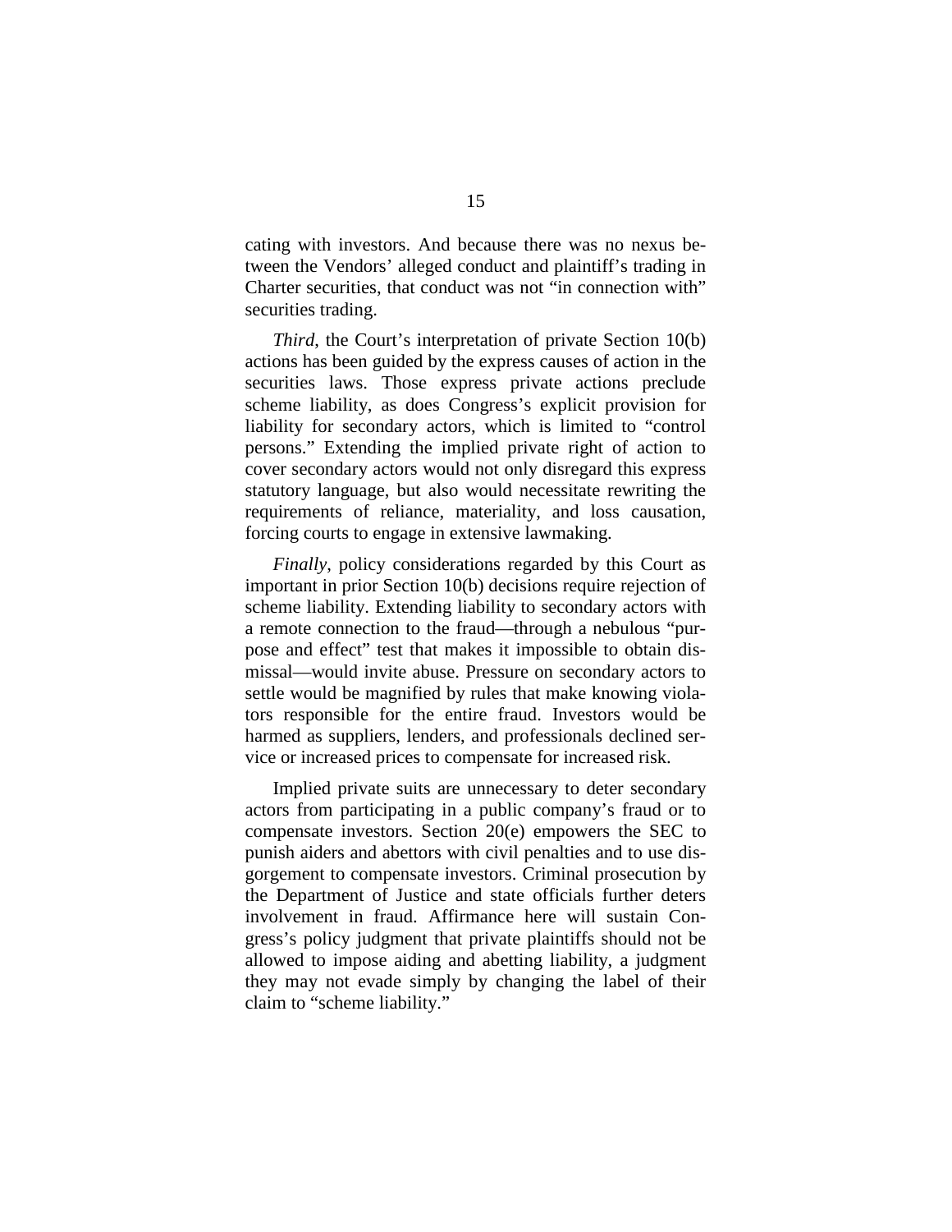cating with investors. And because there was no nexus between the Vendors' alleged conduct and plaintiff's trading in Charter securities, that conduct was not "in connection with" securities trading.

*Third*, the Court's interpretation of private Section 10(b) actions has been guided by the express causes of action in the securities laws. Those express private actions preclude scheme liability, as does Congress's explicit provision for liability for secondary actors, which is limited to "control persons." Extending the implied private right of action to cover secondary actors would not only disregard this express statutory language, but also would necessitate rewriting the requirements of reliance, materiality, and loss causation, forcing courts to engage in extensive lawmaking.

*Finally*, policy considerations regarded by this Court as important in prior Section 10(b) decisions require rejection of scheme liability. Extending liability to secondary actors with a remote connection to the fraud—through a nebulous "purpose and effect" test that makes it impossible to obtain dismissal—would invite abuse. Pressure on secondary actors to settle would be magnified by rules that make knowing violators responsible for the entire fraud. Investors would be harmed as suppliers, lenders, and professionals declined service or increased prices to compensate for increased risk.

Implied private suits are unnecessary to deter secondary actors from participating in a public company's fraud or to compensate investors. Section 20(e) empowers the SEC to punish aiders and abettors with civil penalties and to use disgorgement to compensate investors. Criminal prosecution by the Department of Justice and state officials further deters involvement in fraud. Affirmance here will sustain Congress's policy judgment that private plaintiffs should not be allowed to impose aiding and abetting liability, a judgment they may not evade simply by changing the label of their claim to "scheme liability."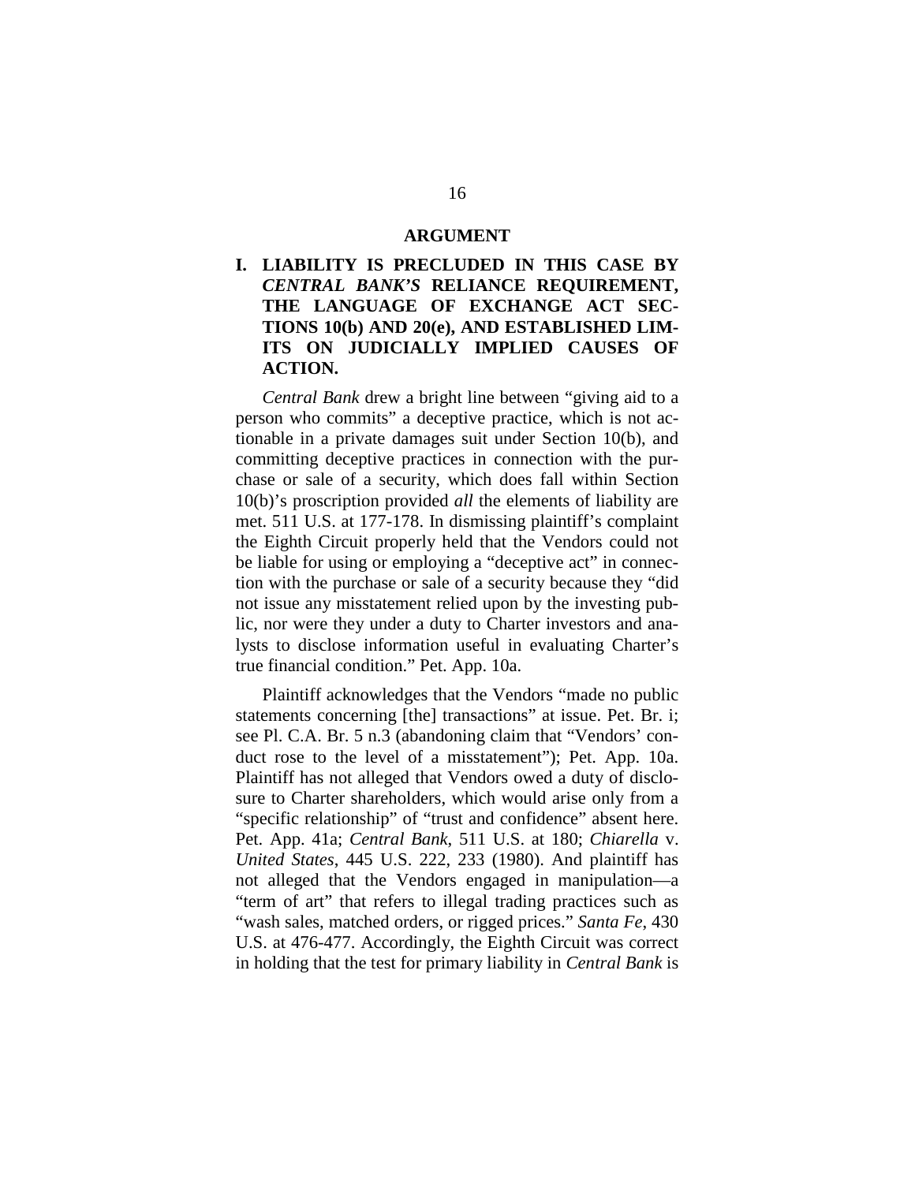## ARGUMENT

### I. LIABILITY IS PRECLUDED IN THIS CASE BY *CENTRAL BANK'S* RELIANCE REQUIREMENT, THE LANGUAGE OF EXCHANGE ACT SECTIONS 10(b) AND 20(e), AND ESTABLISHED LIMITS ON JUDICIALLY IMPLIED CAUSES OF ACTION.

*Central Bank* drew a bright line between "giving aid to a person who commits" a deceptive practice, which is not actionable in a private damages suit under Section 10(b), and committing deceptive practices in connection with the purchase or sale of a security, which does fall within Section 10(b)'s proscription provided *all* the elements of liability are met. 511 U.S. at 177-178. In dismissing plaintiff's complaint the Eighth Circuit properly held that the Vendors could not be liable for using or employing a "deceptive act" in connection with the purchase or sale of a security because they "did not issue any misstatement relied upon by the investing public, nor were they under a duty to Charter investors and analysts to disclose information useful in evaluating Charter's true financial condition." Pet. App. 10a.

Plaintiff acknowledges that the Vendors "made no public statements concerning [the] transactions" at issue. Pet. Br. i; see Pl. C.A. Br. 5 n.3 (abandoning claim that "Vendors' conduct rose to the level of a misstatement"); Pet. App. 10a. Plaintiff has not alleged that Vendors owed a duty of disclosure to Charter shareholders, which would arise only from a "specific relationship" of "trust and confidence" absent here. Pet. App. 41a; *Central Bank*, 511 U.S. at 180; *Chiarella* v. *United States*, 445 U.S. 222, 233 (1980). And plaintiff has not alleged that the Vendors engaged in manipulation—a "term of art" that refers to illegal trading practices such as "wash sales, matched orders, or rigged prices." *Santa Fe*, 430 U.S. at 476-477. Accordingly, the Eighth Circuit was correct in holding that the test for primary liability in *Central Bank* is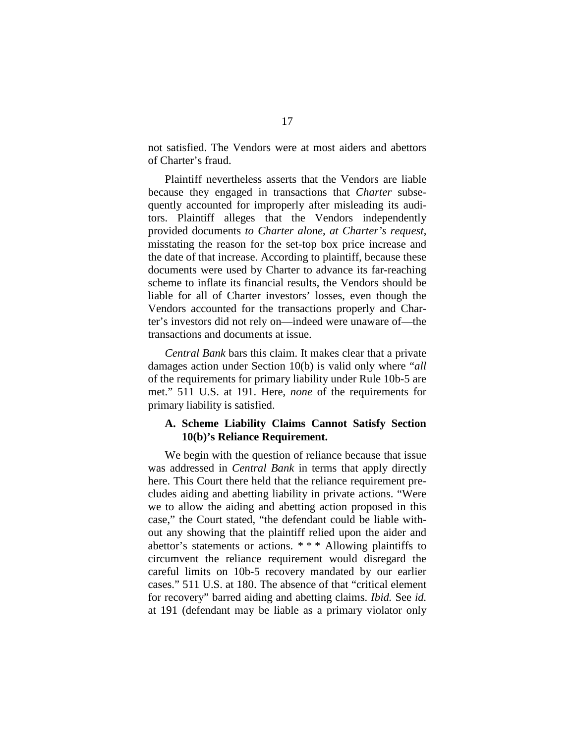not satisfied. The Vendors were at most aiders and abettors of Charter's fraud.

Plaintiff nevertheless asserts that the Vendors are liable because they engaged in transactions that *Charter* subsequently accounted for improperly after misleading its auditors. Plaintiff alleges that the Vendors independently provided documents *to Charter alone, at Charter's request*, misstating the reason for the set-top box price increase and the date of that increase. According to plaintiff, because these documents were used by Charter to advance its far-reaching scheme to inflate its financial results, the Vendors should be liable for all of Charter investors' losses, even though the Vendors accounted for the transactions properly and Charter's investors did not rely on—indeed were unaware of—the transactions and documents at issue.

*Central Bank* bars this claim. It makes clear that a private damages action under Section 10(b) is valid only where "*all* of the requirements for primary liability under Rule 10b-5 are met." 511 U.S. at 191. Here, *none* of the requirements for primary liability is satisfied.

### A. Scheme Liability Claims Cannot Satisfy Section 10(b)'s Reliance Requirement.

We begin with the question of reliance because that issue was addressed in *Central Bank* in terms that apply directly here. This Court there held that the reliance requirement precludes aiding and abetting liability in private actions. "Were we to allow the aiding and abetting action proposed in this case," the Court stated, "the defendant could be liable without any showing that the plaintiff relied upon the aider and abettor's statements or actions. * * * Allowing plaintiffs to circumvent the reliance requirement would disregard the careful limits on 10b-5 recovery mandated by our earlier cases." 511 U.S. at 180. The absence of that "critical element for recovery" barred aiding and abetting claims. *Ibid.* See *id.* at 191 (defendant may be liable as a primary violator only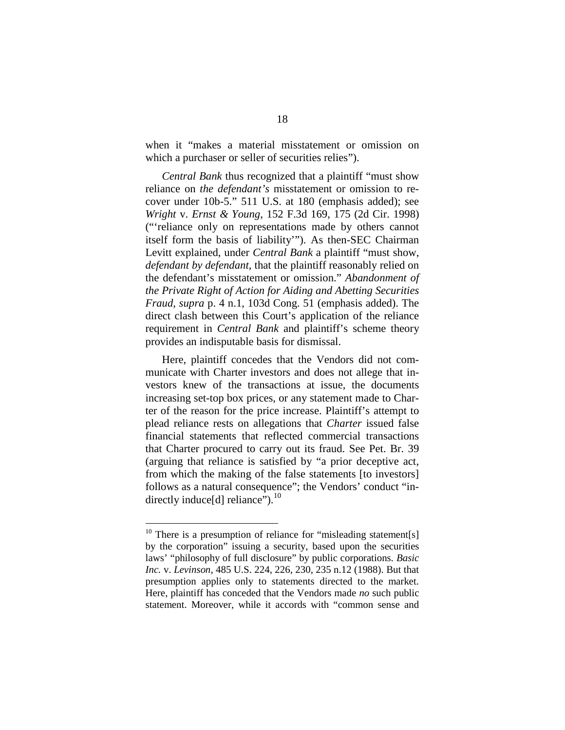when it "makes a material misstatement or omission on which a purchaser or seller of securities relies").

*Central Bank* thus recognized that a plaintiff "must show reliance on *the defendant's* misstatement or omission to recover under 10b-5." 511 U.S. at 180 (emphasis added); see *Wright* v. *Ernst & Young*, 152 F.3d 169, 175 (2d Cir. 1998) ("'reliance only on representations made by others cannot itself form the basis of liability'"). As then-SEC Chairman Levitt explained, under *Central Bank* a plaintiff "must show, *defendant by defendant*, that the plaintiff reasonably relied on the defendant's misstatement or omission." *Abandonment of the Private Right of Action for Aiding and Abetting Securities Fraud*, *supra* p. 4 n.1, 103d Cong. 51 (emphasis added). The direct clash between this Court's application of the reliance requirement in *Central Bank* and plaintiff's scheme theory provides an indisputable basis for dismissal.

Here, plaintiff concedes that the Vendors did not communicate with Charter investors and does not allege that investors knew of the transactions at issue, the documents increasing set-top box prices, or any statement made to Charter of the reason for the price increase. Plaintiff's attempt to plead reliance rests on allegations that *Charter* issued false financial statements that reflected commercial transactions that Charter procured to carry out its fraud. See Pet. Br. 39 (arguing that reliance is satisfied by "a prior deceptive act, from which the making of the false statements [to investors] follows as a natural consequence"; the Vendors' conduct "indirectly induce[d] reliance").[10]

[10] There is a presumption of reliance for "misleading statement[s] by the corporation" issuing a security, based upon the securities laws' "philosophy of full disclosure" by public corporations. *Basic Inc.* v. *Levinson*, 485 U.S. 224, 226, 230, 235 n.12 (1988). But that presumption applies only to statements directed to the market. Here, plaintiff has conceded that the Vendors made *no* such public statement. Moreover, while it accords with "common sense and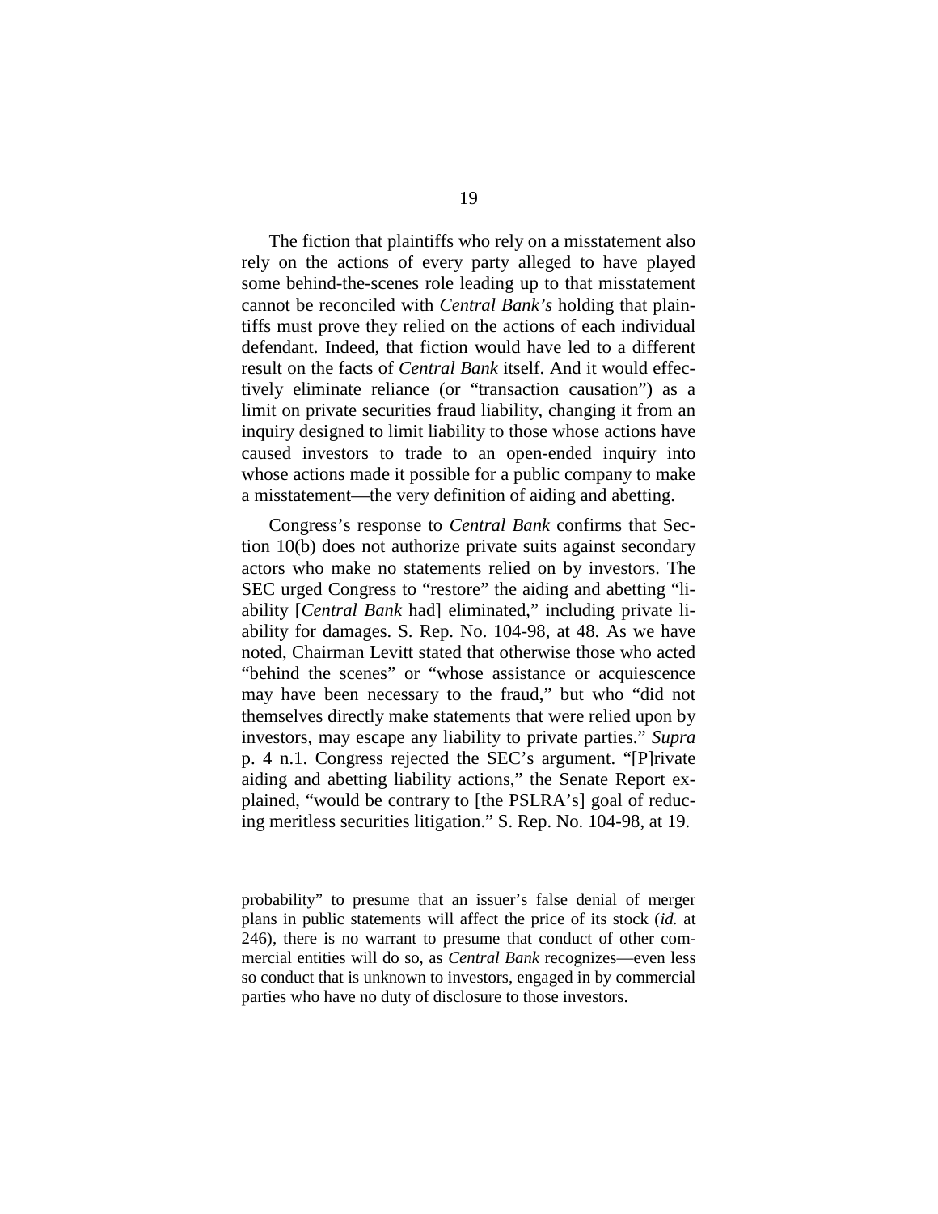The fiction that plaintiffs who rely on a misstatement also rely on the actions of every party alleged to have played some behind-the-scenes role leading up to that misstatement cannot be reconciled with *Central Bank's* holding that plaintiffs must prove they relied on the actions of each individual defendant. Indeed, that fiction would have led to a different result on the facts of *Central Bank* itself. And it would effectively eliminate reliance (or "transaction causation") as a limit on private securities fraud liability, changing it from an inquiry designed to limit liability to those whose actions have caused investors to trade to an open-ended inquiry into whose actions made it possible for a public company to make a misstatement—the very definition of aiding and abetting.

Congress's response to *Central Bank* confirms that Section 10(b) does not authorize private suits against secondary actors who make no statements relied on by investors. The SEC urged Congress to "restore" the aiding and abetting "liability [*Central Bank* had] eliminated," including private liability for damages. S. Rep. No. 104-98, at 48. As we have noted, Chairman Levitt stated that otherwise those who acted "behind the scenes" or "whose assistance or acquiescence may have been necessary to the fraud," but who "did not themselves directly make statements that were relied upon by investors, may escape any liability to private parties." *Supra* p. 4 n.1. Congress rejected the SEC's argument. "[P]rivate aiding and abetting liability actions," the Senate Report explained, "would be contrary to [the PSLRA's] goal of reducing meritless securities litigation." S. Rep. No. 104-98, at 19.

---

probability" to presume that an issuer's false denial of merger plans in public statements will affect the price of its stock (*id.* at 246), there is no warrant to presume that conduct of other commercial entities will do so, as *Central Bank* recognizes—even less so conduct that is unknown to investors, engaged in by commercial parties who have no duty of disclosure to those investors.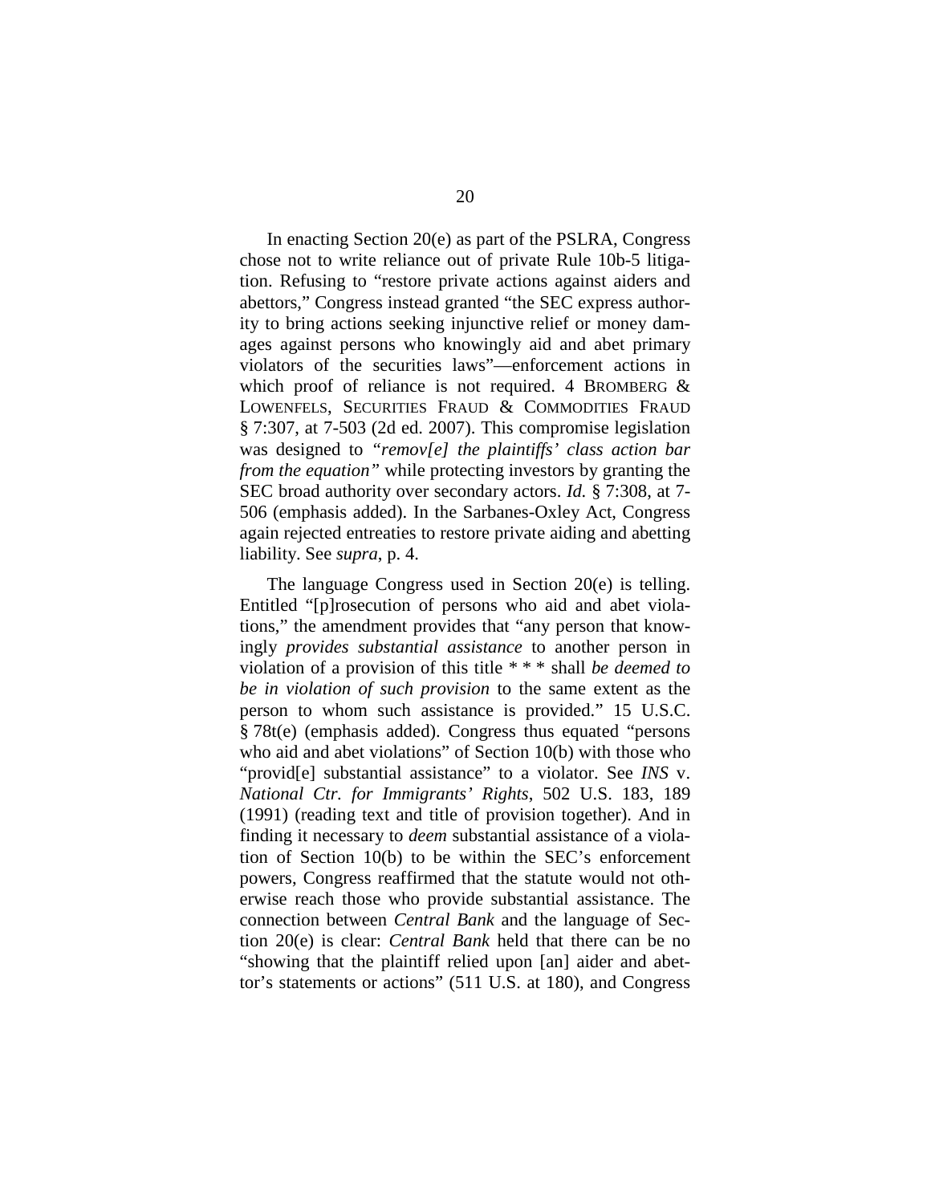In enacting Section 20(e) as part of the PSLRA, Congress chose not to write reliance out of private Rule 10b-5 litigation. Refusing to "restore private actions against aiders and abettors," Congress instead granted "the SEC express authority to bring actions seeking injunctive relief or money damages against persons who knowingly aid and abet primary violators of the securities laws"—enforcement actions in which proof of reliance is not required. 4 BROMBERG & LOWENFELS, SECURITIES FRAUD & COMMODITIES FRAUD § 7:307, at 7-503 (2d ed. 2007). This compromise legislation was designed to *"remov[e] the plaintiffs' class action bar from the equation"* while protecting investors by granting the SEC broad authority over secondary actors. *Id.* § 7:308, at 7-506 (emphasis added). In the Sarbanes-Oxley Act, Congress again rejected entreaties to restore private aiding and abetting liability. See *supra*, p. 4.

The language Congress used in Section 20(e) is telling. Entitled "[p]rosecution of persons who aid and abet violations," the amendment provides that "any person that knowingly *provides substantial assistance* to another person in violation of a provision of this title * * * shall *be deemed to be in violation of such provision* to the same extent as the person to whom such assistance is provided." 15 U.S.C. § 78t(e) (emphasis added). Congress thus equated "persons who aid and abet violations" of Section 10(b) with those who "provid[e] substantial assistance" to a violator. See *INS* v. *National Ctr. for Immigrants' Rights*, 502 U.S. 183, 189 (1991) (reading text and title of provision together). And in finding it necessary to *deem* substantial assistance of a violation of Section 10(b) to be within the SEC's enforcement powers, Congress reaffirmed that the statute would not otherwise reach those who provide substantial assistance. The connection between *Central Bank* and the language of Section 20(e) is clear: *Central Bank* held that there can be no "showing that the plaintiff relied upon [an] aider and abettor's statements or actions" (511 U.S. at 180), and Congress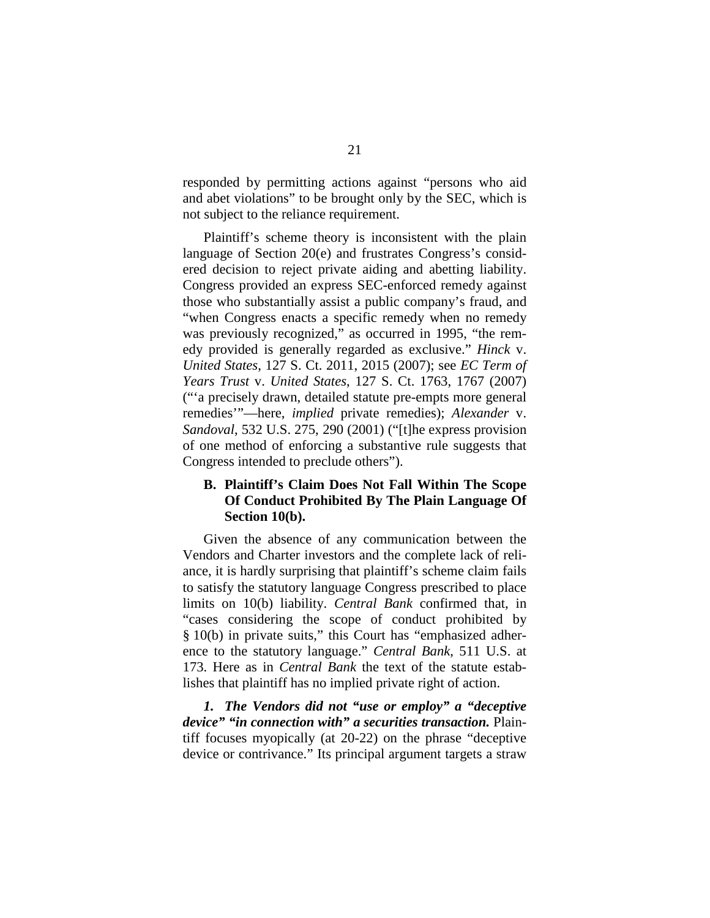responded by permitting actions against "persons who aid and abet violations" to be brought only by the SEC, which is not subject to the reliance requirement.

Plaintiff's scheme theory is inconsistent with the plain language of Section 20(e) and frustrates Congress's considered decision to reject private aiding and abetting liability. Congress provided an express SEC-enforced remedy against those who substantially assist a public company's fraud, and "when Congress enacts a specific remedy when no remedy was previously recognized," as occurred in 1995, "the remedy provided is generally regarded as exclusive." *Hinck* v. *United States*, 127 S. Ct. 2011, 2015 (2007); see *EC Term of Years Trust* v. *United States*, 127 S. Ct. 1763, 1767 (2007) ("'a precisely drawn, detailed statute pre-empts more general remedies'"—here, *implied* private remedies); *Alexander* v. *Sandoval*, 532 U.S. 275, 290 (2001) ("[t]he express provision of one method of enforcing a substantive rule suggests that Congress intended to preclude others").

### B. Plaintiff's Claim Does Not Fall Within The Scope Of Conduct Prohibited By The Plain Language Of Section 10(b).

Given the absence of any communication between the Vendors and Charter investors and the complete lack of reliance, it is hardly surprising that plaintiff's scheme claim fails to satisfy the statutory language Congress prescribed to place limits on 10(b) liability. *Central Bank* confirmed that, in "cases considering the scope of conduct prohibited by § 10(b) in private suits," this Court has "emphasized adherence to the statutory language." *Central Bank*, 511 U.S. at 173. Here as in *Central Bank* the text of the statute establishes that plaintiff has no implied private right of action.

***1. The Vendors did not "use or employ" a "deceptive device" "in connection with" a securities transaction.*** Plaintiff focuses myopically (at 20-22) on the phrase "deceptive device or contrivance." Its principal argument targets a straw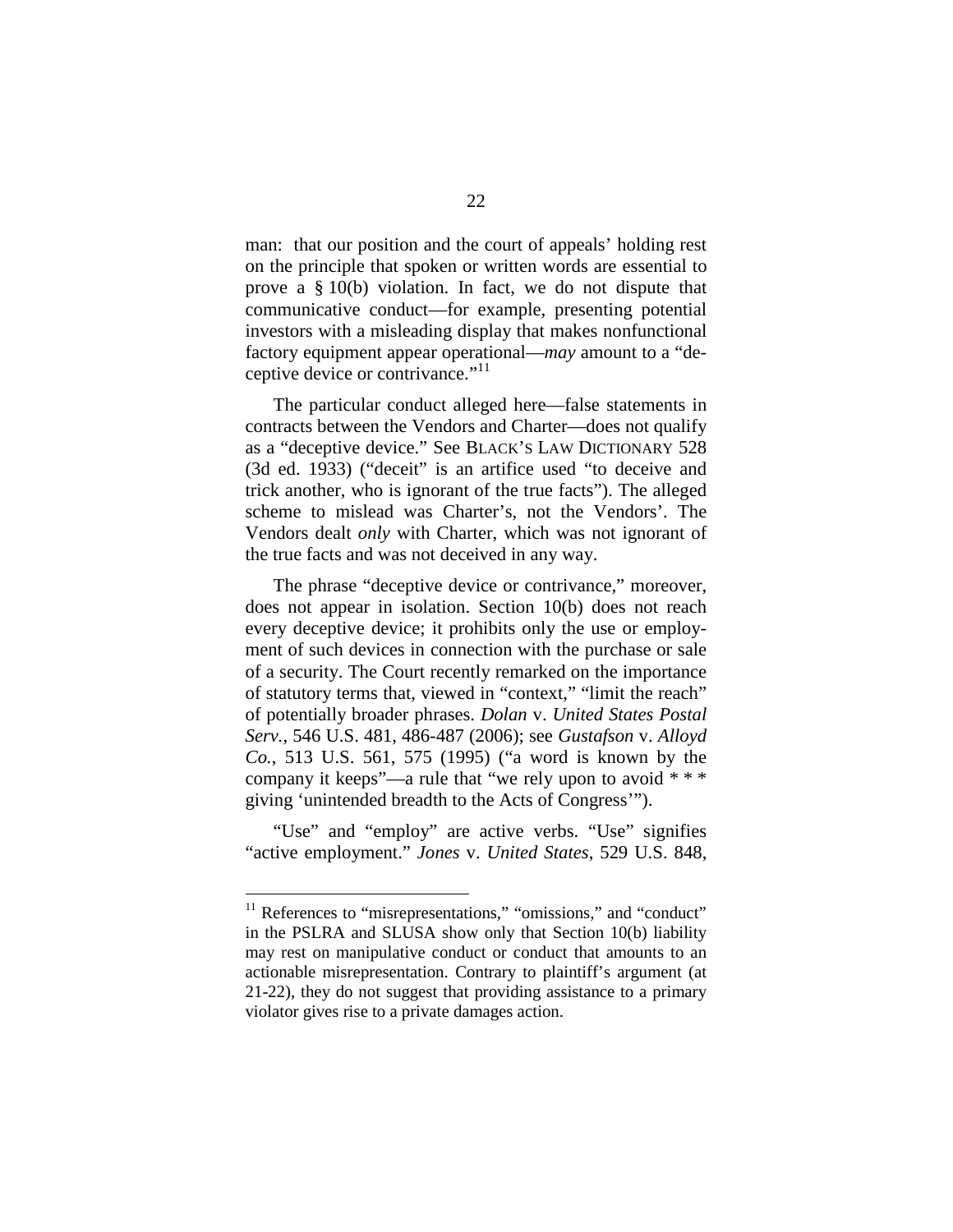man: that our position and the court of appeals' holding rest on the principle that spoken or written words are essential to prove a § 10(b) violation. In fact, we do not dispute that communicative conduct—for example, presenting potential investors with a misleading display that makes nonfunctional factory equipment appear operational—*may* amount to a "deceptive device or contrivance."[11]

The particular conduct alleged here—false statements in contracts between the Vendors and Charter—does not qualify as a "deceptive device." See BLACK'S LAW DICTIONARY 528 (3d ed. 1933) ("deceit" is an artifice used "to deceive and trick another, who is ignorant of the true facts"). The alleged scheme to mislead was Charter's, not the Vendors'. The Vendors dealt *only* with Charter, which was not ignorant of the true facts and was not deceived in any way.

The phrase "deceptive device or contrivance," moreover, does not appear in isolation. Section 10(b) does not reach every deceptive device; it prohibits only the use or employment of such devices in connection with the purchase or sale of a security. The Court recently remarked on the importance of statutory terms that, viewed in "context," "limit the reach" of potentially broader phrases. *Dolan* v. *United States Postal Serv.*, 546 U.S. 481, 486-487 (2006); see *Gustafson* v. *Alloyd Co.*, 513 U.S. 561, 575 (1995) ("a word is known by the company it keeps"—a rule that "we rely upon to avoid * * * giving 'unintended breadth to the Acts of Congress'").

"Use" and "employ" are active verbs. "Use" signifies "active employment." *Jones* v. *United States*, 529 U.S. 848,

---

[11] References to "misrepresentations," "omissions," and "conduct" in the PSLRA and SLUSA show only that Section 10(b) liability may rest on manipulative conduct or conduct that amounts to an actionable misrepresentation. Contrary to plaintiff's argument (at 21-22), they do not suggest that providing assistance to a primary violator gives rise to a private damages action.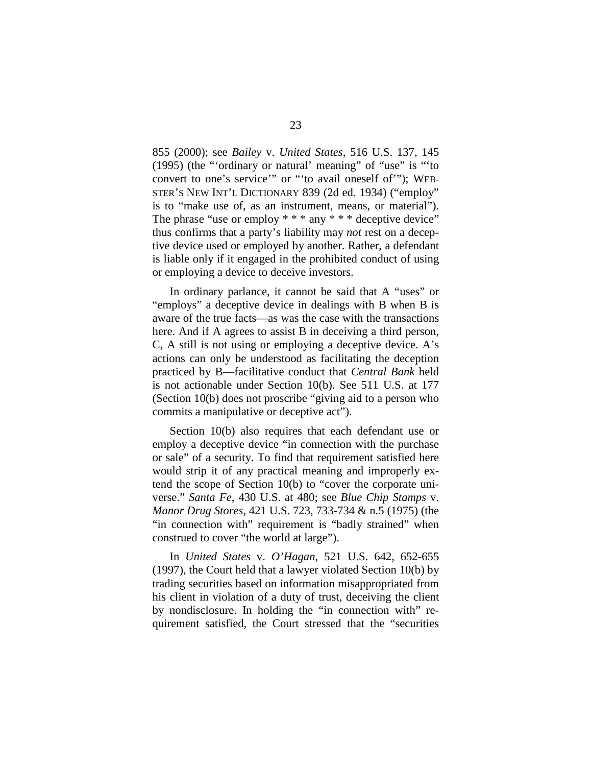855 (2000); see *Bailey* v. *United States*, 516 U.S. 137, 145 (1995) (the "'ordinary or natural' meaning" of "use" is "'to convert to one's service'" or "'to avail oneself of'"); WEBSTER'S NEW INT'L DICTIONARY 839 (2d ed. 1934) ("employ" is to "make use of, as an instrument, means, or material"). The phrase "use or employ * * * any * * * deceptive device" thus confirms that a party's liability may *not* rest on a deceptive device used or employed by another. Rather, a defendant is liable only if it engaged in the prohibited conduct of using or employing a device to deceive investors.

In ordinary parlance, it cannot be said that A "uses" or "employs" a deceptive device in dealings with B when B is aware of the true facts—as was the case with the transactions here. And if A agrees to assist B in deceiving a third person, C, A still is not using or employing a deceptive device. A's actions can only be understood as facilitating the deception practiced by B—facilitative conduct that *Central Bank* held is not actionable under Section 10(b). See 511 U.S. at 177 (Section 10(b) does not proscribe "giving aid to a person who commits a manipulative or deceptive act").

Section 10(b) also requires that each defendant use or employ a deceptive device "in connection with the purchase or sale" of a security. To find that requirement satisfied here would strip it of any practical meaning and improperly extend the scope of Section 10(b) to "cover the corporate universe." *Santa Fe*, 430 U.S. at 480; see *Blue Chip Stamps* v. *Manor Drug Stores*, 421 U.S. 723, 733-734 & n.5 (1975) (the "in connection with" requirement is "badly strained" when construed to cover "the world at large").

In *United States* v. *O'Hagan*, 521 U.S. 642, 652-655 (1997), the Court held that a lawyer violated Section 10(b) by trading securities based on information misappropriated from his client in violation of a duty of trust, deceiving the client by nondisclosure. In holding the "in connection with" requirement satisfied, the Court stressed that the "securities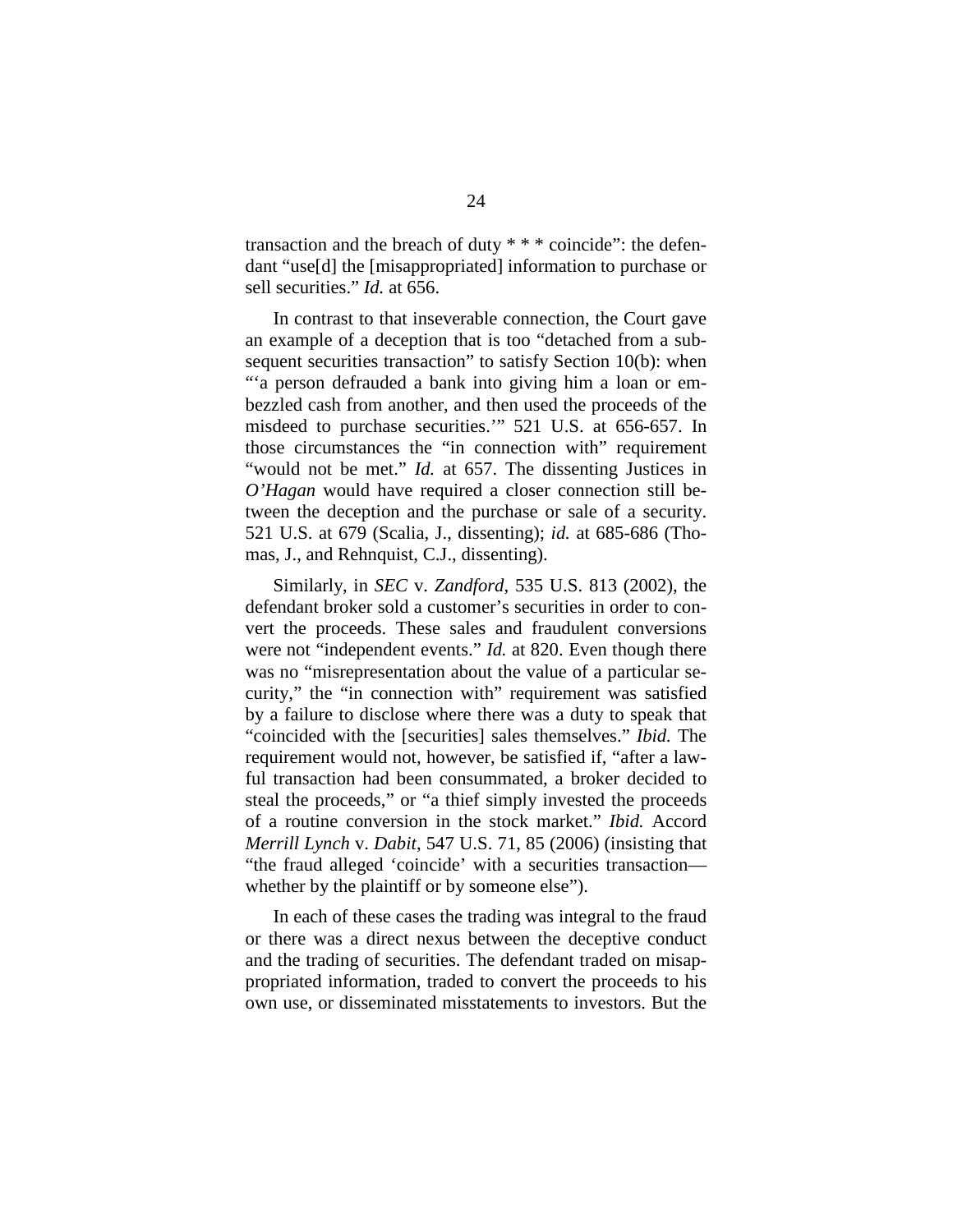transaction and the breach of duty * * * coincide": the defendant "use[d] the [misappropriated] information to purchase or sell securities." *Id.* at 656.

In contrast to that inseverable connection, the Court gave an example of a deception that is too "detached from a subsequent securities transaction" to satisfy Section 10(b): when "'a person defrauded a bank into giving him a loan or embezzled cash from another, and then used the proceeds of the misdeed to purchase securities.'" 521 U.S. at 656-657. In those circumstances the "in connection with" requirement "would not be met." *Id.* at 657. The dissenting Justices in *O'Hagan* would have required a closer connection still between the deception and the purchase or sale of a security. 521 U.S. at 679 (Scalia, J., dissenting); *id.* at 685-686 (Thomas, J., and Rehnquist, C.J., dissenting).

Similarly, in *SEC* v. *Zandford*, 535 U.S. 813 (2002), the defendant broker sold a customer's securities in order to convert the proceeds. These sales and fraudulent conversions were not "independent events." *Id.* at 820. Even though there was no "misrepresentation about the value of a particular security," the "in connection with" requirement was satisfied by a failure to disclose where there was a duty to speak that "coincided with the [securities] sales themselves." *Ibid.* The requirement would not, however, be satisfied if, "after a lawful transaction had been consummated, a broker decided to steal the proceeds," or "a thief simply invested the proceeds of a routine conversion in the stock market." *Ibid.* Accord *Merrill Lynch* v. *Dabit*, 547 U.S. 71, 85 (2006) (insisting that "the fraud alleged 'coincide' with a securities transaction—whether by the plaintiff or by someone else").

In each of these cases the trading was integral to the fraud or there was a direct nexus between the deceptive conduct and the trading of securities. The defendant traded on misappropriated information, traded to convert the proceeds to his own use, or disseminated misstatements to investors. But the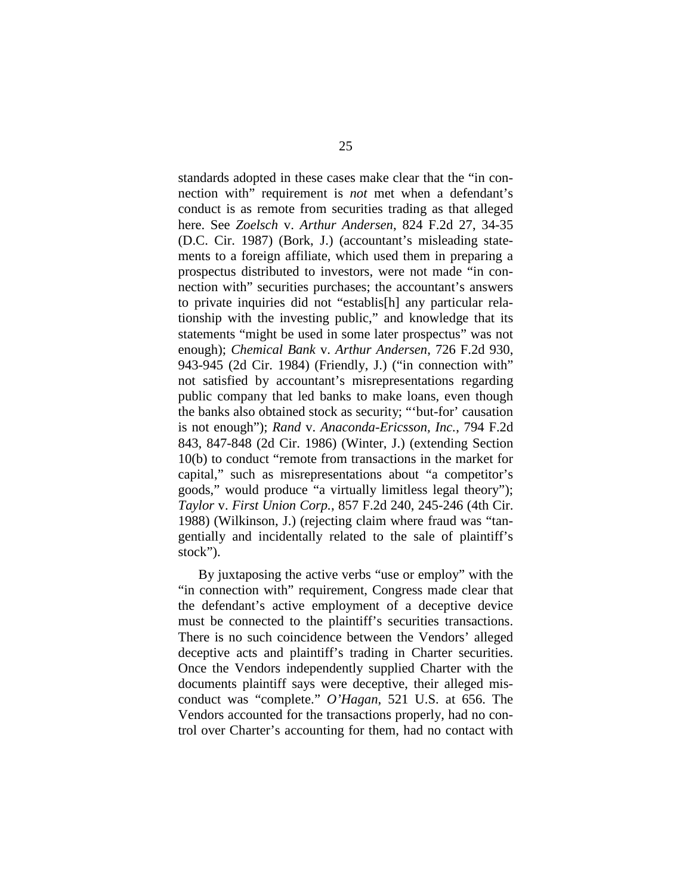standards adopted in these cases make clear that the "in connection with" requirement is *not* met when a defendant's conduct is as remote from securities trading as that alleged here. See *Zoelsch* v. *Arthur Andersen*, 824 F.2d 27, 34-35 (D.C. Cir. 1987) (Bork, J.) (accountant's misleading statements to a foreign affiliate, which used them in preparing a prospectus distributed to investors, were not made "in connection with" securities purchases; the accountant's answers to private inquiries did not "establis[h] any particular relationship with the investing public," and knowledge that its statements "might be used in some later prospectus" was not enough); *Chemical Bank* v. *Arthur Andersen*, 726 F.2d 930, 943-945 (2d Cir. 1984) (Friendly, J.) ("in connection with" not satisfied by accountant's misrepresentations regarding public company that led banks to make loans, even though the banks also obtained stock as security; "'but-for' causation is not enough"); *Rand* v. *Anaconda-Ericsson, Inc.*, 794 F.2d 843, 847-848 (2d Cir. 1986) (Winter, J.) (extending Section 10(b) to conduct "remote from transactions in the market for capital," such as misrepresentations about "a competitor's goods," would produce "a virtually limitless legal theory"); *Taylor* v. *First Union Corp.*, 857 F.2d 240, 245-246 (4th Cir. 1988) (Wilkinson, J.) (rejecting claim where fraud was "tangentially and incidentally related to the sale of plaintiff's stock").

By juxtaposing the active verbs "use or employ" with the "in connection with" requirement, Congress made clear that the defendant's active employment of a deceptive device must be connected to the plaintiff's securities transactions. There is no such coincidence between the Vendors' alleged deceptive acts and plaintiff's trading in Charter securities. Once the Vendors independently supplied Charter with the documents plaintiff says were deceptive, their alleged misconduct was "complete." *O'Hagan*, 521 U.S. at 656. The Vendors accounted for the transactions properly, had no control over Charter's accounting for them, had no contact with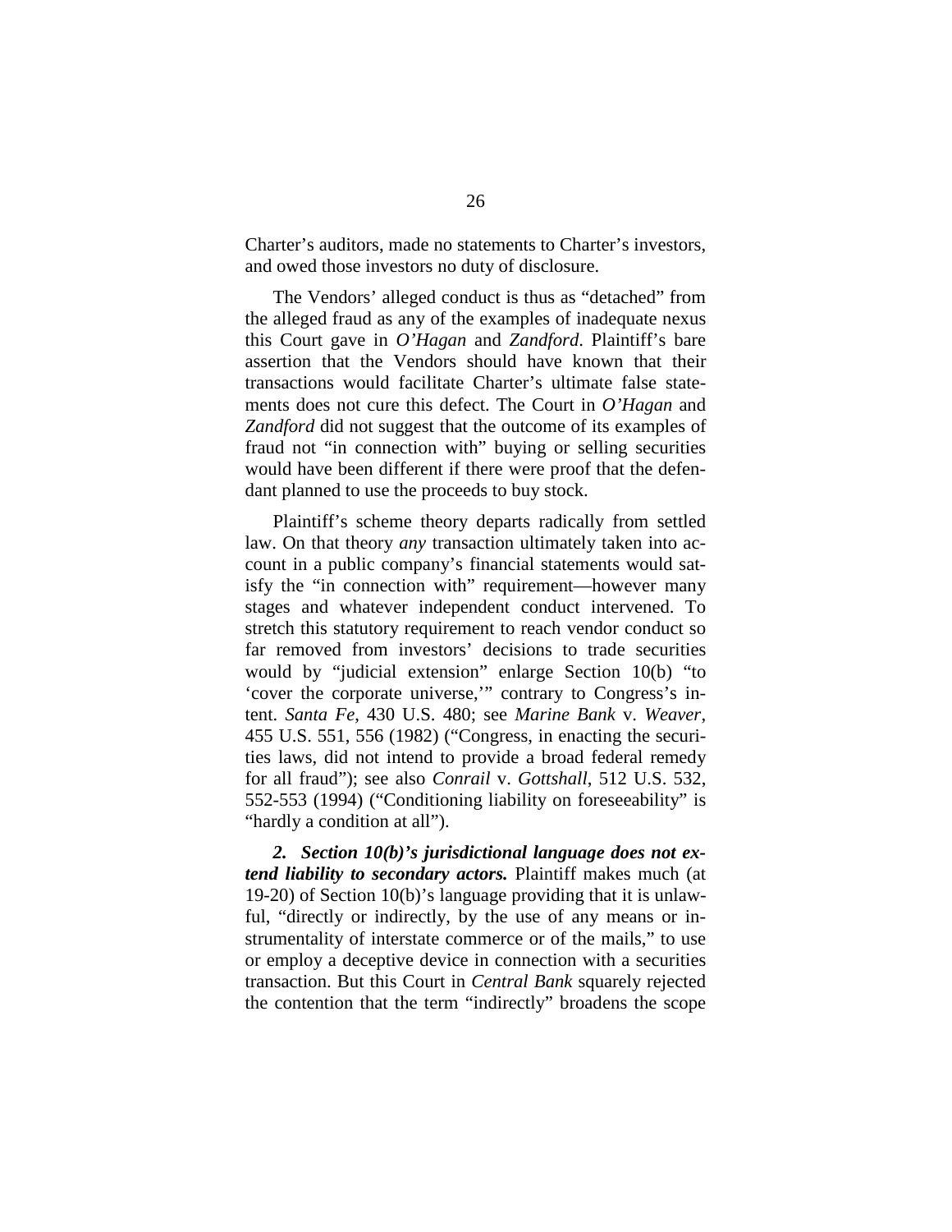Charter's auditors, made no statements to Charter's investors, and owed those investors no duty of disclosure.

The Vendors' alleged conduct is thus as "detached" from the alleged fraud as any of the examples of inadequate nexus this Court gave in *O'Hagan* and *Zandford*. Plaintiff's bare assertion that the Vendors should have known that their transactions would facilitate Charter's ultimate false statements does not cure this defect. The Court in *O'Hagan* and *Zandford* did not suggest that the outcome of its examples of fraud not "in connection with" buying or selling securities would have been different if there were proof that the defendant planned to use the proceeds to buy stock.

Plaintiff's scheme theory departs radically from settled law. On that theory *any* transaction ultimately taken into account in a public company's financial statements would satisfy the "in connection with" requirement—however many stages and whatever independent conduct intervened. To stretch this statutory requirement to reach vendor conduct so far removed from investors' decisions to trade securities would by "judicial extension" enlarge Section 10(b) "to 'cover the corporate universe,'" contrary to Congress's intent. *Santa Fe*, 430 U.S. 480; see *Marine Bank* v. *Weaver*, 455 U.S. 551, 556 (1982) ("Congress, in enacting the securities laws, did not intend to provide a broad federal remedy for all fraud"); see also *Conrail* v. *Gottshall*, 512 U.S. 532, 552-553 (1994) ("Conditioning liability on foreseeability" is "hardly a condition at all").

***2. Section 10(b)'s jurisdictional language does not extend liability to secondary actors.*** Plaintiff makes much (at 19-20) of Section 10(b)'s language providing that it is unlawful, "directly or indirectly, by the use of any means or instrumentality of interstate commerce or of the mails," to use or employ a deceptive device in connection with a securities transaction. But this Court in *Central Bank* squarely rejected the contention that the term "indirectly" broadens the scope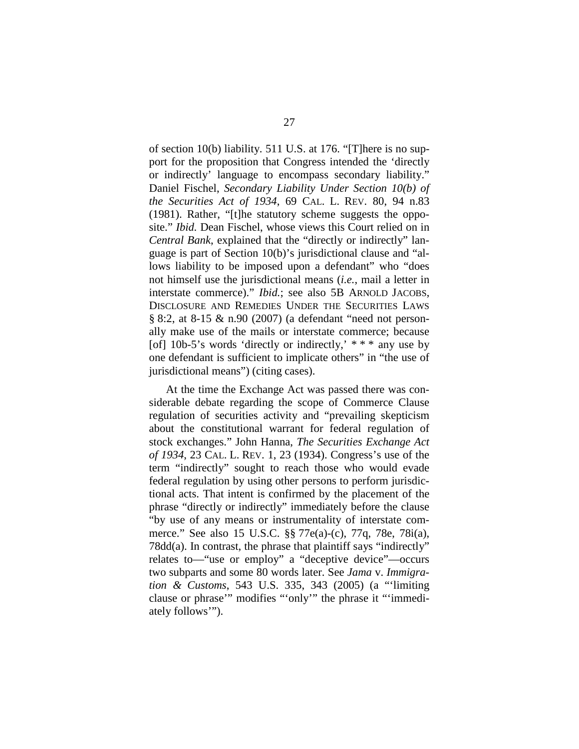of section 10(b) liability. 511 U.S. at 176. "[T]here is no support for the proposition that Congress intended the 'directly or indirectly' language to encompass secondary liability." Daniel Fischel, *Secondary Liability Under Section 10(b) of the Securities Act of 1934*, 69 CAL. L. REV. 80, 94 n.83 (1981). Rather, "[t]he statutory scheme suggests the opposite." *Ibid.* Dean Fischel, whose views this Court relied on in *Central Bank*, explained that the "directly or indirectly" language is part of Section 10(b)'s jurisdictional clause and "allows liability to be imposed upon a defendant" who "does not himself use the jurisdictional means (*i.e.*, mail a letter in interstate commerce)." *Ibid.*; see also 5B ARNOLD JACOBS, DISCLOSURE AND REMEDIES UNDER THE SECURITIES LAWS § 8:2, at 8-15 & n.90 (2007) (a defendant "need not personally make use of the mails or interstate commerce; because [of] 10b-5's words 'directly or indirectly,' * * * any use by one defendant is sufficient to implicate others" in "the use of jurisdictional means") (citing cases).

At the time the Exchange Act was passed there was considerable debate regarding the scope of Commerce Clause regulation of securities activity and "prevailing skepticism about the constitutional warrant for federal regulation of stock exchanges." John Hanna, *The Securities Exchange Act of 1934*, 23 CAL. L. REV. 1, 23 (1934). Congress's use of the term "indirectly" sought to reach those who would evade federal regulation by using other persons to perform jurisdictional acts. That intent is confirmed by the placement of the phrase "directly or indirectly" immediately before the clause "by use of any means or instrumentality of interstate commerce." See also 15 U.S.C. §§ 77e(a)-(c), 77q, 78e, 78i(a), 78dd(a). In contrast, the phrase that plaintiff says "indirectly" relates to—"use or employ" a "deceptive device"—occurs two subparts and some 80 words later. See *Jama* v. *Immigration & Customs*, 543 U.S. 335, 343 (2005) (a "'limiting clause or phrase'" modifies "'only'" the phrase it "'immediately follows'").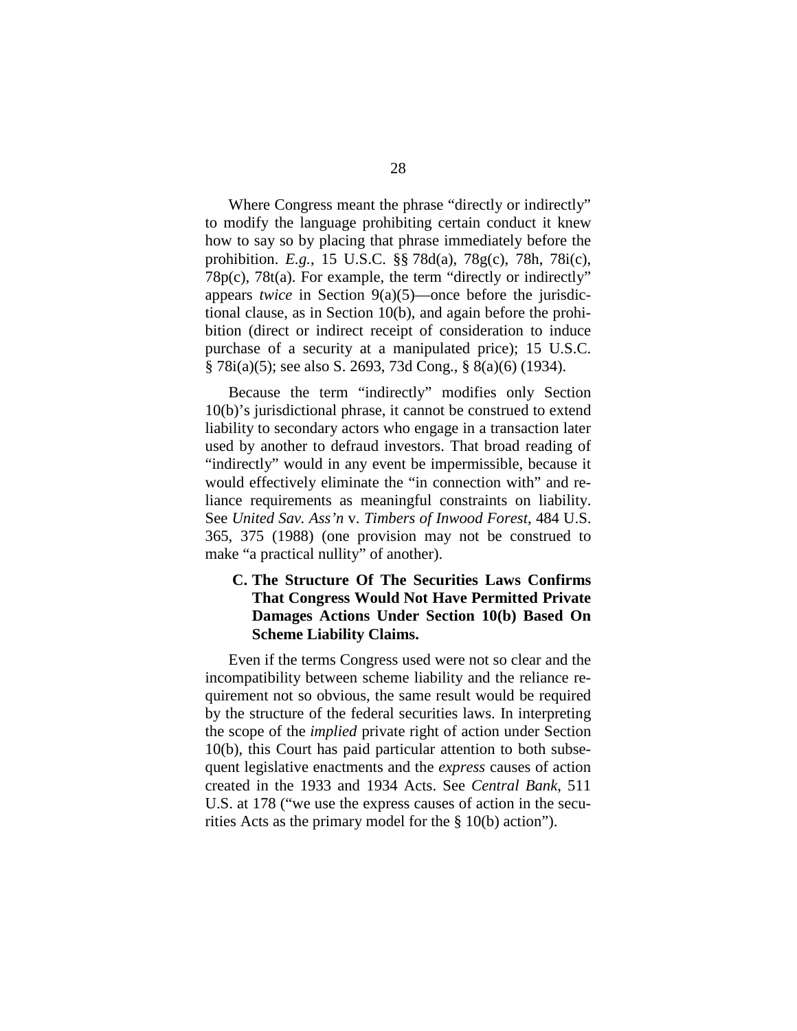Where Congress meant the phrase "directly or indirectly" to modify the language prohibiting certain conduct it knew how to say so by placing that phrase immediately before the prohibition. *E.g.*, 15 U.S.C. §§ 78d(a), 78g(c), 78h, 78i(c), 78p(c), 78t(a). For example, the term "directly or indirectly" appears *twice* in Section 9(a)(5)—once before the jurisdictional clause, as in Section 10(b), and again before the prohibition (direct or indirect receipt of consideration to induce purchase of a security at a manipulated price); 15 U.S.C. § 78i(a)(5); see also S. 2693, 73d Cong., § 8(a)(6) (1934).

Because the term "indirectly" modifies only Section 10(b)'s jurisdictional phrase, it cannot be construed to extend liability to secondary actors who engage in a transaction later used by another to defraud investors. That broad reading of "indirectly" would in any event be impermissible, because it would effectively eliminate the "in connection with" and reliance requirements as meaningful constraints on liability. See *United Sav. Ass'n* v. *Timbers of Inwood Forest*, 484 U.S. 365, 375 (1988) (one provision may not be construed to make "a practical nullity" of another).

### C. The Structure Of The Securities Laws Confirms That Congress Would Not Have Permitted Private Damages Actions Under Section 10(b) Based On Scheme Liability Claims.

Even if the terms Congress used were not so clear and the incompatibility between scheme liability and the reliance requirement not so obvious, the same result would be required by the structure of the federal securities laws. In interpreting the scope of the *implied* private right of action under Section 10(b), this Court has paid particular attention to both subsequent legislative enactments and the *express* causes of action created in the 1933 and 1934 Acts. See *Central Bank*, 511 U.S. at 178 ("we use the express causes of action in the securities Acts as the primary model for the § 10(b) action").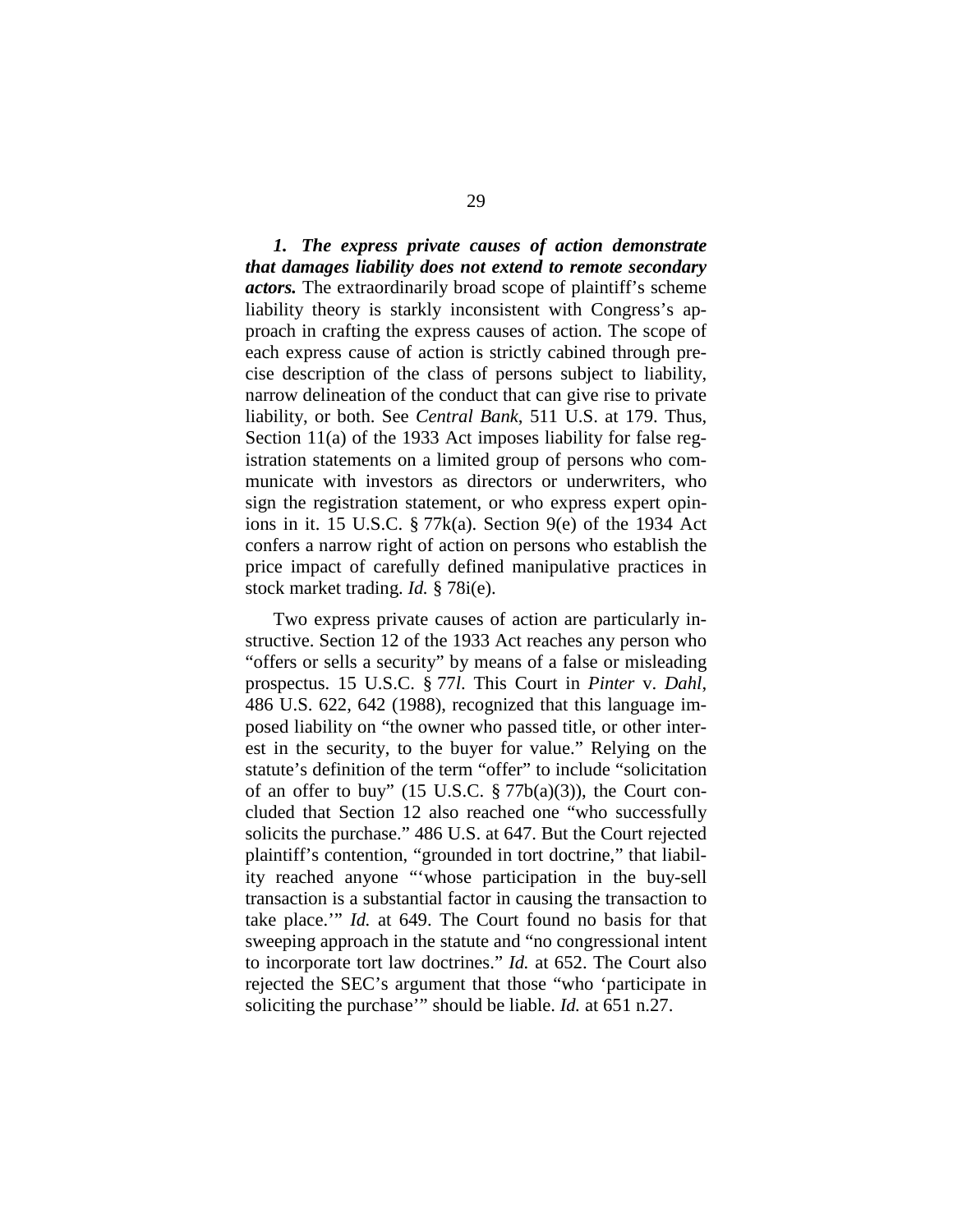***1. The express private causes of action demonstrate that damages liability does not extend to remote secondary actors.*** The extraordinarily broad scope of plaintiff's scheme liability theory is starkly inconsistent with Congress's approach in crafting the express causes of action. The scope of each express cause of action is strictly cabined through precise description of the class of persons subject to liability, narrow delineation of the conduct that can give rise to private liability, or both. See *Central Bank*, 511 U.S. at 179. Thus, Section 11(a) of the 1933 Act imposes liability for false registration statements on a limited group of persons who communicate with investors as directors or underwriters, who sign the registration statement, or who express expert opinions in it. 15 U.S.C. § 77k(a). Section 9(e) of the 1934 Act confers a narrow right of action on persons who establish the price impact of carefully defined manipulative practices in stock market trading. *Id.* § 78i(e).

Two express private causes of action are particularly instructive. Section 12 of the 1933 Act reaches any person who "offers or sells a security" by means of a false or misleading prospectus. 15 U.S.C. § 77*l*. This Court in *Pinter* v. *Dahl*, 486 U.S. 622, 642 (1988), recognized that this language imposed liability on "the owner who passed title, or other interest in the security, to the buyer for value." Relying on the statute's definition of the term "offer" to include "solicitation of an offer to buy" (15 U.S.C. § 77b(a)(3)), the Court concluded that Section 12 also reached one "who successfully solicits the purchase." 486 U.S. at 647. But the Court rejected plaintiff's contention, "grounded in tort doctrine," that liability reached anyone "'whose participation in the buy-sell transaction is a substantial factor in causing the transaction to take place.'" *Id.* at 649. The Court found no basis for that sweeping approach in the statute and "no congressional intent to incorporate tort law doctrines." *Id.* at 652. The Court also rejected the SEC's argument that those "who 'participate in soliciting the purchase'" should be liable. *Id.* at 651 n.27.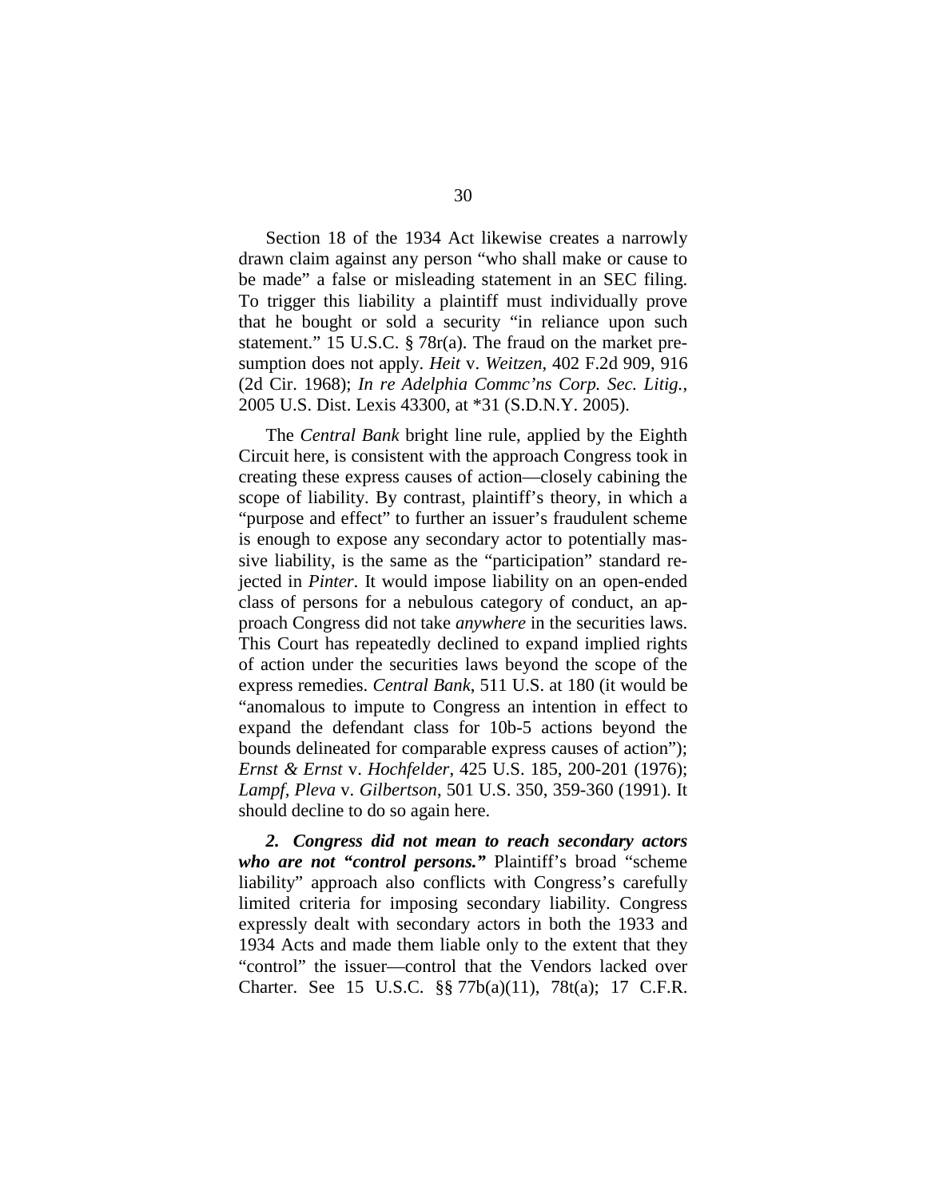Section 18 of the 1934 Act likewise creates a narrowly drawn claim against any person "who shall make or cause to be made" a false or misleading statement in an SEC filing. To trigger this liability a plaintiff must individually prove that he bought or sold a security "in reliance upon such statement." 15 U.S.C. § 78r(a). The fraud on the market presumption does not apply. *Heit* v. *Weitzen*, 402 F.2d 909, 916 (2d Cir. 1968); *In re Adelphia Commc'ns Corp. Sec. Litig.*, 2005 U.S. Dist. Lexis 43300, at \*31 (S.D.N.Y. 2005).

The *Central Bank* bright line rule, applied by the Eighth Circuit here, is consistent with the approach Congress took in creating these express causes of action—closely cabining the scope of liability. By contrast, plaintiff's theory, in which a "purpose and effect" to further an issuer's fraudulent scheme is enough to expose any secondary actor to potentially massive liability, is the same as the "participation" standard rejected in *Pinter*. It would impose liability on an open-ended class of persons for a nebulous category of conduct, an approach Congress did not take *anywhere* in the securities laws. This Court has repeatedly declined to expand implied rights of action under the securities laws beyond the scope of the express remedies. *Central Bank*, 511 U.S. at 180 (it would be "anomalous to impute to Congress an intention in effect to expand the defendant class for 10b-5 actions beyond the bounds delineated for comparable express causes of action"); *Ernst & Ernst* v. *Hochfelder*, 425 U.S. 185, 200-201 (1976); *Lampf, Pleva* v. *Gilbertson*, 501 U.S. 350, 359-360 (1991). It should decline to do so again here.

***2. Congress did not mean to reach secondary actors who are not "control persons."*** Plaintiff's broad "scheme liability" approach also conflicts with Congress's carefully limited criteria for imposing secondary liability. Congress expressly dealt with secondary actors in both the 1933 and 1934 Acts and made them liable only to the extent that they "control" the issuer—control that the Vendors lacked over Charter. See 15 U.S.C. §§ 77b(a)(11), 78t(a); 17 C.F.R.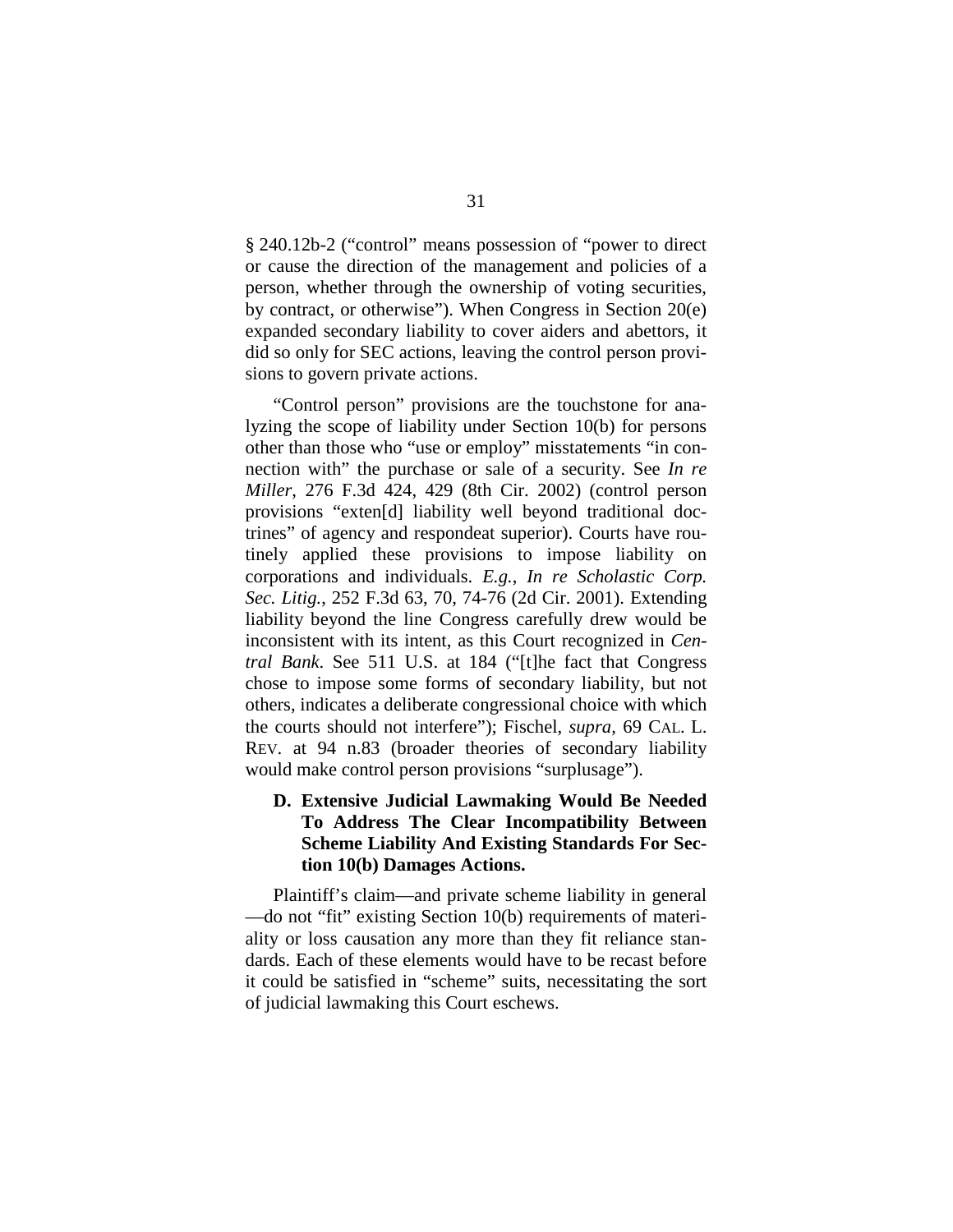§ 240.12b-2 ("control" means possession of "power to direct or cause the direction of the management and policies of a person, whether through the ownership of voting securities, by contract, or otherwise"). When Congress in Section 20(e) expanded secondary liability to cover aiders and abettors, it did so only for SEC actions, leaving the control person provisions to govern private actions.

"Control person" provisions are the touchstone for analyzing the scope of liability under Section 10(b) for persons other than those who "use or employ" misstatements "in connection with" the purchase or sale of a security. See *In re Miller*, 276 F.3d 424, 429 (8th Cir. 2002) (control person provisions "exten[d] liability well beyond traditional doctrines" of agency and respondeat superior). Courts have routinely applied these provisions to impose liability on corporations and individuals. *E.g.*, *In re Scholastic Corp. Sec. Litig.*, 252 F.3d 63, 70, 74-76 (2d Cir. 2001). Extending liability beyond the line Congress carefully drew would be inconsistent with its intent, as this Court recognized in *Central Bank*. See 511 U.S. at 184 ("[t]he fact that Congress chose to impose some forms of secondary liability, but not others, indicates a deliberate congressional choice with which the courts should not interfere"); Fischel, *supra*, 69 CAL. L. REV. at 94 n.83 (broader theories of secondary liability would make control person provisions "surplusage").

### D. Extensive Judicial Lawmaking Would Be Needed To Address The Clear Incompatibility Between Scheme Liability And Existing Standards For Section 10(b) Damages Actions.

Plaintiff's claim—and private scheme liability in general—do not "fit" existing Section 10(b) requirements of materiality or loss causation any more than they fit reliance standards. Each of these elements would have to be recast before it could be satisfied in "scheme" suits, necessitating the sort of judicial lawmaking this Court eschews.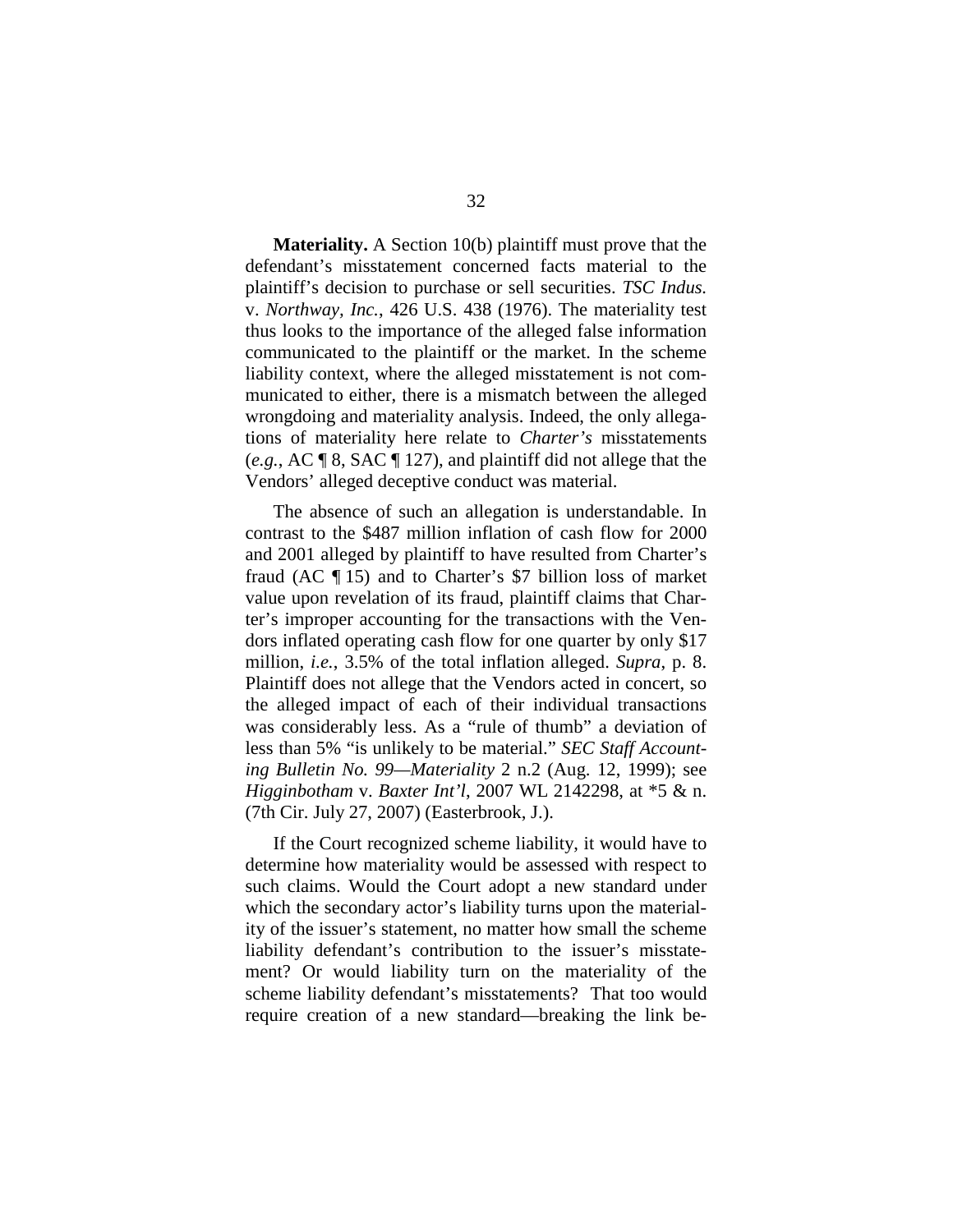**Materiality.** A Section 10(b) plaintiff must prove that the defendant's misstatement concerned facts material to the plaintiff's decision to purchase or sell securities. *TSC Indus.* v. *Northway, Inc.*, 426 U.S. 438 (1976). The materiality test thus looks to the importance of the alleged false information communicated to the plaintiff or the market. In the scheme liability context, where the alleged misstatement is not communicated to either, there is a mismatch between the alleged wrongdoing and materiality analysis. Indeed, the only allegations of materiality here relate to *Charter's* misstatements (*e.g.*, AC ¶ 8, SAC ¶ 127), and plaintiff did not allege that the Vendors' alleged deceptive conduct was material.

The absence of such an allegation is understandable. In contrast to the $487 million inflation of cash flow for 2000 and 2001 alleged by plaintiff to have resulted from Charter's fraud (AC ¶ 15) and to Charter's $7 billion loss of market value upon revelation of its fraud, plaintiff claims that Charter's improper accounting for the transactions with the Vendors inflated operating cash flow for one quarter by only $17 million, *i.e.*, 3.5% of the total inflation alleged. *Supra*, p. 8. Plaintiff does not allege that the Vendors acted in concert, so the alleged impact of each of their individual transactions was considerably less. As a "rule of thumb" a deviation of less than 5% "is unlikely to be material." *SEC Staff Accounting Bulletin No. 99—Materiality* 2 n.2 (Aug. 12, 1999); see *Higginbotham* v. *Baxter Int'l*, 2007 WL 2142298, at *5 & n. (7th Cir. July 27, 2007) (Easterbrook, J.).

If the Court recognized scheme liability, it would have to determine how materiality would be assessed with respect to such claims. Would the Court adopt a new standard under which the secondary actor's liability turns upon the materiality of the issuer's statement, no matter how small the scheme liability defendant's contribution to the issuer's misstatement? Or would liability turn on the materiality of the scheme liability defendant's misstatements? That too would require creation of a new standard—breaking the link be-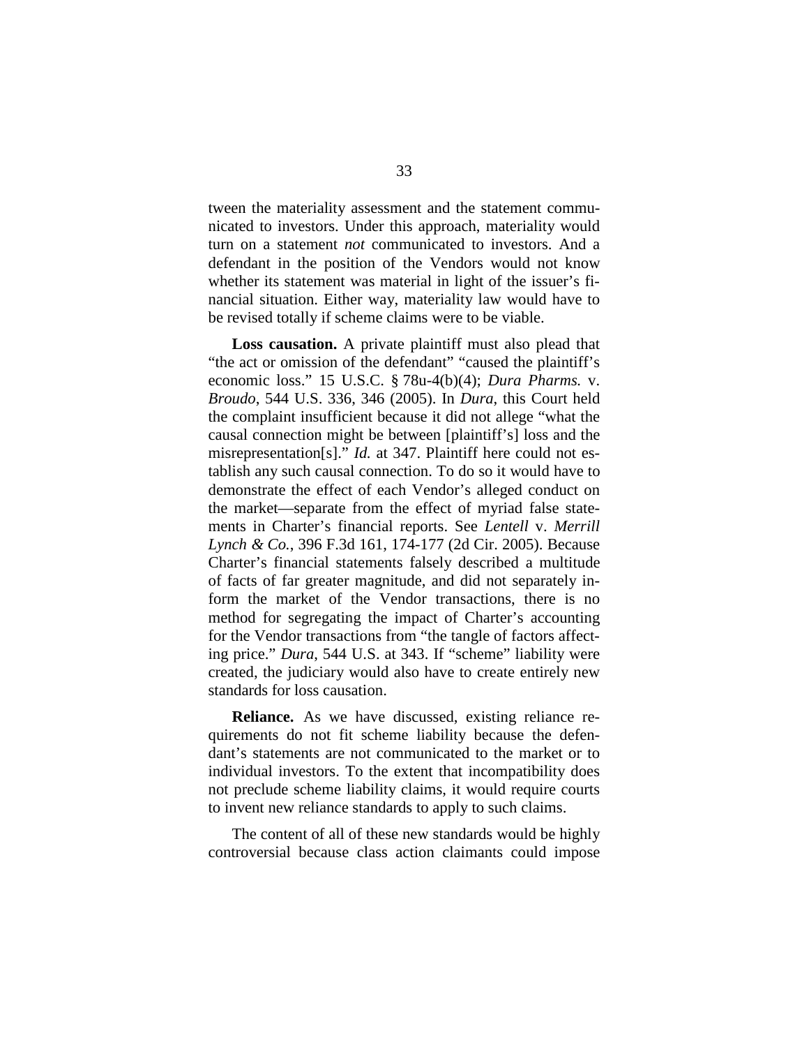tween the materiality assessment and the statement communicated to investors. Under this approach, materiality would turn on a statement *not* communicated to investors. And a defendant in the position of the Vendors would not know whether its statement was material in light of the issuer's financial situation. Either way, materiality law would have to be revised totally if scheme claims were to be viable.

**Loss causation.** A private plaintiff must also plead that "the act or omission of the defendant" "caused the plaintiff's economic loss." 15 U.S.C. § 78u-4(b)(4); *Dura Pharms.* v. *Broudo*, 544 U.S. 336, 346 (2005). In *Dura*, this Court held the complaint insufficient because it did not allege "what the causal connection might be between [plaintiff's] loss and the misrepresentation[s]." *Id.* at 347. Plaintiff here could not establish any such causal connection. To do so it would have to demonstrate the effect of each Vendor's alleged conduct on the market—separate from the effect of myriad false statements in Charter's financial reports. See *Lentell* v. *Merrill Lynch & Co.*, 396 F.3d 161, 174-177 (2d Cir. 2005). Because Charter's financial statements falsely described a multitude of facts of far greater magnitude, and did not separately inform the market of the Vendor transactions, there is no method for segregating the impact of Charter's accounting for the Vendor transactions from "the tangle of factors affecting price." *Dura*, 544 U.S. at 343. If "scheme" liability were created, the judiciary would also have to create entirely new standards for loss causation.

**Reliance.** As we have discussed, existing reliance requirements do not fit scheme liability because the defendant's statements are not communicated to the market or to individual investors. To the extent that incompatibility does not preclude scheme liability claims, it would require courts to invent new reliance standards to apply to such claims.

The content of all of these new standards would be highly controversial because class action claimants could impose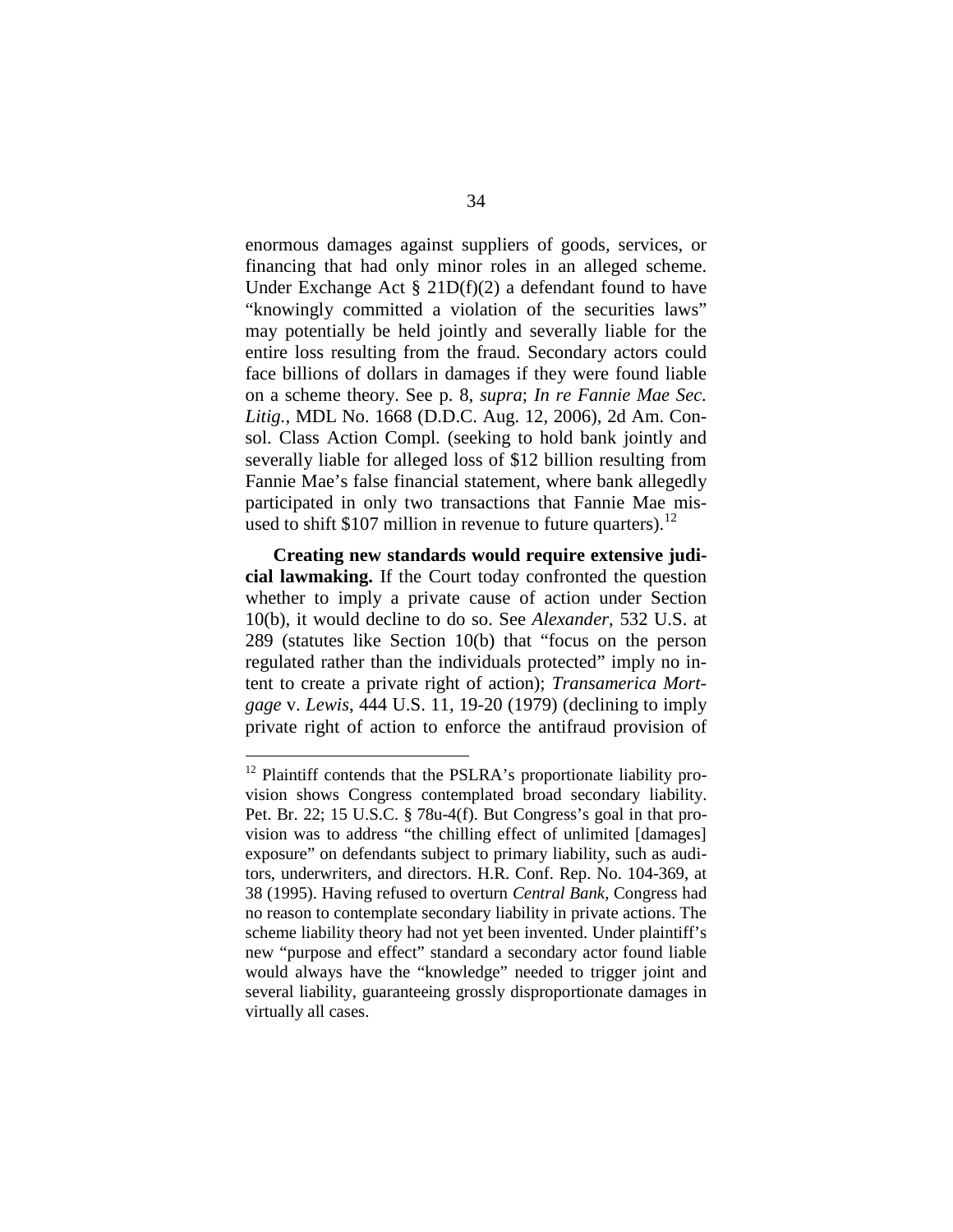enormous damages against suppliers of goods, services, or financing that had only minor roles in an alleged scheme. Under Exchange Act § 21D(f)(2) a defendant found to have "knowingly committed a violation of the securities laws" may potentially be held jointly and severally liable for the entire loss resulting from the fraud. Secondary actors could face billions of dollars in damages if they were found liable on a scheme theory. See p. 8, *supra*; *In re Fannie Mae Sec. Litig.*, MDL No. 1668 (D.D.C. Aug. 12, 2006), 2d Am. Consol. Class Action Compl. (seeking to hold bank jointly and severally liable for alleged loss of $12 billion resulting from Fannie Mae's false financial statement, where bank allegedly participated in only two transactions that Fannie Mae misused to shift $107 million in revenue to future quarters).[12]

**Creating new standards would require extensive judicial lawmaking.** If the Court today confronted the question whether to imply a private cause of action under Section 10(b), it would decline to do so. See *Alexander*, 532 U.S. at 289 (statutes like Section 10(b) that "focus on the person regulated rather than the individuals protected" imply no intent to create a private right of action); *Transamerica Mortgage* v. *Lewis*, 444 U.S. 11, 19-20 (1979) (declining to imply private right of action to enforce the antifraud provision of

---

[12] Plaintiff contends that the PSLRA's proportionate liability provision shows Congress contemplated broad secondary liability. Pet. Br. 22; 15 U.S.C. § 78u-4(f). But Congress's goal in that provision was to address "the chilling effect of unlimited [damages] exposure" on defendants subject to primary liability, such as auditors, underwriters, and directors. H.R. Conf. Rep. No. 104-369, at 38 (1995). Having refused to overturn *Central Bank*, Congress had no reason to contemplate secondary liability in private actions. The scheme liability theory had not yet been invented. Under plaintiff's new "purpose and effect" standard a secondary actor found liable would always have the "knowledge" needed to trigger joint and several liability, guaranteeing grossly disproportionate damages in virtually all cases.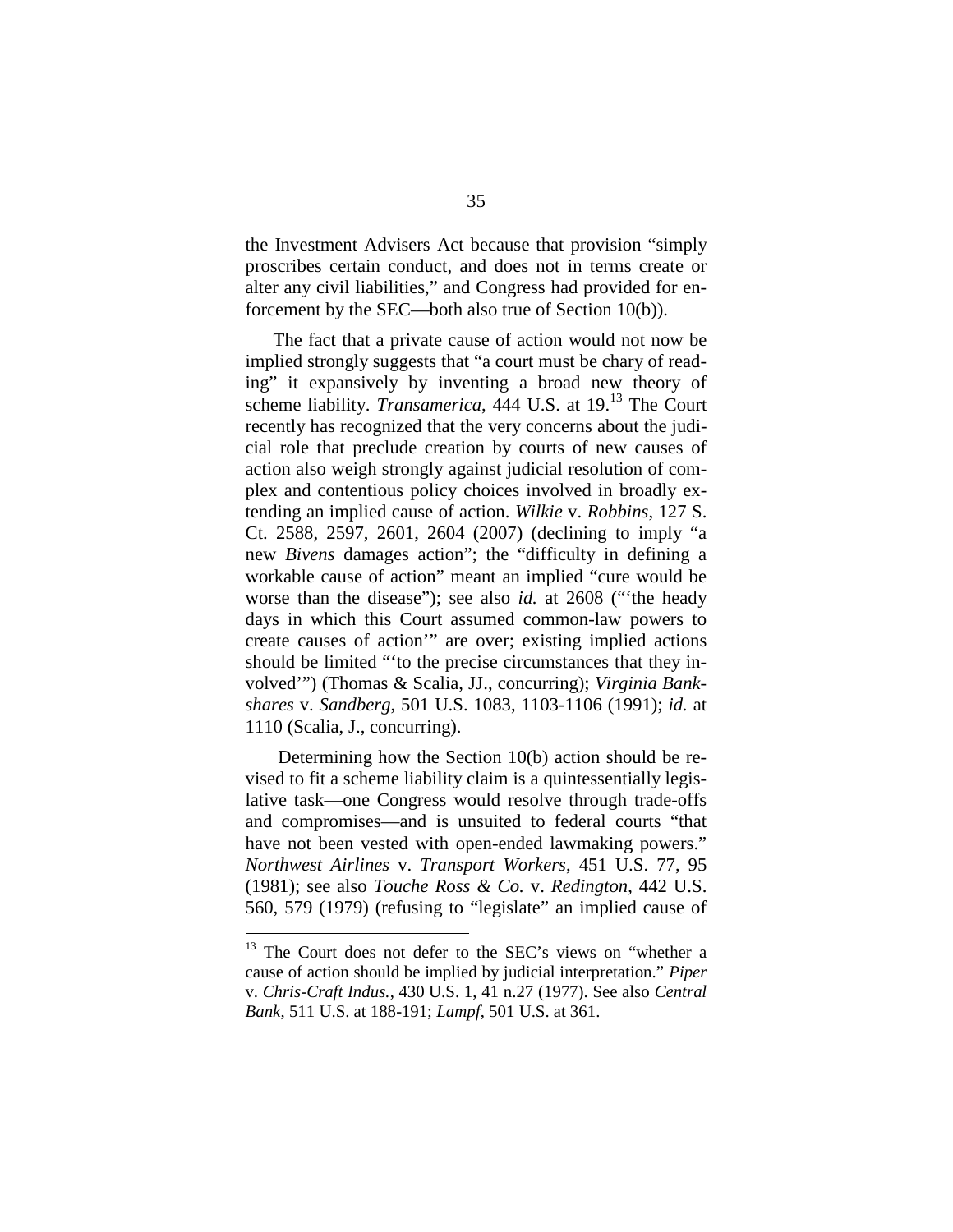the Investment Advisers Act because that provision "simply proscribes certain conduct, and does not in terms create or alter any civil liabilities," and Congress had provided for enforcement by the SEC—both also true of Section 10(b)).

The fact that a private cause of action would not now be implied strongly suggests that "a court must be chary of reading" it expansively by inventing a broad new theory of scheme liability. *Transamerica*, 444 U.S. at 19.[13] The Court recently has recognized that the very concerns about the judicial role that preclude creation by courts of new causes of action also weigh strongly against judicial resolution of complex and contentious policy choices involved in broadly extending an implied cause of action. *Wilkie* v. *Robbins*, 127 S. Ct. 2588, 2597, 2601, 2604 (2007) (declining to imply "a new *Bivens* damages action"; the "difficulty in defining a workable cause of action" meant an implied "cure would be worse than the disease"); see also *id.* at 2608 ("'the heady days in which this Court assumed common-law powers to create causes of action'" are over; existing implied actions should be limited "'to the precise circumstances that they involved'") (Thomas & Scalia, JJ., concurring); *Virginia Bankshares* v. *Sandberg*, 501 U.S. 1083, 1103-1106 (1991); *id.* at 1110 (Scalia, J., concurring).

Determining how the Section 10(b) action should be revised to fit a scheme liability claim is a quintessentially legislative task—one Congress would resolve through trade-offs and compromises—and is unsuited to federal courts "that have not been vested with open-ended lawmaking powers." *Northwest Airlines* v. *Transport Workers*, 451 U.S. 77, 95 (1981); see also *Touche Ross & Co.* v. *Redington*, 442 U.S. 560, 579 (1979) (refusing to "legislate" an implied cause of

---

[13] The Court does not defer to the SEC's views on "whether a cause of action should be implied by judicial interpretation." *Piper* v. *Chris-Craft Indus.*, 430 U.S. 1, 41 n.27 (1977). See also *Central Bank*, 511 U.S. at 188-191; *Lampf*, 501 U.S. at 361.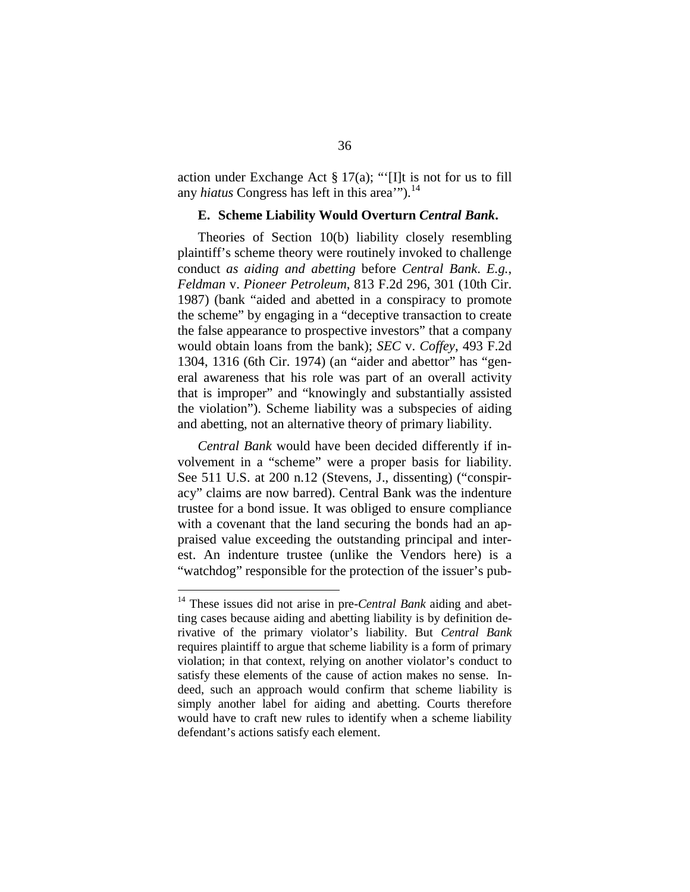action under Exchange Act § 17(a); "'[I]t is not for us to fill any *hiatus* Congress has left in this area'").[14]

### E. Scheme Liability Would Overturn *Central Bank*.

Theories of Section 10(b) liability closely resembling plaintiff's scheme theory were routinely invoked to challenge conduct *as aiding and abetting* before *Central Bank*. *E.g.*, *Feldman* v. *Pioneer Petroleum*, 813 F.2d 296, 301 (10th Cir. 1987) (bank "aided and abetted in a conspiracy to promote the scheme" by engaging in a "deceptive transaction to create the false appearance to prospective investors" that a company would obtain loans from the bank); *SEC* v. *Coffey*, 493 F.2d 1304, 1316 (6th Cir. 1974) (an "aider and abettor" has "general awareness that his role was part of an overall activity that is improper" and "knowingly and substantially assisted the violation"). Scheme liability was a subspecies of aiding and abetting, not an alternative theory of primary liability.

*Central Bank* would have been decided differently if involvement in a "scheme" were a proper basis for liability. See 511 U.S. at 200 n.12 (Stevens, J., dissenting) ("conspiracy" claims are now barred). Central Bank was the indenture trustee for a bond issue. It was obliged to ensure compliance with a covenant that the land securing the bonds had an appraised value exceeding the outstanding principal and interest. An indenture trustee (unlike the Vendors here) is a "watchdog" responsible for the protection of the issuer's pub-

[14] These issues did not arise in pre-*Central Bank* aiding and abetting cases because aiding and abetting liability is by definition derivative of the primary violator's liability. But *Central Bank* requires plaintiff to argue that scheme liability is a form of primary violation; in that context, relying on another violator's conduct to satisfy these elements of the cause of action makes no sense. Indeed, such an approach would confirm that scheme liability is simply another label for aiding and abetting. Courts therefore would have to craft new rules to identify when a scheme liability defendant's actions satisfy each element.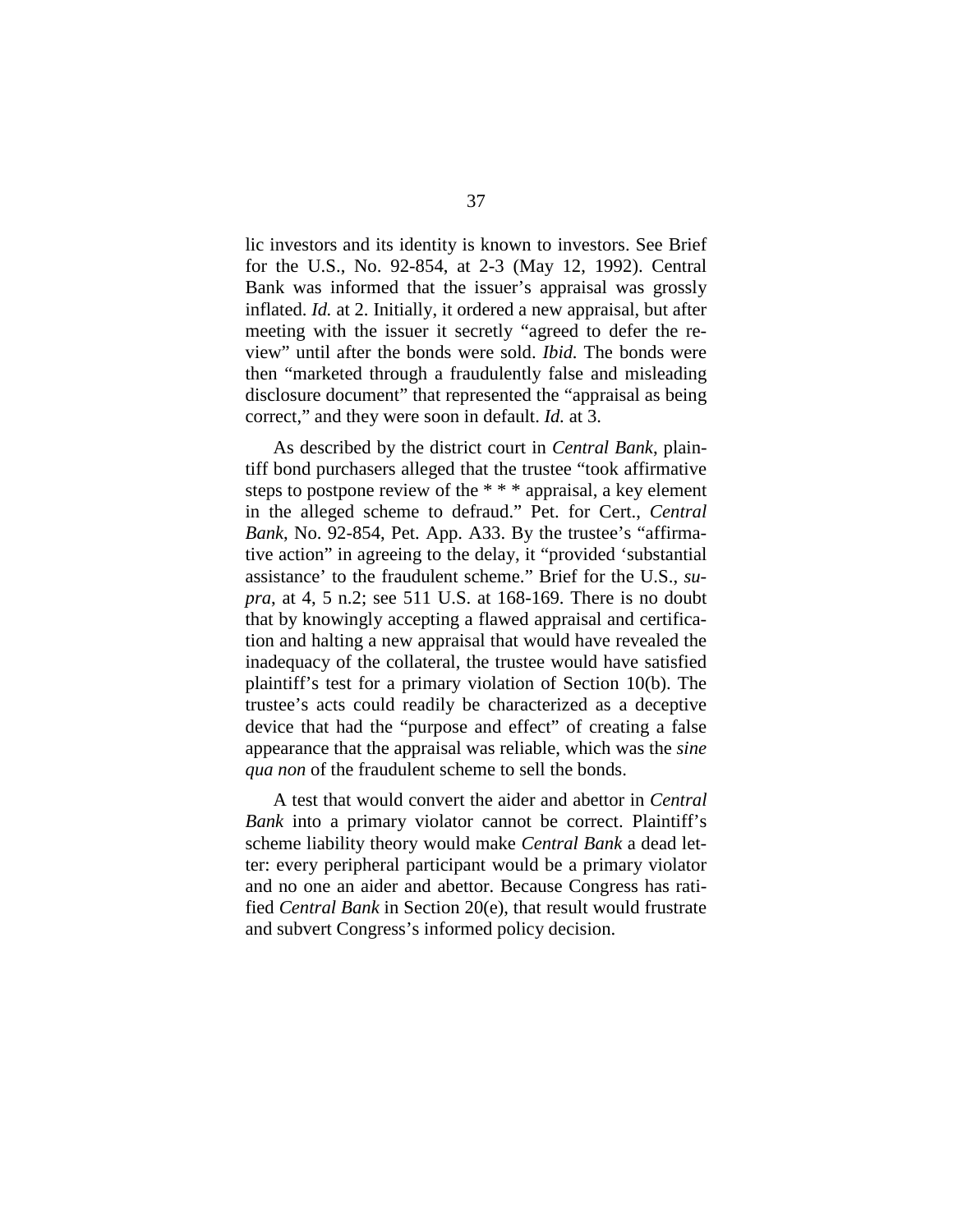lic investors and its identity is known to investors. See Brief for the U.S., No. 92-854, at 2-3 (May 12, 1992). Central Bank was informed that the issuer's appraisal was grossly inflated. *Id.* at 2. Initially, it ordered a new appraisal, but after meeting with the issuer it secretly "agreed to defer the review" until after the bonds were sold. *Ibid.* The bonds were then "marketed through a fraudulently false and misleading disclosure document" that represented the "appraisal as being correct," and they were soon in default. *Id.* at 3.

As described by the district court in *Central Bank*, plaintiff bond purchasers alleged that the trustee "took affirmative steps to postpone review of the * * * appraisal, a key element in the alleged scheme to defraud." Pet. for Cert., *Central Bank*, No. 92-854, Pet. App. A33. By the trustee's "affirmative action" in agreeing to the delay, it "provided 'substantial assistance' to the fraudulent scheme." Brief for the U.S., *supra*, at 4, 5 n.2; see 511 U.S. at 168-169. There is no doubt that by knowingly accepting a flawed appraisal and certification and halting a new appraisal that would have revealed the inadequacy of the collateral, the trustee would have satisfied plaintiff's test for a primary violation of Section 10(b). The trustee's acts could readily be characterized as a deceptive device that had the "purpose and effect" of creating a false appearance that the appraisal was reliable, which was the *sine qua non* of the fraudulent scheme to sell the bonds.

A test that would convert the aider and abettor in *Central Bank* into a primary violator cannot be correct. Plaintiff's scheme liability theory would make *Central Bank* a dead letter: every peripheral participant would be a primary violator and no one an aider and abettor. Because Congress has ratified *Central Bank* in Section 20(e), that result would frustrate and subvert Congress's informed policy decision.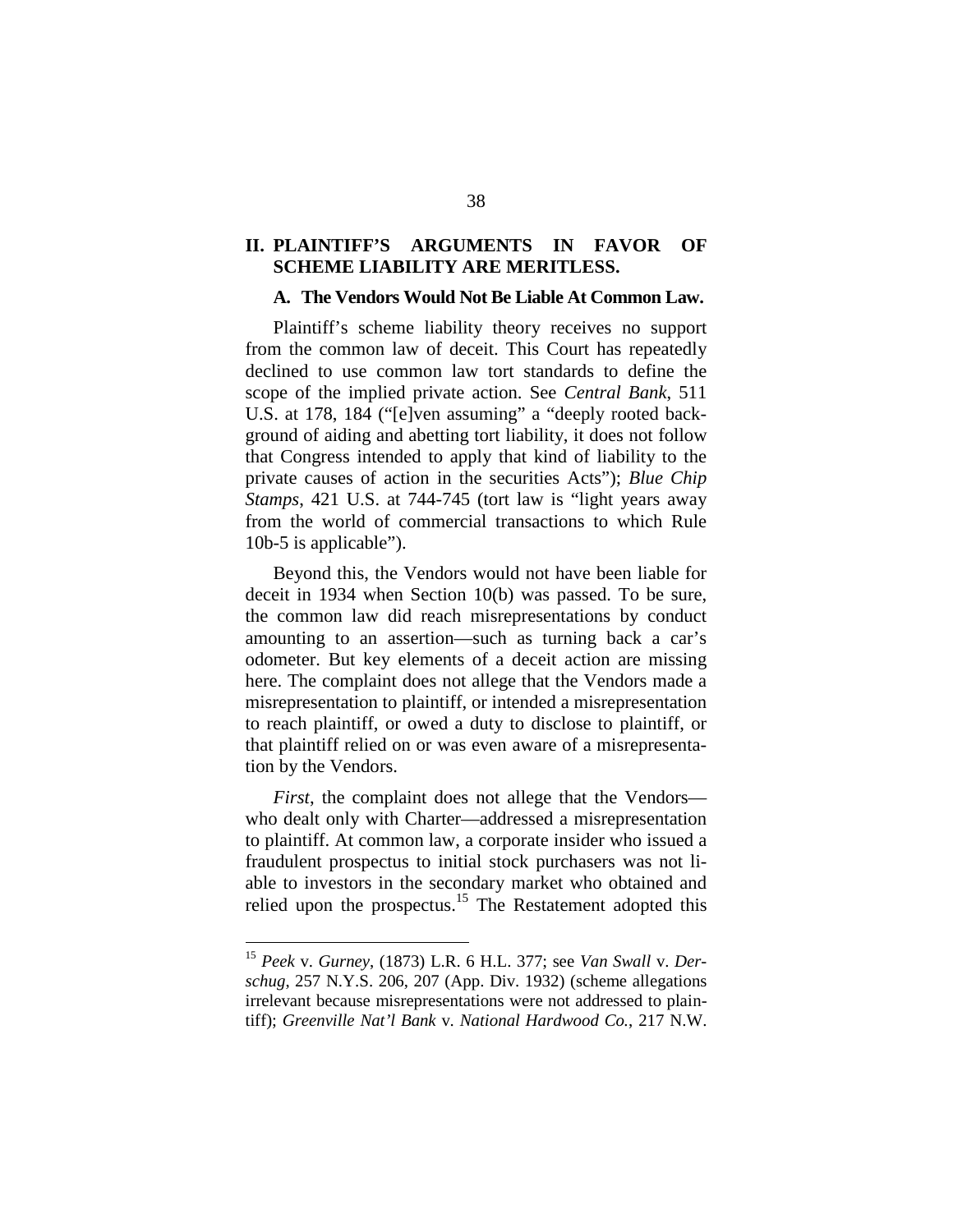## II. PLAINTIFF'S ARGUMENTS IN FAVOR OF SCHEME LIABILITY ARE MERITLESS.

### A. The Vendors Would Not Be Liable At Common Law.

Plaintiff's scheme liability theory receives no support from the common law of deceit. This Court has repeatedly declined to use common law tort standards to define the scope of the implied private action. See *Central Bank*, 511 U.S. at 178, 184 ("[e]ven assuming" a "deeply rooted background of aiding and abetting tort liability, it does not follow that Congress intended to apply that kind of liability to the private causes of action in the securities Acts"); *Blue Chip Stamps*, 421 U.S. at 744-745 (tort law is "light years away from the world of commercial transactions to which Rule 10b-5 is applicable").

Beyond this, the Vendors would not have been liable for deceit in 1934 when Section 10(b) was passed. To be sure, the common law did reach misrepresentations by conduct amounting to an assertion—such as turning back a car's odometer. But key elements of a deceit action are missing here. The complaint does not allege that the Vendors made a misrepresentation to plaintiff, or intended a misrepresentation to reach plaintiff, or owed a duty to disclose to plaintiff, or that plaintiff relied on or was even aware of a misrepresentation by the Vendors.

*First*, the complaint does not allege that the Vendors—who dealt only with Charter—addressed a misrepresentation to plaintiff. At common law, a corporate insider who issued a fraudulent prospectus to initial stock purchasers was not liable to investors in the secondary market who obtained and relied upon the prospectus.[15] The Restatement adopted this

---

[15] *Peek* v. *Gurney*, (1873) L.R. 6 H.L. 377; see *Van Swall* v. *Derschug*, 257 N.Y.S. 206, 207 (App. Div. 1932) (scheme allegations irrelevant because misrepresentations were not addressed to plaintiff); *Greenville Nat'l Bank* v. *National Hardwood Co.*, 217 N.W.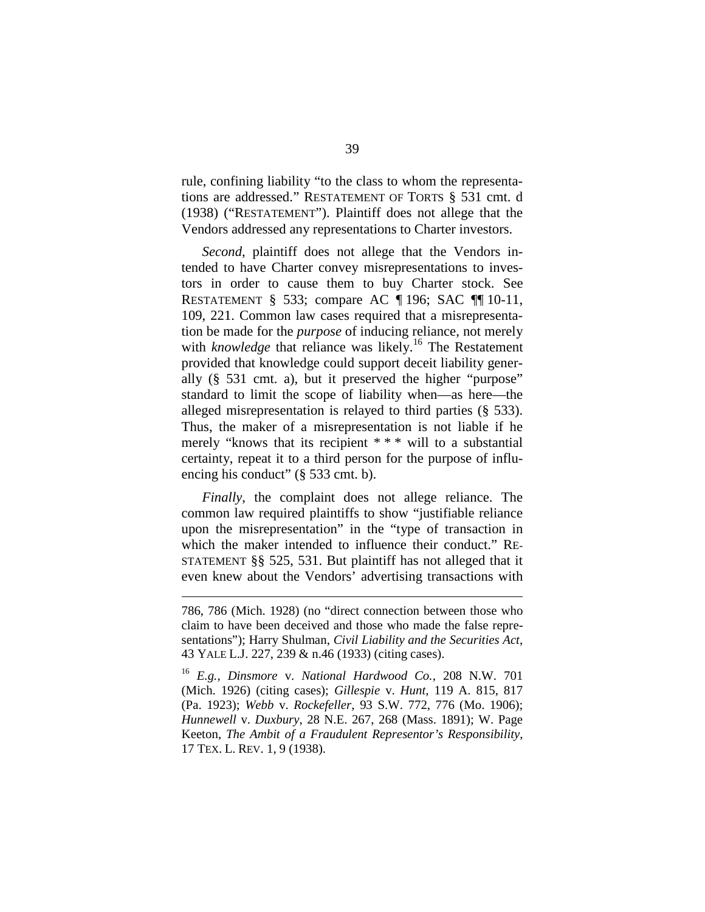rule, confining liability "to the class to whom the representations are addressed." RESTATEMENT OF TORTS § 531 cmt. d (1938) ("RESTATEMENT"). Plaintiff does not allege that the Vendors addressed any representations to Charter investors.

*Second*, plaintiff does not allege that the Vendors intended to have Charter convey misrepresentations to investors in order to cause them to buy Charter stock. See RESTATEMENT § 533; compare AC ¶ 196; SAC ¶¶ 10-11, 109, 221. Common law cases required that a misrepresentation be made for the *purpose* of inducing reliance, not merely with *knowledge* that reliance was likely.[16] The Restatement provided that knowledge could support deceit liability generally (§ 531 cmt. a), but it preserved the higher "purpose" standard to limit the scope of liability when—as here—the alleged misrepresentation is relayed to third parties (§ 533). Thus, the maker of a misrepresentation is not liable if he merely "knows that its recipient * * * will to a substantial certainty, repeat it to a third person for the purpose of influencing his conduct" (§ 533 cmt. b).

*Finally*, the complaint does not allege reliance. The common law required plaintiffs to show "justifiable reliance upon the misrepresentation" in the "type of transaction in which the maker intended to influence their conduct." RESTATEMENT §§ 525, 531. But plaintiff has not alleged that it even knew about the Vendors' advertising transactions with

---

786, 786 (Mich. 1928) (no "direct connection between those who claim to have been deceived and those who made the false representations"); Harry Shulman, *Civil Liability and the Securities Act*, 43 YALE L.J. 227, 239 & n.46 (1933) (citing cases).

[16] *E.g.*, *Dinsmore* v. *National Hardwood Co.*, 208 N.W. 701 (Mich. 1926) (citing cases); *Gillespie* v. *Hunt*, 119 A. 815, 817 (Pa. 1923); *Webb* v. *Rockefeller*, 93 S.W. 772, 776 (Mo. 1906); *Hunnewell* v. *Duxbury*, 28 N.E. 267, 268 (Mass. 1891); W. Page Keeton, *The Ambit of a Fraudulent Representor's Responsibility*, 17 TEX. L. REV. 1, 9 (1938).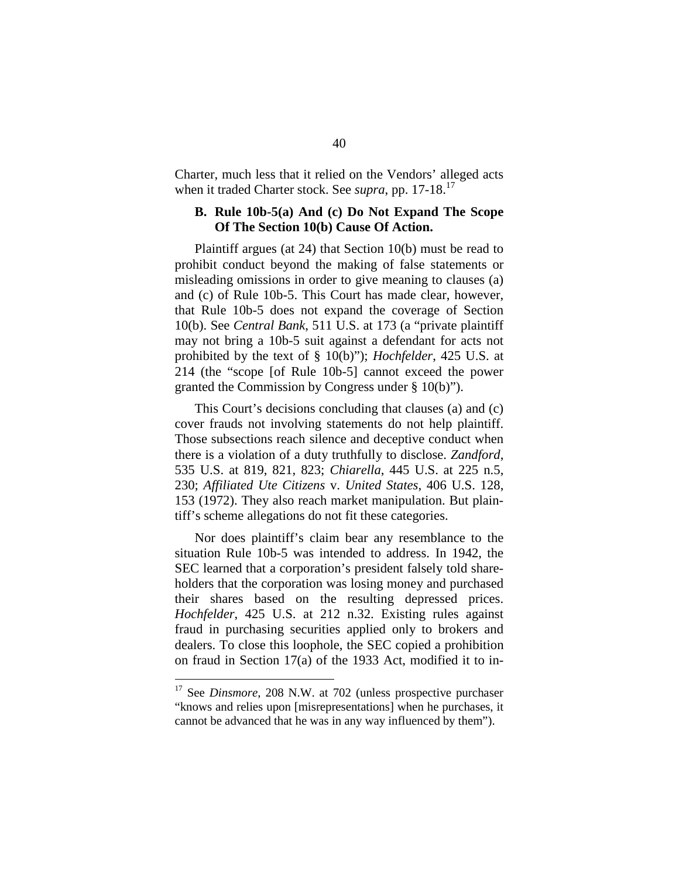Charter, much less that it relied on the Vendors' alleged acts when it traded Charter stock. See *supra*, pp. 17-18.[17]

### B. Rule 10b-5(a) And (c) Do Not Expand The Scope Of The Section 10(b) Cause Of Action.

Plaintiff argues (at 24) that Section 10(b) must be read to prohibit conduct beyond the making of false statements or misleading omissions in order to give meaning to clauses (a) and (c) of Rule 10b-5. This Court has made clear, however, that Rule 10b-5 does not expand the coverage of Section 10(b). See *Central Bank*, 511 U.S. at 173 (a "private plaintiff may not bring a 10b-5 suit against a defendant for acts not prohibited by the text of § 10(b)"); *Hochfelder*, 425 U.S. at 214 (the "scope [of Rule 10b-5] cannot exceed the power granted the Commission by Congress under § 10(b)").

This Court's decisions concluding that clauses (a) and (c) cover frauds not involving statements do not help plaintiff. Those subsections reach silence and deceptive conduct when there is a violation of a duty truthfully to disclose. *Zandford*, 535 U.S. at 819, 821, 823; *Chiarella*, 445 U.S. at 225 n.5, 230; *Affiliated Ute Citizens* v. *United States*, 406 U.S. 128, 153 (1972). They also reach market manipulation. But plaintiff's scheme allegations do not fit these categories.

Nor does plaintiff's claim bear any resemblance to the situation Rule 10b-5 was intended to address. In 1942, the SEC learned that a corporation's president falsely told shareholders that the corporation was losing money and purchased their shares based on the resulting depressed prices. *Hochfelder*, 425 U.S. at 212 n.32. Existing rules against fraud in purchasing securities applied only to brokers and dealers. To close this loophole, the SEC copied a prohibition on fraud in Section 17(a) of the 1933 Act, modified it to in-

---

[17] See *Dinsmore*, 208 N.W. at 702 (unless prospective purchaser "knows and relies upon [misrepresentations] when he purchases, it cannot be advanced that he was in any way influenced by them").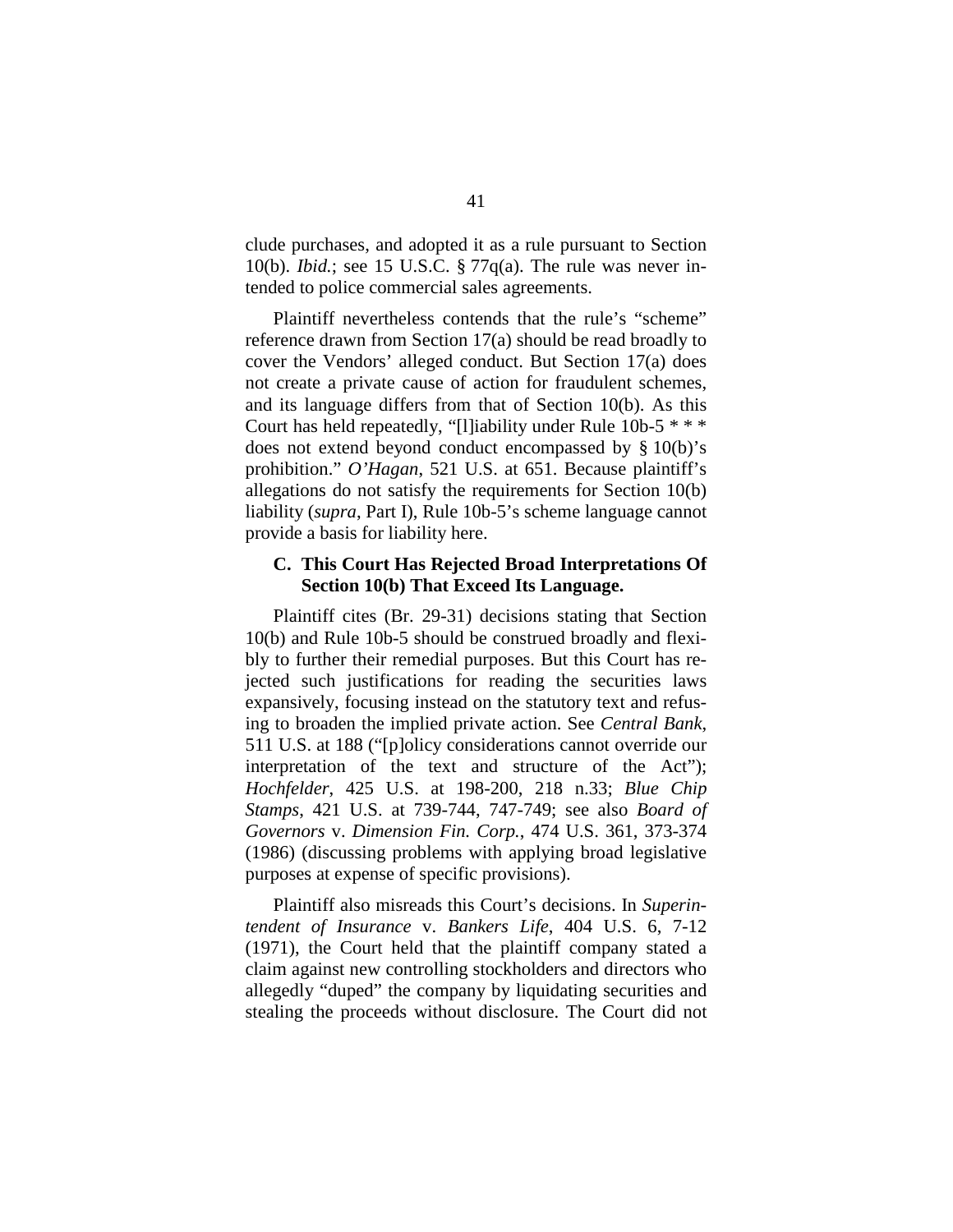clude purchases, and adopted it as a rule pursuant to Section 10(b). *Ibid.*; see 15 U.S.C. § 77q(a). The rule was never intended to police commercial sales agreements.

Plaintiff nevertheless contends that the rule's "scheme" reference drawn from Section 17(a) should be read broadly to cover the Vendors' alleged conduct. But Section 17(a) does not create a private cause of action for fraudulent schemes, and its language differs from that of Section 10(b). As this Court has held repeatedly, "[l]iability under Rule 10b-5 * * * does not extend beyond conduct encompassed by § 10(b)'s prohibition." *O'Hagan*, 521 U.S. at 651. Because plaintiff's allegations do not satisfy the requirements for Section 10(b) liability (*supra*, Part I), Rule 10b-5's scheme language cannot provide a basis for liability here.

### C. This Court Has Rejected Broad Interpretations Of Section 10(b) That Exceed Its Language.

Plaintiff cites (Br. 29-31) decisions stating that Section 10(b) and Rule 10b-5 should be construed broadly and flexibly to further their remedial purposes. But this Court has rejected such justifications for reading the securities laws expansively, focusing instead on the statutory text and refusing to broaden the implied private action. See *Central Bank*, 511 U.S. at 188 ("[p]olicy considerations cannot override our interpretation of the text and structure of the Act"); *Hochfelder*, 425 U.S. at 198-200, 218 n.33; *Blue Chip Stamps*, 421 U.S. at 739-744, 747-749; see also *Board of Governors* v. *Dimension Fin. Corp.*, 474 U.S. 361, 373-374 (1986) (discussing problems with applying broad legislative purposes at expense of specific provisions).

Plaintiff also misreads this Court's decisions. In *Superintendent of Insurance* v. *Bankers Life*, 404 U.S. 6, 7-12 (1971), the Court held that the plaintiff company stated a claim against new controlling stockholders and directors who allegedly "duped" the company by liquidating securities and stealing the proceeds without disclosure. The Court did not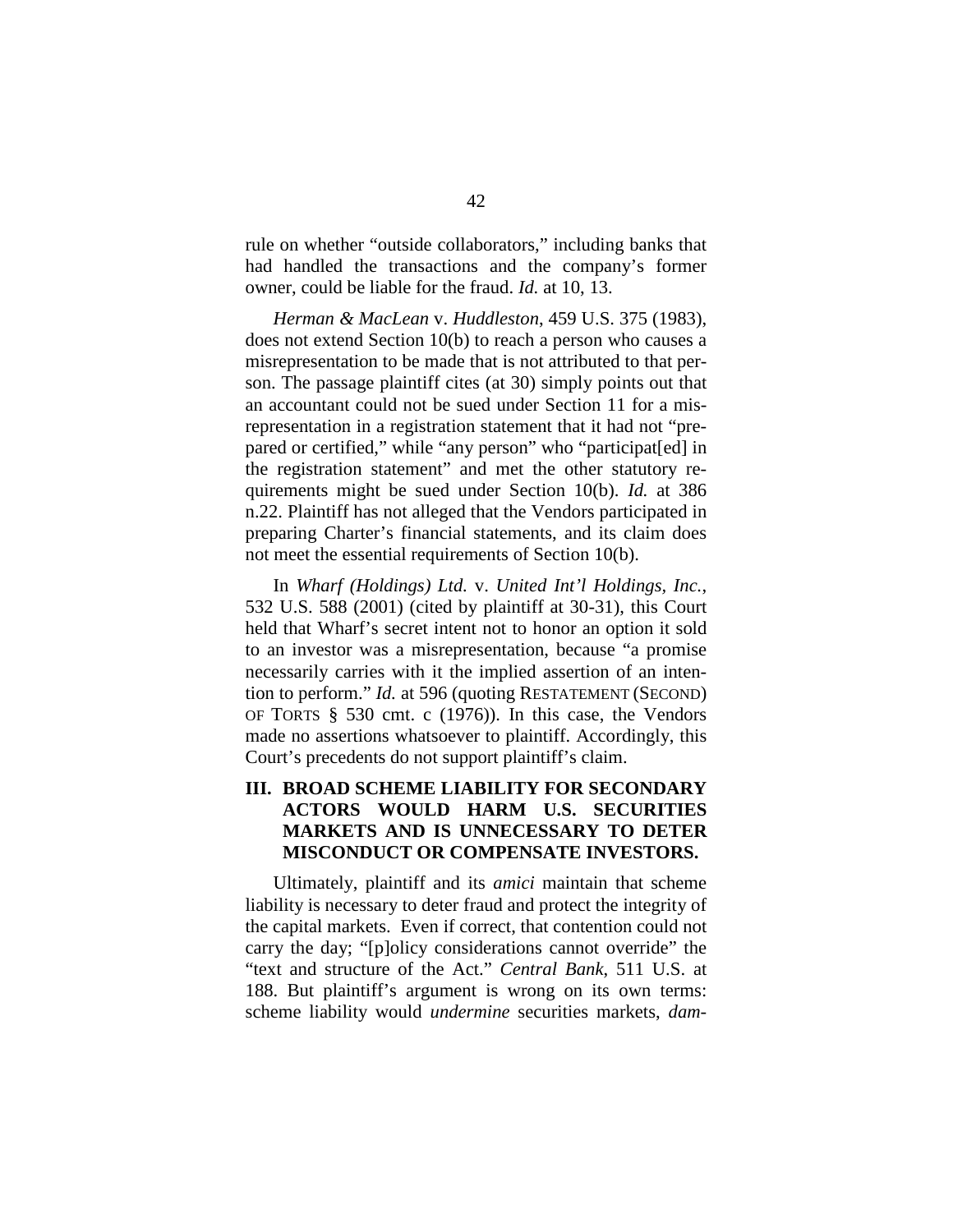rule on whether "outside collaborators," including banks that had handled the transactions and the company's former owner, could be liable for the fraud. *Id.* at 10, 13.

*Herman & MacLean* v. *Huddleston*, 459 U.S. 375 (1983), does not extend Section 10(b) to reach a person who causes a misrepresentation to be made that is not attributed to that person. The passage plaintiff cites (at 30) simply points out that an accountant could not be sued under Section 11 for a misrepresentation in a registration statement that it had not "prepared or certified," while "any person" who "participat[ed] in the registration statement" and met the other statutory requirements might be sued under Section 10(b). *Id.* at 386 n.22. Plaintiff has not alleged that the Vendors participated in preparing Charter's financial statements, and its claim does not meet the essential requirements of Section 10(b).

In *Wharf (Holdings) Ltd.* v. *United Int'l Holdings, Inc.*, 532 U.S. 588 (2001) (cited by plaintiff at 30-31), this Court held that Wharf's secret intent not to honor an option it sold to an investor was a misrepresentation, because "a promise necessarily carries with it the implied assertion of an intention to perform." *Id.* at 596 (quoting RESTATEMENT (SECOND) OF TORTS § 530 cmt. c (1976)). In this case, the Vendors made no assertions whatsoever to plaintiff. Accordingly, this Court's precedents do not support plaintiff's claim.

## III. BROAD SCHEME LIABILITY FOR SECONDARY ACTORS WOULD HARM U.S. SECURITIES MARKETS AND IS UNNECESSARY TO DETER MISCONDUCT OR COMPENSATE INVESTORS.

Ultimately, plaintiff and its *amici* maintain that scheme liability is necessary to deter fraud and protect the integrity of the capital markets. Even if correct, that contention could not carry the day; "[p]olicy considerations cannot override" the "text and structure of the Act." *Central Bank*, 511 U.S. at 188. But plaintiff's argument is wrong on its own terms: scheme liability would *undermine* securities markets, *dam-*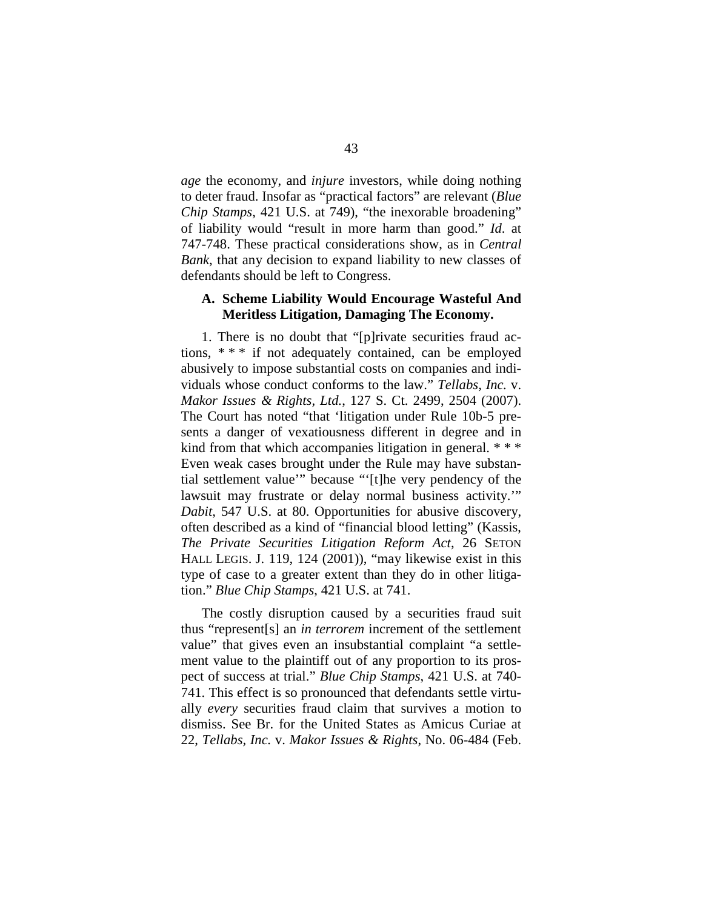*age* the economy, and *injure* investors, while doing nothing to deter fraud. Insofar as "practical factors" are relevant (*Blue Chip Stamps*, 421 U.S. at 749), "the inexorable broadening" of liability would "result in more harm than good." *Id.* at 747-748. These practical considerations show, as in *Central Bank*, that any decision to expand liability to new classes of defendants should be left to Congress.

### A. Scheme Liability Would Encourage Wasteful And Meritless Litigation, Damaging The Economy.

1. There is no doubt that "[p]rivate securities fraud actions, * * * if not adequately contained, can be employed abusively to impose substantial costs on companies and individuals whose conduct conforms to the law." *Tellabs, Inc.* v. *Makor Issues & Rights, Ltd.*, 127 S. Ct. 2499, 2504 (2007). The Court has noted "that 'litigation under Rule 10b-5 presents a danger of vexatiousness different in degree and in kind from that which accompanies litigation in general. * * * Even weak cases brought under the Rule may have substantial settlement value'" because "'[t]he very pendency of the lawsuit may frustrate or delay normal business activity.'" *Dabit*, 547 U.S. at 80. Opportunities for abusive discovery, often described as a kind of "financial blood letting" (Kassis, *The Private Securities Litigation Reform Act*, 26 SETON HALL LEGIS. J. 119, 124 (2001)), "may likewise exist in this type of case to a greater extent than they do in other litigation." *Blue Chip Stamps*, 421 U.S. at 741.

The costly disruption caused by a securities fraud suit thus "represent[s] an *in terrorem* increment of the settlement value" that gives even an insubstantial complaint "a settlement value to the plaintiff out of any proportion to its prospect of success at trial." *Blue Chip Stamps*, 421 U.S. at 740-741. This effect is so pronounced that defendants settle virtually *every* securities fraud claim that survives a motion to dismiss. See Br. for the United States as Amicus Curiae at 22, *Tellabs, Inc.* v. *Makor Issues & Rights*, No. 06-484 (Feb.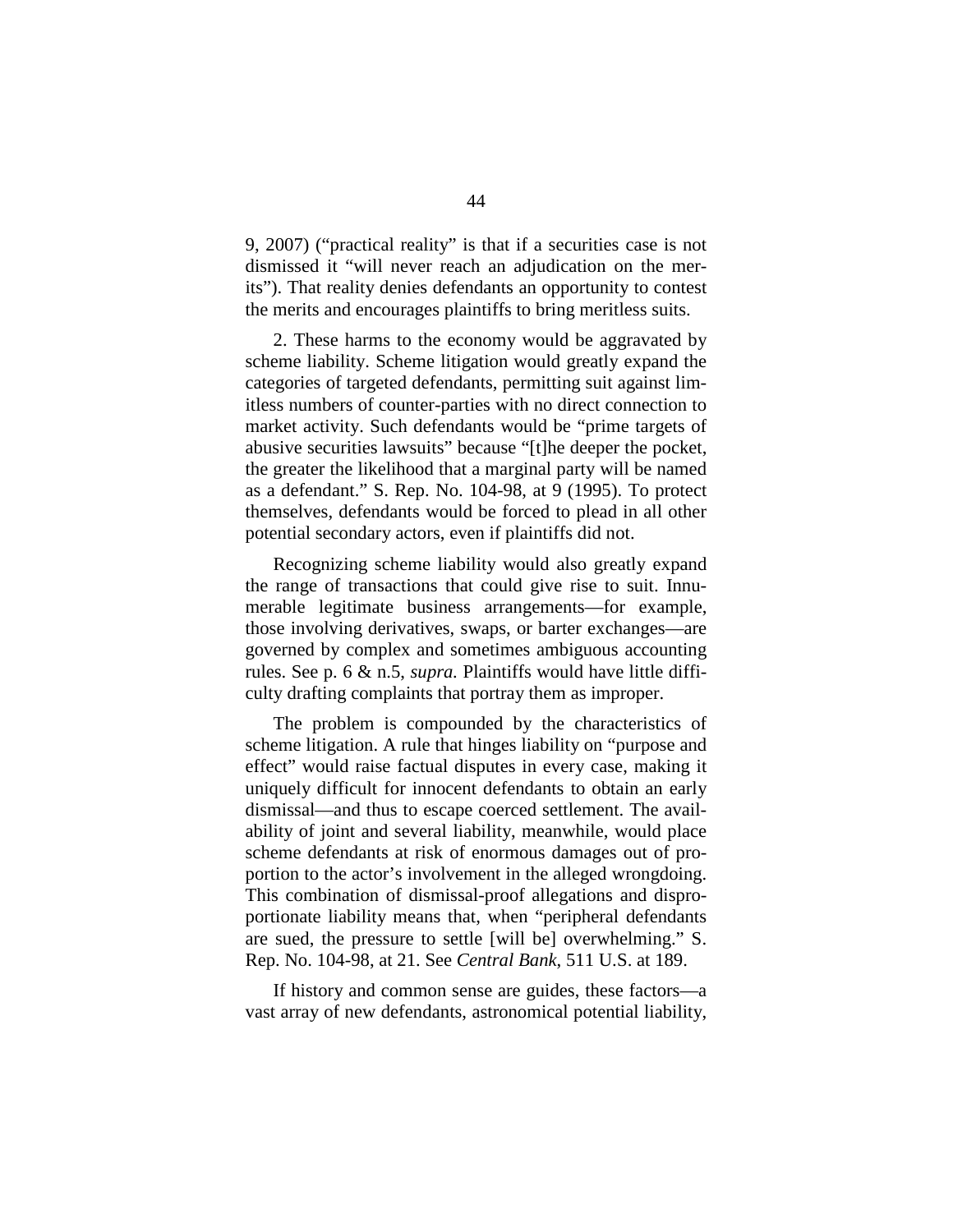9, 2007) ("practical reality" is that if a securities case is not dismissed it "will never reach an adjudication on the merits"). That reality denies defendants an opportunity to contest the merits and encourages plaintiffs to bring meritless suits.

2. These harms to the economy would be aggravated by scheme liability. Scheme litigation would greatly expand the categories of targeted defendants, permitting suit against limitless numbers of counter-parties with no direct connection to market activity. Such defendants would be "prime targets of abusive securities lawsuits" because "[t]he deeper the pocket, the greater the likelihood that a marginal party will be named as a defendant." S. Rep. No. 104-98, at 9 (1995). To protect themselves, defendants would be forced to plead in all other potential secondary actors, even if plaintiffs did not.

Recognizing scheme liability would also greatly expand the range of transactions that could give rise to suit. Innumerable legitimate business arrangements—for example, those involving derivatives, swaps, or barter exchanges—are governed by complex and sometimes ambiguous accounting rules. See p. 6 & n.5, *supra.* Plaintiffs would have little difficulty drafting complaints that portray them as improper.

The problem is compounded by the characteristics of scheme litigation. A rule that hinges liability on "purpose and effect" would raise factual disputes in every case, making it uniquely difficult for innocent defendants to obtain an early dismissal—and thus to escape coerced settlement. The availability of joint and several liability, meanwhile, would place scheme defendants at risk of enormous damages out of proportion to the actor's involvement in the alleged wrongdoing. This combination of dismissal-proof allegations and disproportionate liability means that, when "peripheral defendants are sued, the pressure to settle [will be] overwhelming." S. Rep. No. 104-98, at 21. See *Central Bank*, 511 U.S. at 189.

If history and common sense are guides, these factors—a vast array of new defendants, astronomical potential liability,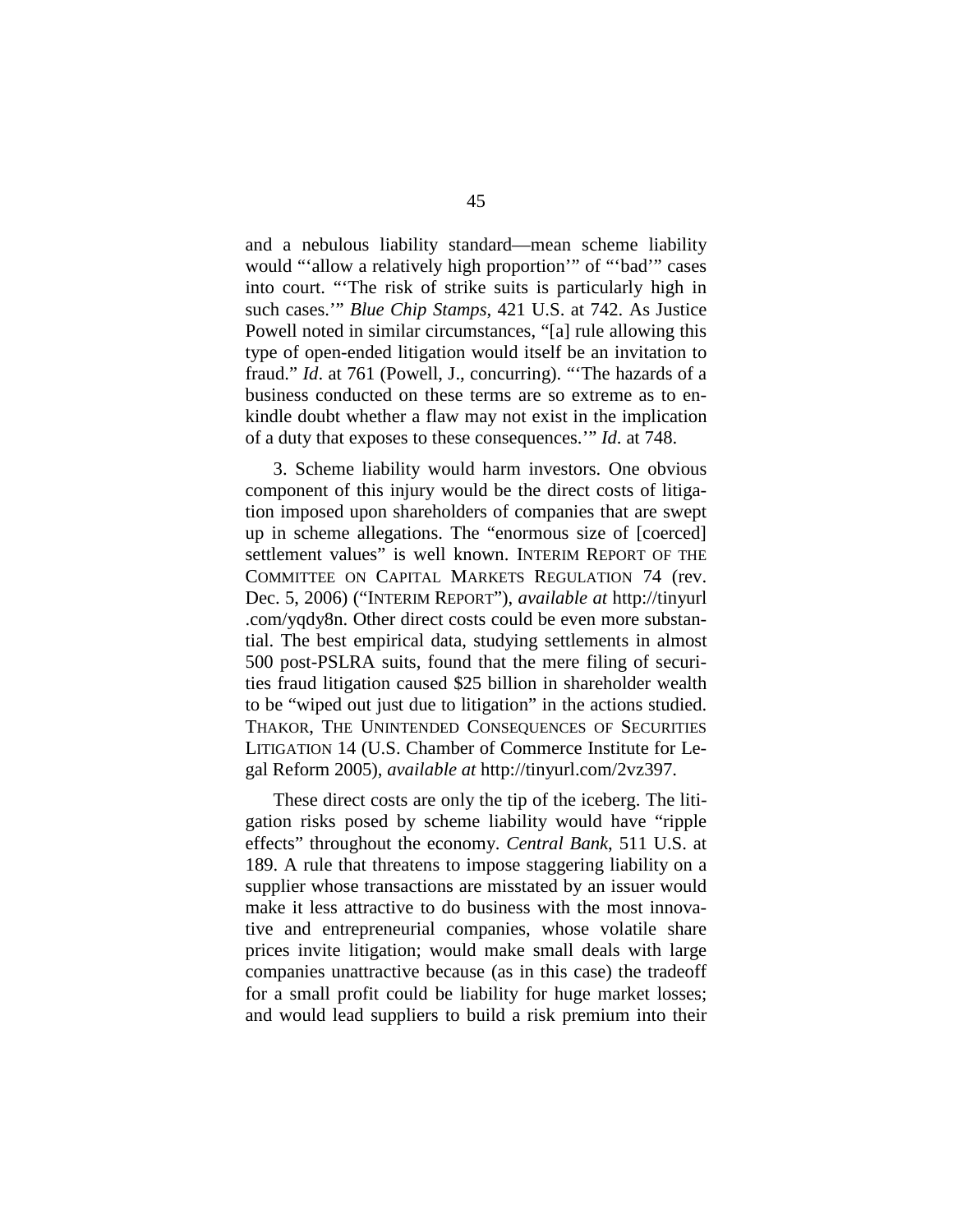and a nebulous liability standard—mean scheme liability would "'allow a relatively high proportion'" of "'bad'" cases into court. "'The risk of strike suits is particularly high in such cases.'" *Blue Chip Stamps*, 421 U.S. at 742. As Justice Powell noted in similar circumstances, "[a] rule allowing this type of open-ended litigation would itself be an invitation to fraud." *Id*. at 761 (Powell, J., concurring). "'The hazards of a business conducted on these terms are so extreme as to enkindle doubt whether a flaw may not exist in the implication of a duty that exposes to these consequences.'" *Id*. at 748.

3. Scheme liability would harm investors. One obvious component of this injury would be the direct costs of litigation imposed upon shareholders of companies that are swept up in scheme allegations. The "enormous size of [coerced] settlement values" is well known. INTERIM REPORT OF THE COMMITTEE ON CAPITAL MARKETS REGULATION 74 (rev. Dec. 5, 2006) ("INTERIM REPORT"), *available at* http://tinyurl.com/yqdy8n. Other direct costs could be even more substantial. The best empirical data, studying settlements in almost 500 post-PSLRA suits, found that the mere filing of securities fraud litigation caused $25 billion in shareholder wealth to be "wiped out just due to litigation" in the actions studied. THAKOR, THE UNINTENDED CONSEQUENCES OF SECURITIES LITIGATION 14 (U.S. Chamber of Commerce Institute for Legal Reform 2005), *available at* http://tinyurl.com/2vz397.

These direct costs are only the tip of the iceberg. The litigation risks posed by scheme liability would have "ripple effects" throughout the economy. *Central Bank*, 511 U.S. at 189. A rule that threatens to impose staggering liability on a supplier whose transactions are misstated by an issuer would make it less attractive to do business with the most innovative and entrepreneurial companies, whose volatile share prices invite litigation; would make small deals with large companies unattractive because (as in this case) the tradeoff for a small profit could be liability for huge market losses; and would lead suppliers to build a risk premium into their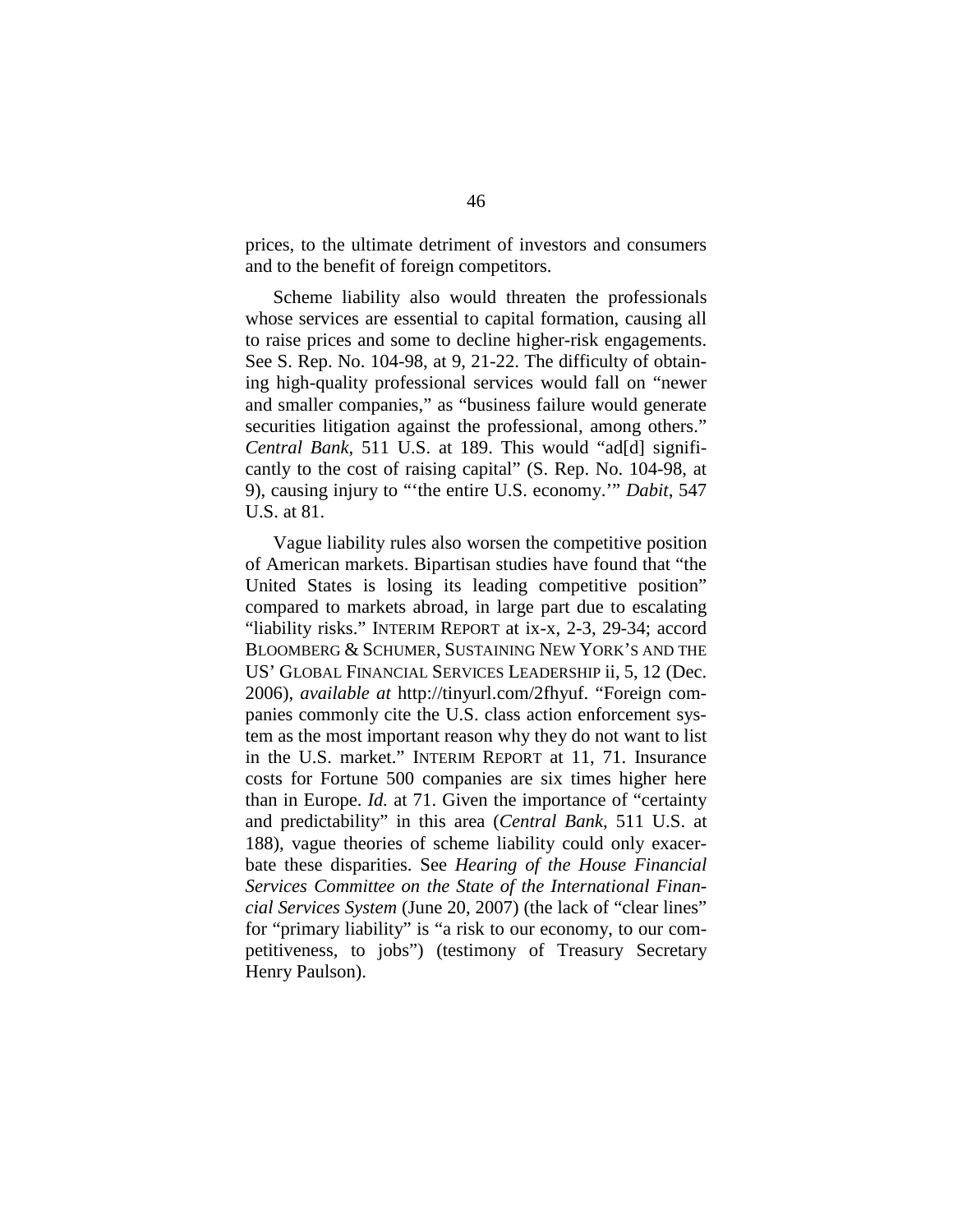prices, to the ultimate detriment of investors and consumers and to the benefit of foreign competitors.

Scheme liability also would threaten the professionals whose services are essential to capital formation, causing all to raise prices and some to decline higher-risk engagements. See S. Rep. No. 104-98, at 9, 21-22. The difficulty of obtaining high-quality professional services would fall on "newer and smaller companies," as "business failure would generate securities litigation against the professional, among others." *Central Bank*, 511 U.S. at 189. This would "ad[d] significantly to the cost of raising capital" (S. Rep. No. 104-98, at 9), causing injury to "'the entire U.S. economy.'" *Dabit*, 547 U.S. at 81.

Vague liability rules also worsen the competitive position of American markets. Bipartisan studies have found that "the United States is losing its leading competitive position" compared to markets abroad, in large part due to escalating "liability risks." INTERIM REPORT at ix-x, 2-3, 29-34; accord BLOOMBERG & SCHUMER, SUSTAINING NEW YORK'S AND THE US' GLOBAL FINANCIAL SERVICES LEADERSHIP ii, 5, 12 (Dec. 2006), *available at* http://tinyurl.com/2fhyuf. "Foreign companies commonly cite the U.S. class action enforcement system as the most important reason why they do not want to list in the U.S. market." INTERIM REPORT at 11, 71. Insurance costs for Fortune 500 companies are six times higher here than in Europe. *Id.* at 71. Given the importance of "certainty and predictability" in this area (*Central Bank*, 511 U.S. at 188), vague theories of scheme liability could only exacerbate these disparities. See *Hearing of the House Financial Services Committee on the State of the International Financial Services System* (June 20, 2007) (the lack of "clear lines" for "primary liability" is "a risk to our economy, to our competitiveness, to jobs") (testimony of Treasury Secretary Henry Paulson).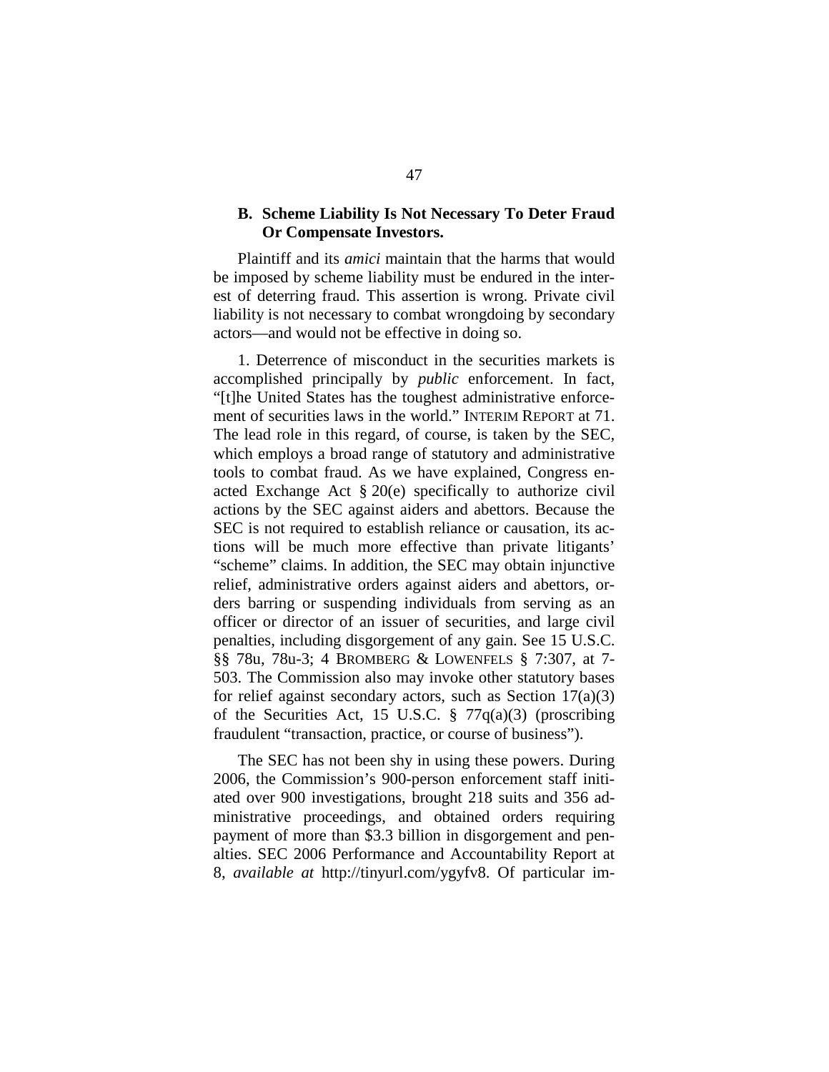### B. Scheme Liability Is Not Necessary To Deter Fraud Or Compensate Investors.

Plaintiff and its *amici* maintain that the harms that would be imposed by scheme liability must be endured in the interest of deterring fraud. This assertion is wrong. Private civil liability is not necessary to combat wrongdoing by secondary actors—and would not be effective in doing so.

1. Deterrence of misconduct in the securities markets is accomplished principally by *public* enforcement. In fact, "[t]he United States has the toughest administrative enforcement of securities laws in the world." INTERIM REPORT at 71. The lead role in this regard, of course, is taken by the SEC, which employs a broad range of statutory and administrative tools to combat fraud. As we have explained, Congress enacted Exchange Act § 20(e) specifically to authorize civil actions by the SEC against aiders and abettors. Because the SEC is not required to establish reliance or causation, its actions will be much more effective than private litigants' "scheme" claims. In addition, the SEC may obtain injunctive relief, administrative orders against aiders and abettors, orders barring or suspending individuals from serving as an officer or director of an issuer of securities, and large civil penalties, including disgorgement of any gain. See 15 U.S.C. §§ 78u, 78u-3; 4 BROMBERG & LOWENFELS § 7:307, at 7-503. The Commission also may invoke other statutory bases for relief against secondary actors, such as Section 17(a)(3) of the Securities Act, 15 U.S.C. § 77q(a)(3) (proscribing fraudulent "transaction, practice, or course of business").

The SEC has not been shy in using these powers. During 2006, the Commission's 900-person enforcement staff initiated over 900 investigations, brought 218 suits and 356 administrative proceedings, and obtained orders requiring payment of more than $3.3 billion in disgorgement and penalties. SEC 2006 Performance and Accountability Report at 8, *available at* http://tinyurl.com/ygyfv8. Of particular im-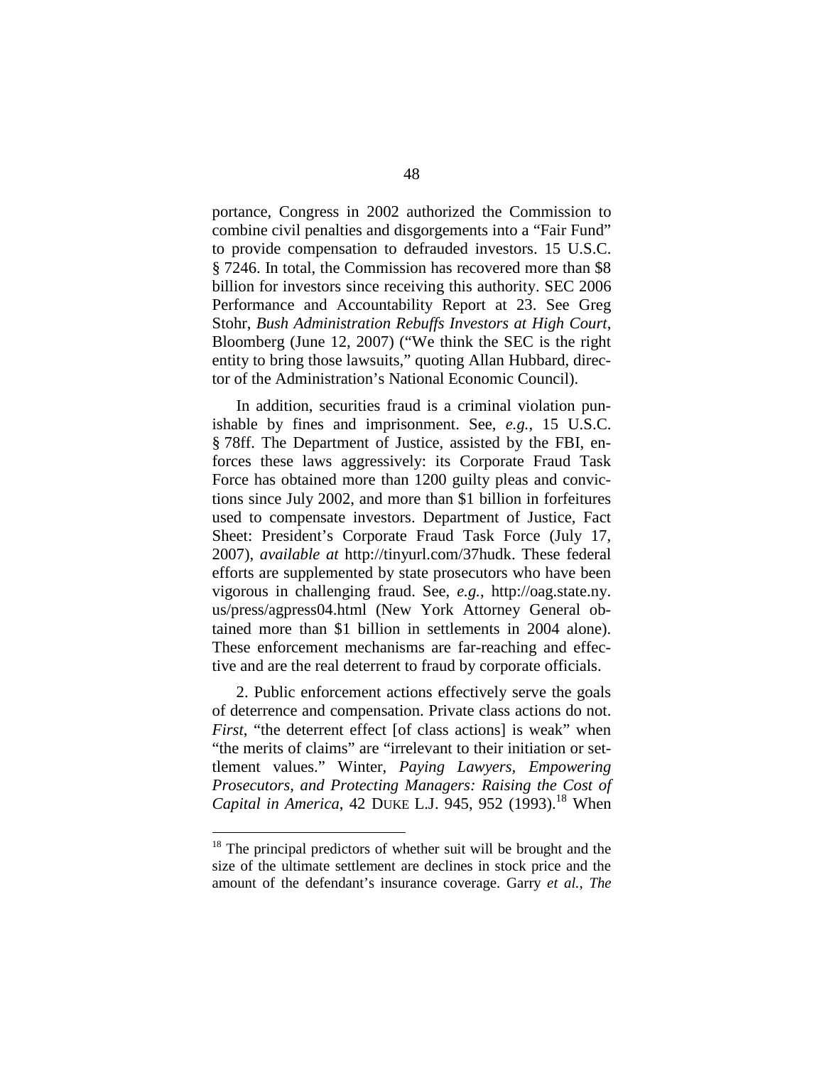portance, Congress in 2002 authorized the Commission to combine civil penalties and disgorgements into a "Fair Fund" to provide compensation to defrauded investors. 15 U.S.C. § 7246. In total, the Commission has recovered more than $8 billion for investors since receiving this authority. SEC 2006 Performance and Accountability Report at 23. See Greg Stohr, *Bush Administration Rebuffs Investors at High Court*, Bloomberg (June 12, 2007) ("We think the SEC is the right entity to bring those lawsuits," quoting Allan Hubbard, director of the Administration's National Economic Council).

In addition, securities fraud is a criminal violation punishable by fines and imprisonment. See, *e.g.*, 15 U.S.C. § 78ff. The Department of Justice, assisted by the FBI, enforces these laws aggressively: its Corporate Fraud Task Force has obtained more than 1200 guilty pleas and convictions since July 2002, and more than $1 billion in forfeitures used to compensate investors. Department of Justice, Fact Sheet: President's Corporate Fraud Task Force (July 17, 2007), *available at* http://tinyurl.com/37hudk. These federal efforts are supplemented by state prosecutors who have been vigorous in challenging fraud. See, *e.g.*, http://oag.state.ny.us/press/agpress04.html (New York Attorney General obtained more than $1 billion in settlements in 2004 alone). These enforcement mechanisms are far-reaching and effective and are the real deterrent to fraud by corporate officials.

2. Public enforcement actions effectively serve the goals of deterrence and compensation. Private class actions do not. *First*, "the deterrent effect [of class actions] is weak" when "the merits of claims" are "irrelevant to their initiation or settlement values." Winter, *Paying Lawyers, Empowering Prosecutors, and Protecting Managers: Raising the Cost of Capital in America*, 42 DUKE L.J. 945, 952 (1993).[18] When

[18] The principal predictors of whether suit will be brought and the size of the ultimate settlement are declines in stock price and the amount of the defendant's insurance coverage. Garry *et al.*, *The*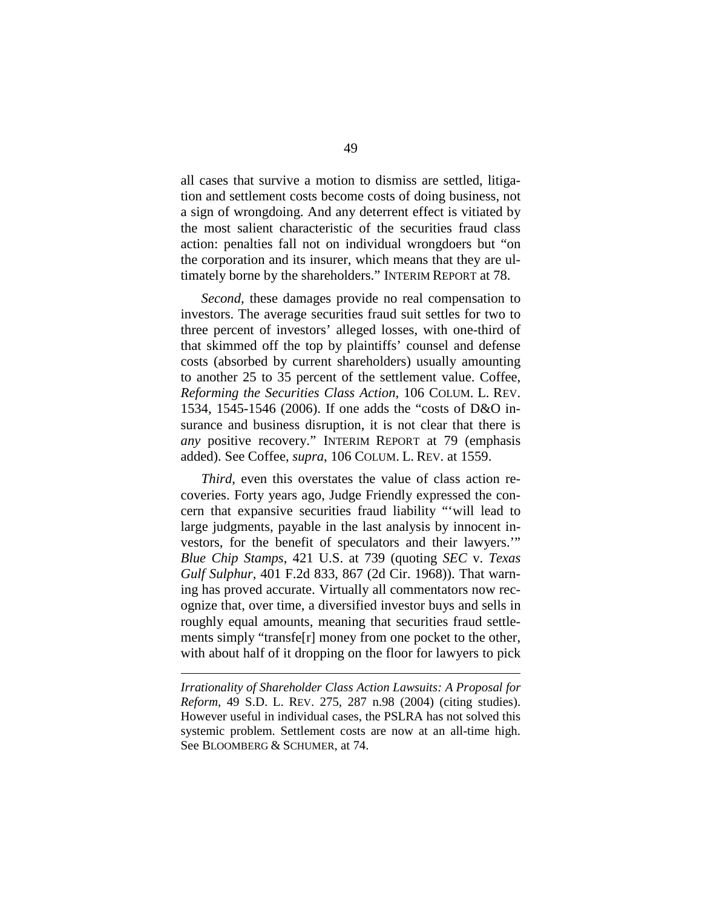all cases that survive a motion to dismiss are settled, litigation and settlement costs become costs of doing business, not a sign of wrongdoing. And any deterrent effect is vitiated by the most salient characteristic of the securities fraud class action: penalties fall not on individual wrongdoers but "on the corporation and its insurer, which means that they are ultimately borne by the shareholders." INTERIM REPORT at 78.

*Second*, these damages provide no real compensation to investors. The average securities fraud suit settles for two to three percent of investors' alleged losses, with one-third of that skimmed off the top by plaintiffs' counsel and defense costs (absorbed by current shareholders) usually amounting to another 25 to 35 percent of the settlement value. Coffee, *Reforming the Securities Class Action*, 106 COLUM. L. REV. 1534, 1545-1546 (2006). If one adds the "costs of D&O insurance and business disruption, it is not clear that there is *any* positive recovery." INTERIM REPORT at 79 (emphasis added). See Coffee, *supra*, 106 COLUM. L. REV. at 1559.

*Third*, even this overstates the value of class action recoveries. Forty years ago, Judge Friendly expressed the concern that expansive securities fraud liability "'will lead to large judgments, payable in the last analysis by innocent investors, for the benefit of speculators and their lawyers.'" *Blue Chip Stamps*, 421 U.S. at 739 (quoting *SEC* v. *Texas Gulf Sulphur*, 401 F.2d 833, 867 (2d Cir. 1968)). That warning has proved accurate. Virtually all commentators now recognize that, over time, a diversified investor buys and sells in roughly equal amounts, meaning that securities fraud settlements simply "transfe[r] money from one pocket to the other, with about half of it dropping on the floor for lawyers to pick

---

*Irrationality of Shareholder Class Action Lawsuits: A Proposal for Reform*, 49 S.D. L. REV. 275, 287 n.98 (2004) (citing studies). However useful in individual cases, the PSLRA has not solved this systemic problem. Settlement costs are now at an all-time high. See BLOOMBERG & SCHUMER, at 74.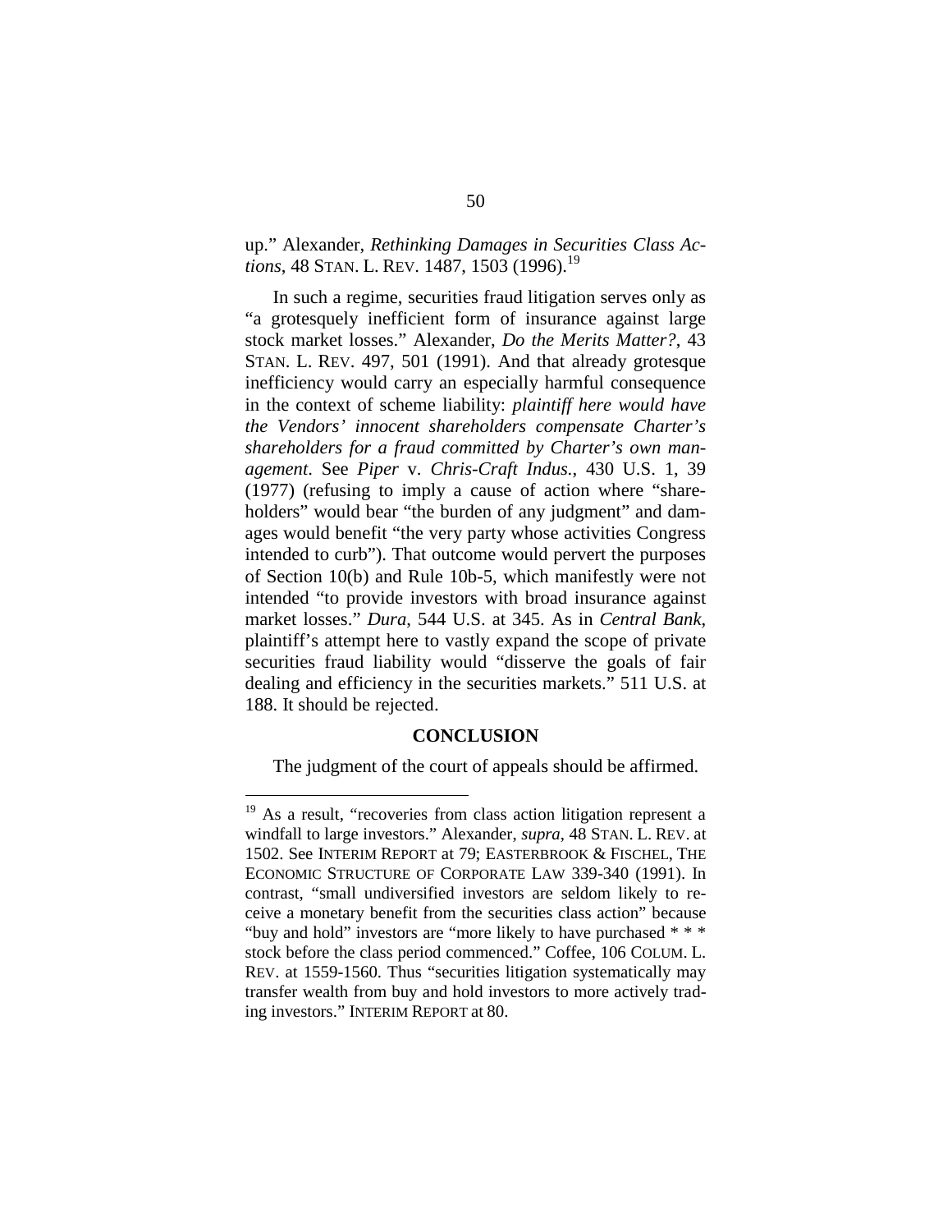up." Alexander, *Rethinking Damages in Securities Class Actions*, 48 STAN. L. REV. 1487, 1503 (1996).[19]

In such a regime, securities fraud litigation serves only as "a grotesquely inefficient form of insurance against large stock market losses." Alexander, *Do the Merits Matter?*, 43 STAN. L. REV. 497, 501 (1991). And that already grotesque inefficiency would carry an especially harmful consequence in the context of scheme liability: *plaintiff here would have the Vendors' innocent shareholders compensate Charter's shareholders for a fraud committed by Charter's own management*. See *Piper* v. *Chris-Craft Indus.*, 430 U.S. 1, 39 (1977) (refusing to imply a cause of action where "shareholders" would bear "the burden of any judgment" and damages would benefit "the very party whose activities Congress intended to curb"). That outcome would pervert the purposes of Section 10(b) and Rule 10b-5, which manifestly were not intended "to provide investors with broad insurance against market losses." *Dura*, 544 U.S. at 345. As in *Central Bank*, plaintiff's attempt here to vastly expand the scope of private securities fraud liability would "disserve the goals of fair dealing and efficiency in the securities markets." 511 U.S. at 188. It should be rejected.

## CONCLUSION

The judgment of the court of appeals should be affirmed.

---

[19] As a result, "recoveries from class action litigation represent a windfall to large investors." Alexander, *supra*, 48 STAN. L. REV. at 1502. See INTERIM REPORT at 79; EASTERBROOK & FISCHEL, THE ECONOMIC STRUCTURE OF CORPORATE LAW 339-340 (1991). In contrast, "small undiversified investors are seldom likely to receive a monetary benefit from the securities class action" because "buy and hold" investors are "more likely to have purchased * * * stock before the class period commenced." Coffee, 106 COLUM. L. REV. at 1559-1560. Thus "securities litigation systematically may transfer wealth from buy and hold investors to more actively trading investors." INTERIM REPORT at 80.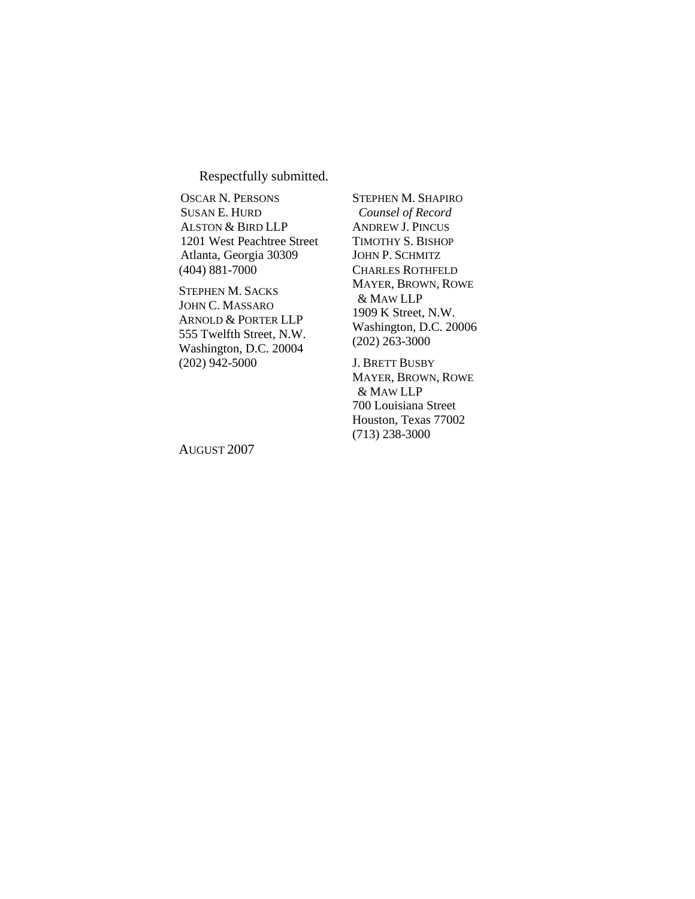Respectfully submitted.

OSCAR N. PERSONS
SUSAN E. HURD
ALSTON & BIRD LLP
1201 West Peachtree Street
Atlanta, Georgia 30309
(404) 881-7000

STEPHEN M. SACKS
JOHN C. MASSARO
ARNOLD & PORTER LLP
555 Twelfth Street, N.W.
Washington, D.C. 20004
(202) 942-5000

STEPHEN M. SHAPIRO
*Counsel of Record*
ANDREW J. PINCUS
TIMOTHY S. BISHOP
JOHN P. SCHMITZ
CHARLES ROTHFELD
MAYER, BROWN, ROWE
& MAW LLP
1909 K Street, N.W.
Washington, D.C. 20006
(202) 263-3000

J. BRETT BUSBY
MAYER, BROWN, ROWE
& MAW LLP
700 Louisiana Street
Houston, Texas 77002
(713) 238-3000

AUGUST 2007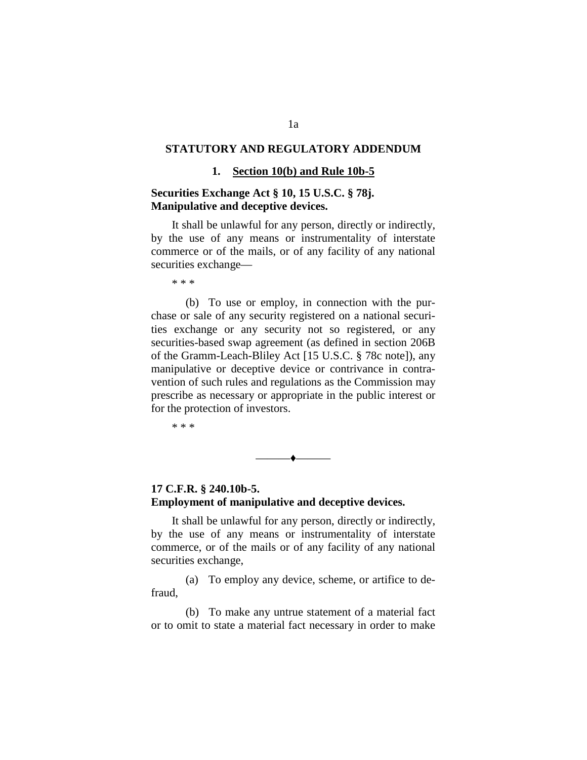## STATUTORY AND REGULATORY ADDENDUM

### 1. Section 10(b) and Rule 10b-5

**Securities Exchange Act § 10, 15 U.S.C. § 78j. Manipulative and deceptive devices.**

It shall be unlawful for any person, directly or indirectly, by the use of any means or instrumentality of interstate commerce or of the mails, or of any facility of any national securities exchange—

\* \* \*

(b) To use or employ, in connection with the purchase or sale of any security registered on a national securities exchange or any security not so registered, or any securities-based swap agreement (as defined in section 206B of the Gramm-Leach-Bliley Act [15 U.S.C. § 78c note]), any manipulative or deceptive device or contrivance in contravention of such rules and regulations as the Commission may prescribe as necessary or appropriate in the public interest or for the protection of investors.

\* \* \*

———♦———

**17 C.F.R. § 240.10b-5. Employment of manipulative and deceptive devices.**

It shall be unlawful for any person, directly or indirectly, by the use of any means or instrumentality of interstate commerce, or of the mails or of any facility of any national securities exchange,

(a) To employ any device, scheme, or artifice to defraud,

(b) To make any untrue statement of a material fact or to omit to state a material fact necessary in order to make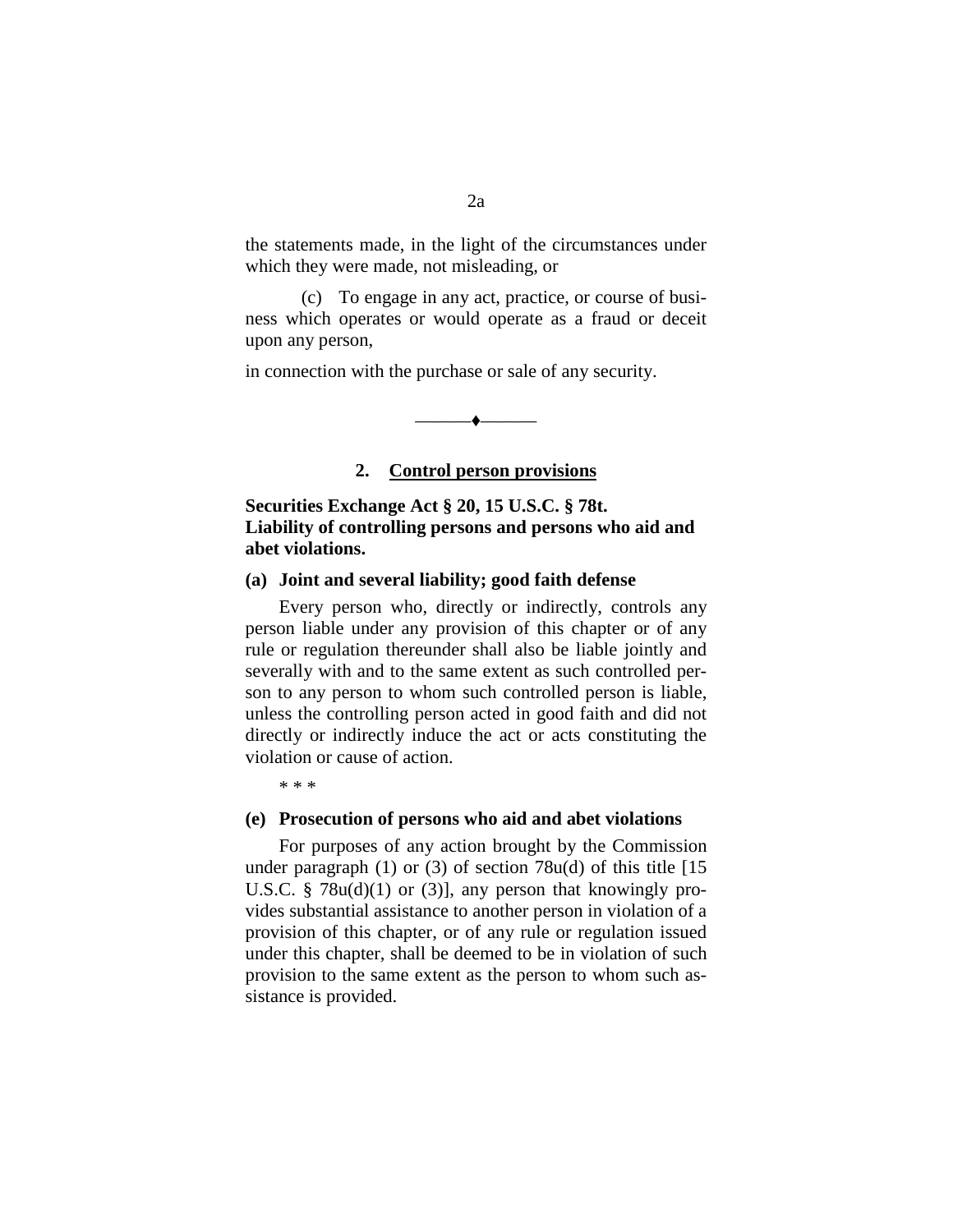the statements made, in the light of the circumstances under which they were made, not misleading, or

(c) To engage in any act, practice, or course of business which operates or would operate as a fraud or deceit upon any person,

in connection with the purchase or sale of any security.

———♦———

## 2. Control person provisions

**Securities Exchange Act § 20, 15 U.S.C. § 78t. Liability of controlling persons and persons who aid and abet violations.**

**(a) Joint and several liability; good faith defense**

Every person who, directly or indirectly, controls any person liable under any provision of this chapter or of any rule or regulation thereunder shall also be liable jointly and severally with and to the same extent as such controlled person to any person to whom such controlled person is liable, unless the controlling person acted in good faith and did not directly or indirectly induce the act or acts constituting the violation or cause of action.

\* \* \*

**(e) Prosecution of persons who aid and abet violations**

For purposes of any action brought by the Commission under paragraph (1) or (3) of section 78u(d) of this title [15 U.S.C. § 78u(d)(1) or (3)], any person that knowingly provides substantial assistance to another person in violation of a provision of this chapter, or of any rule or regulation issued under this chapter, shall be deemed to be in violation of such provision to the same extent as the person to whom such assistance is provided.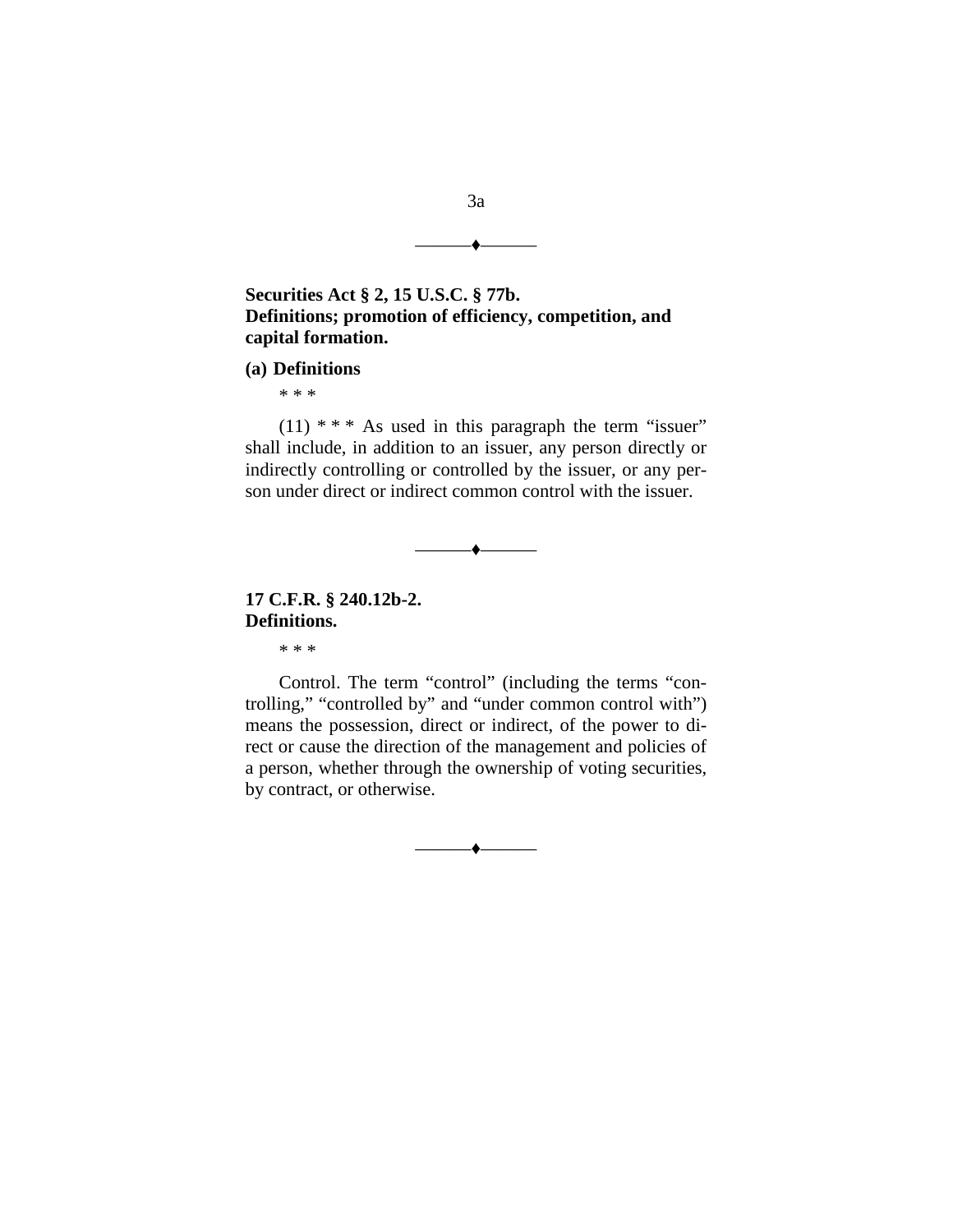**Securities Act § 2, 15 U.S.C. § 77b.**
**Definitions; promotion of efficiency, competition, and capital formation.**

**(a) Definitions**

* * *

(11) * * * As used in this paragraph the term "issuer" shall include, in addition to an issuer, any person directly or indirectly controlling or controlled by the issuer, or any person under direct or indirect common control with the issuer.

---

**17 C.F.R. § 240.12b-2.**
**Definitions.**

* * *

Control. The term "control" (including the terms "controlling," "controlled by" and "under common control with") means the possession, direct or indirect, of the power to direct or cause the direction of the management and policies of a person, whether through the ownership of voting securities, by contract, or otherwise.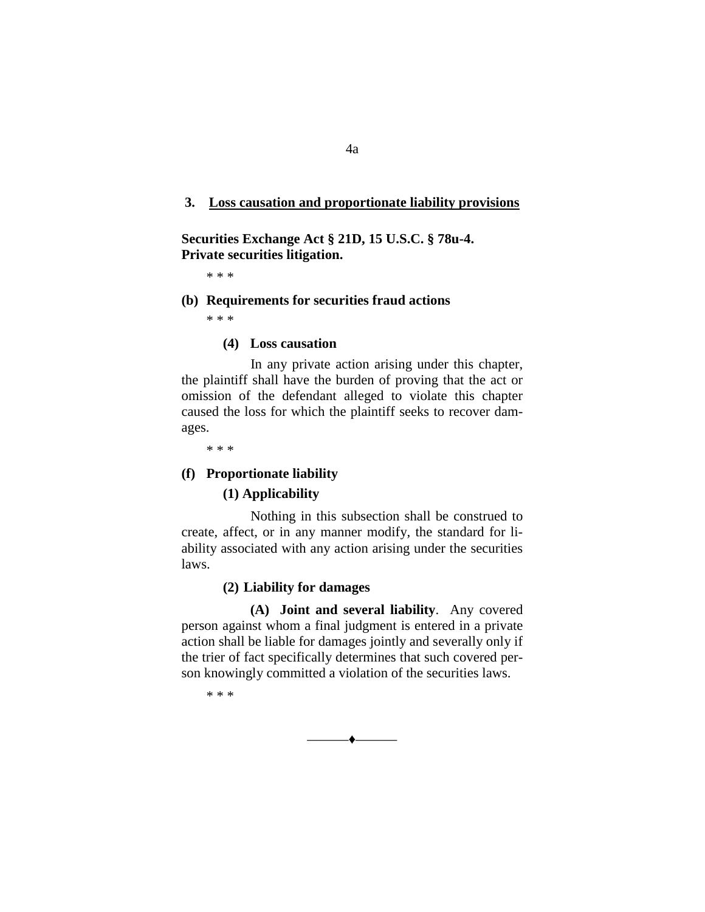## 3. Loss causation and proportionate liability provisions

**Securities Exchange Act § 21D, 15 U.S.C. § 78u-4. Private securities litigation.**

\* \* \*

**(b) Requirements for securities fraud actions**

\* \* \*

**(4) Loss causation**

In any private action arising under this chapter, the plaintiff shall have the burden of proving that the act or omission of the defendant alleged to violate this chapter caused the loss for which the plaintiff seeks to recover damages.

\* \* \*

**(f) Proportionate liability**

**(1) Applicability**

Nothing in this subsection shall be construed to create, affect, or in any manner modify, the standard for liability associated with any action arising under the securities laws.

**(2) Liability for damages**

**(A) Joint and several liability**. Any covered person against whom a final judgment is entered in a private action shall be liable for damages jointly and severally only if the trier of fact specifically determines that such covered person knowingly committed a violation of the securities laws.

\* \* \*

———♦———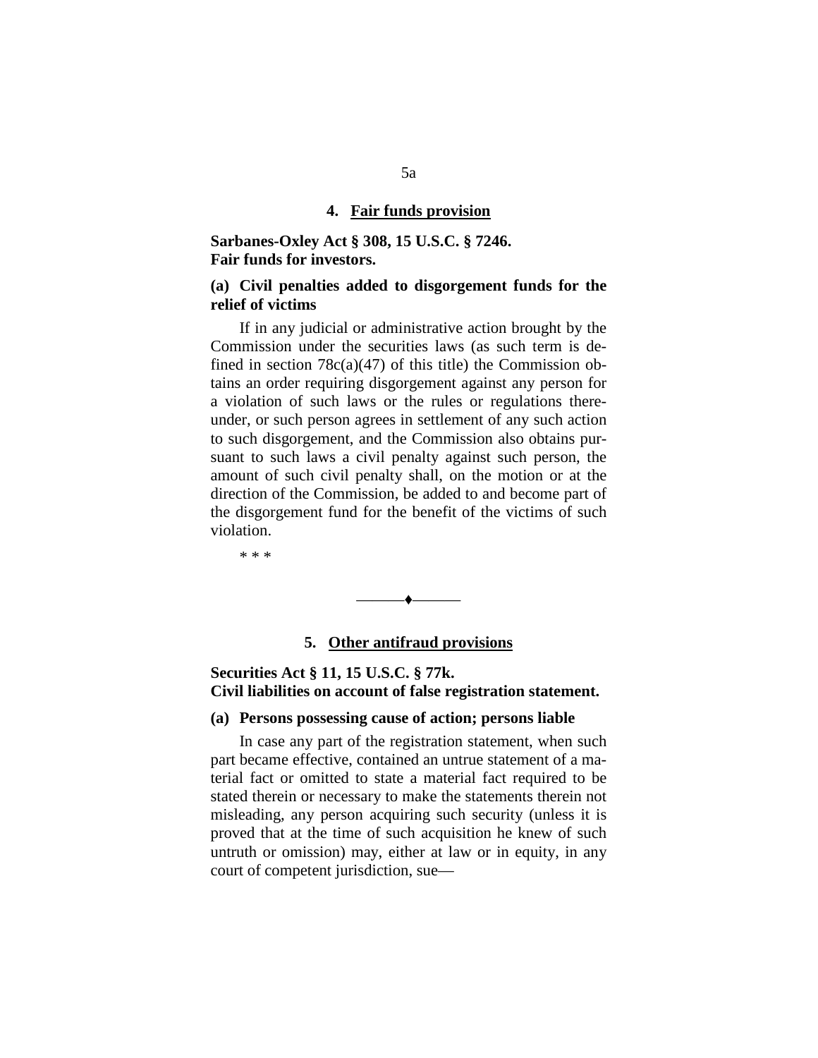### 4. Fair funds provision

**Sarbanes-Oxley Act § 308, 15 U.S.C. § 7246.**
**Fair funds for investors.**

**(a) Civil penalties added to disgorgement funds for the relief of victims**

If in any judicial or administrative action brought by the Commission under the securities laws (as such term is defined in section 78c(a)(47) of this title) the Commission obtains an order requiring disgorgement against any person for a violation of such laws or the rules or regulations thereunder, or such person agrees in settlement of any such action to such disgorgement, and the Commission also obtains pursuant to such laws a civil penalty against such person, the amount of such civil penalty shall, on the motion or at the direction of the Commission, be added to and become part of the disgorgement fund for the benefit of the victims of such violation.

* * *

---

### 5. Other antifraud provisions

**Securities Act § 11, 15 U.S.C. § 77k.**
**Civil liabilities on account of false registration statement.**

**(a) Persons possessing cause of action; persons liable**

In case any part of the registration statement, when such part became effective, contained an untrue statement of a material fact or omitted to state a material fact required to be stated therein or necessary to make the statements therein not misleading, any person acquiring such security (unless it is proved that at the time of such acquisition he knew of such untruth or omission) may, either at law or in equity, in any court of competent jurisdiction, sue—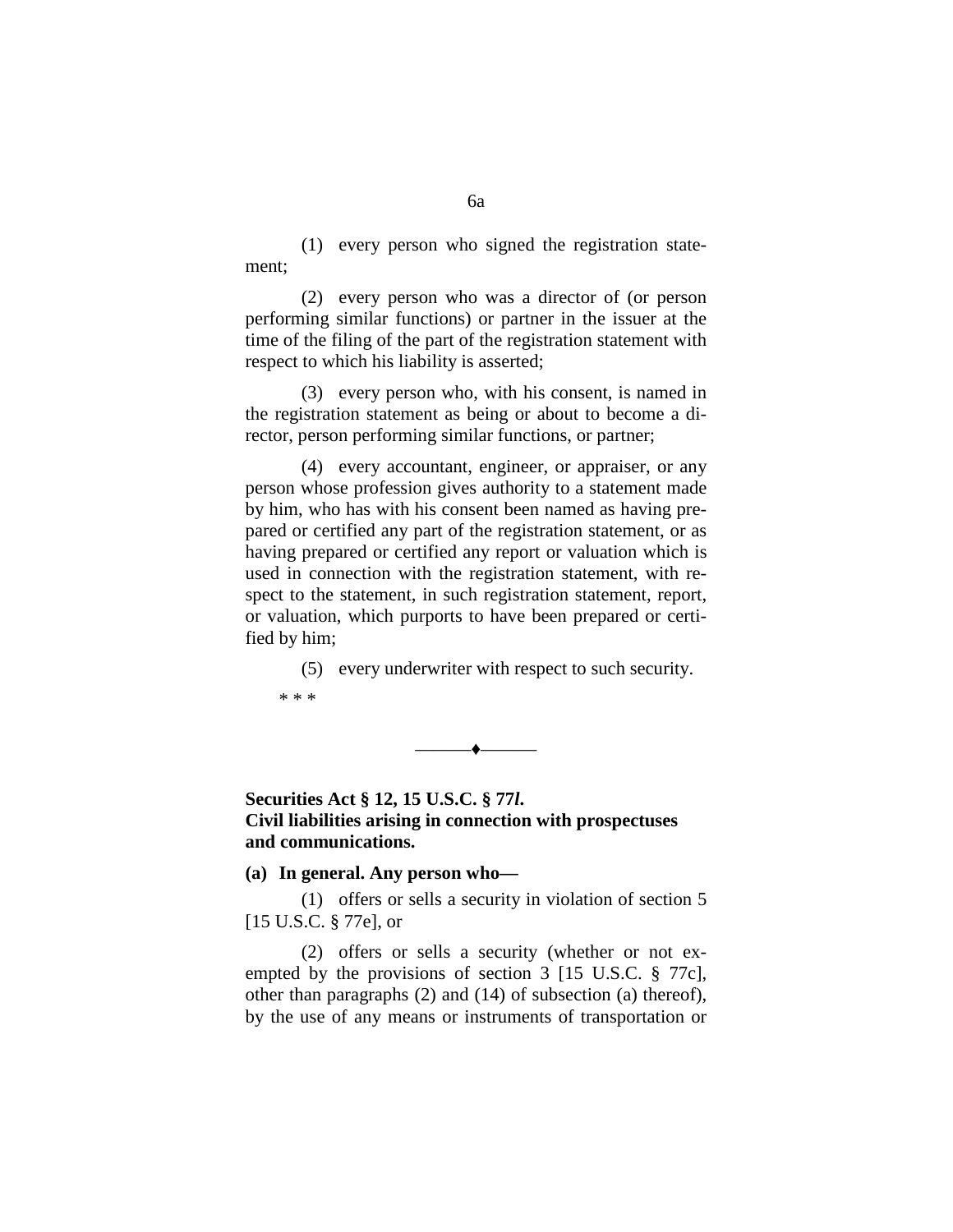(1) every person who signed the registration statement;

(2) every person who was a director of (or person performing similar functions) or partner in the issuer at the time of the filing of the part of the registration statement with respect to which his liability is asserted;

(3) every person who, with his consent, is named in the registration statement as being or about to become a director, person performing similar functions, or partner;

(4) every accountant, engineer, or appraiser, or any person whose profession gives authority to a statement made by him, who has with his consent been named as having prepared or certified any part of the registration statement, or as having prepared or certified any report or valuation which is used in connection with the registration statement, with respect to the statement, in such registration statement, report, or valuation, which purports to have been prepared or certified by him;

(5) every underwriter with respect to such security.

* * *

———♦———

**Securities Act § 12, 15 U.S.C. § 77*l*.**
**Civil liabilities arising in connection with prospectuses and communications.**

**(a) In general. Any person who—**

(1) offers or sells a security in violation of section 5 [15 U.S.C. § 77e], or

(2) offers or sells a security (whether or not exempted by the provisions of section 3 [15 U.S.C. § 77c], other than paragraphs (2) and (14) of subsection (a) thereof), by the use of any means or instruments of transportation or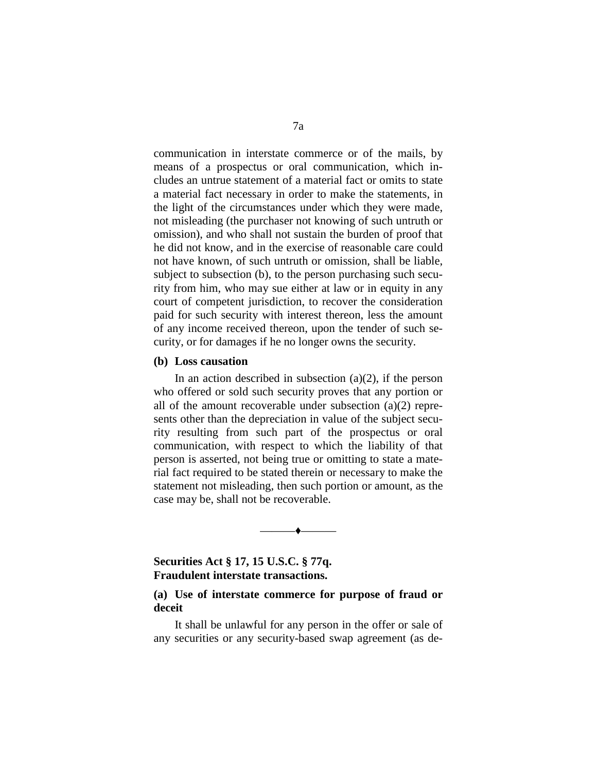communication in interstate commerce or of the mails, by means of a prospectus or oral communication, which includes an untrue statement of a material fact or omits to state a material fact necessary in order to make the statements, in the light of the circumstances under which they were made, not misleading (the purchaser not knowing of such untruth or omission), and who shall not sustain the burden of proof that he did not know, and in the exercise of reasonable care could not have known, of such untruth or omission, shall be liable, subject to subsection (b), to the person purchasing such security from him, who may sue either at law or in equity in any court of competent jurisdiction, to recover the consideration paid for such security with interest thereon, less the amount of any income received thereon, upon the tender of such security, or for damages if he no longer owns the security.

**(b) Loss causation**

In an action described in subsection (a)(2), if the person who offered or sold such security proves that any portion or all of the amount recoverable under subsection (a)(2) represents other than the depreciation in value of the subject security resulting from such part of the prospectus or oral communication, with respect to which the liability of that person is asserted, not being true or omitting to state a material fact required to be stated therein or necessary to make the statement not misleading, then such portion or amount, as the case may be, shall not be recoverable.

---

**Securities Act § 17, 15 U.S.C. § 77q.**
**Fraudulent interstate transactions.**

**(a) Use of interstate commerce for purpose of fraud or deceit**

It shall be unlawful for any person in the offer or sale of any securities or any security-based swap agreement (as de-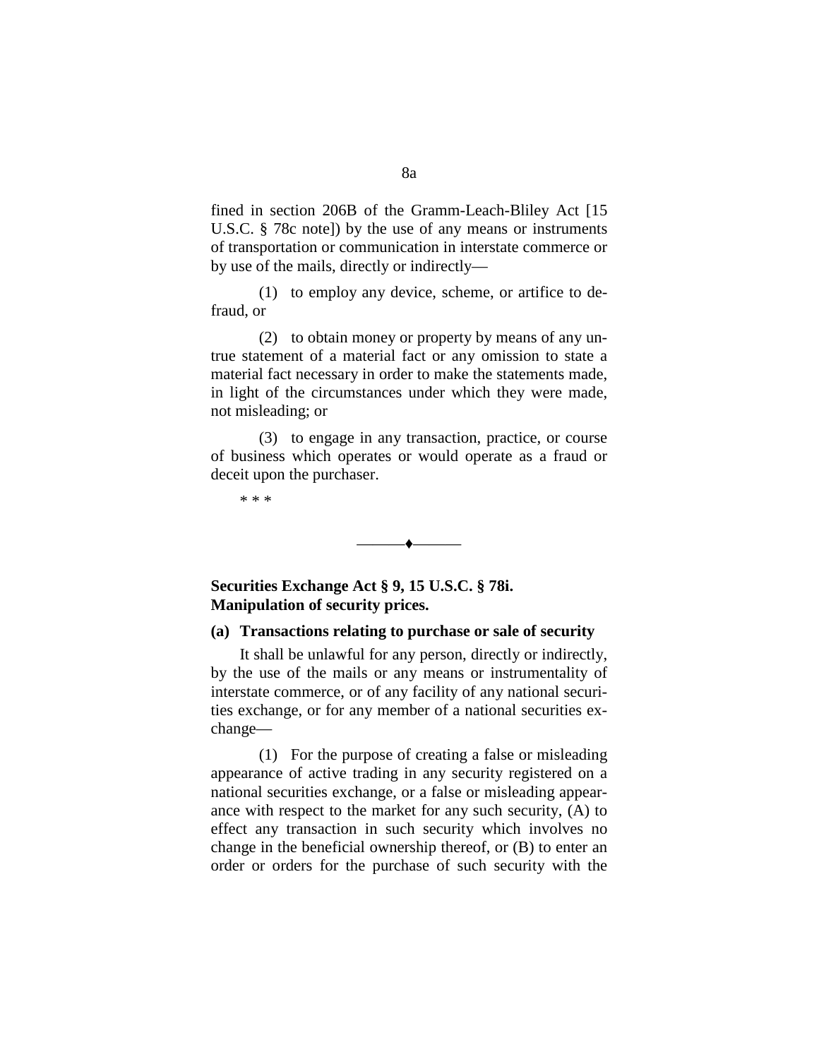fined in section 206B of the Gramm-Leach-Bliley Act [15 U.S.C. § 78c note]) by the use of any means or instruments of transportation or communication in interstate commerce or by use of the mails, directly or indirectly—

(1) to employ any device, scheme, or artifice to defraud, or

(2) to obtain money or property by means of any untrue statement of a material fact or any omission to state a material fact necessary in order to make the statements made, in light of the circumstances under which they were made, not misleading; or

(3) to engage in any transaction, practice, or course of business which operates or would operate as a fraud or deceit upon the purchaser.

\* \* \*

———♦———

**Securities Exchange Act § 9, 15 U.S.C. § 78i. Manipulation of security prices.**

**(a) Transactions relating to purchase or sale of security**

It shall be unlawful for any person, directly or indirectly, by the use of the mails or any means or instrumentality of interstate commerce, or of any facility of any national securities exchange, or for any member of a national securities exchange—

(1) For the purpose of creating a false or misleading appearance of active trading in any security registered on a national securities exchange, or a false or misleading appearance with respect to the market for any such security, (A) to effect any transaction in such security which involves no change in the beneficial ownership thereof, or (B) to enter an order or orders for the purchase of such security with the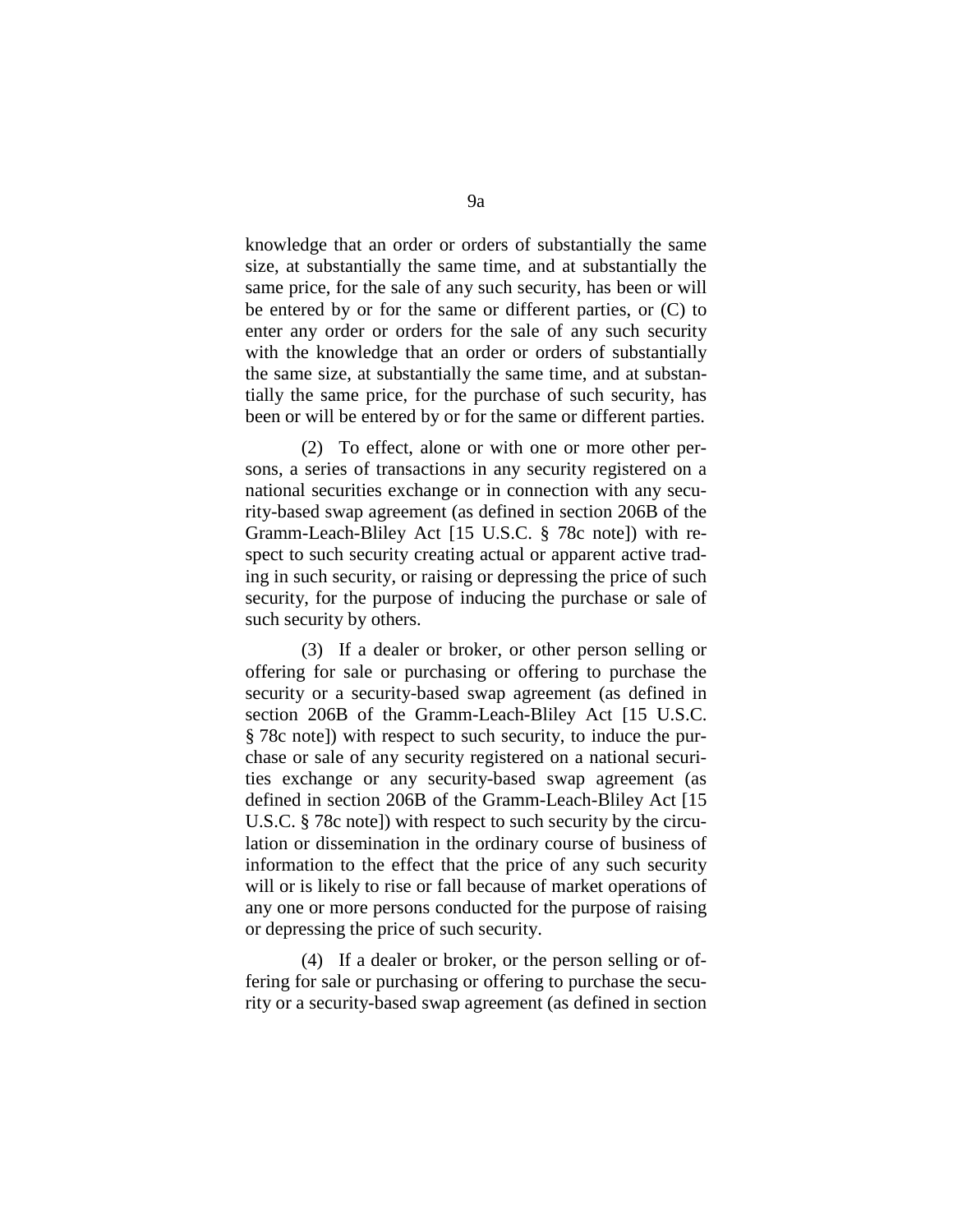knowledge that an order or orders of substantially the same size, at substantially the same time, and at substantially the same price, for the sale of any such security, has been or will be entered by or for the same or different parties, or (C) to enter any order or orders for the sale of any such security with the knowledge that an order or orders of substantially the same size, at substantially the same time, and at substantially the same price, for the purchase of such security, has been or will be entered by or for the same or different parties.

(2) To effect, alone or with one or more other persons, a series of transactions in any security registered on a national securities exchange or in connection with any security-based swap agreement (as defined in section 206B of the Gramm-Leach-Bliley Act [15 U.S.C. § 78c note]) with respect to such security creating actual or apparent active trading in such security, or raising or depressing the price of such security, for the purpose of inducing the purchase or sale of such security by others.

(3) If a dealer or broker, or other person selling or offering for sale or purchasing or offering to purchase the security or a security-based swap agreement (as defined in section 206B of the Gramm-Leach-Bliley Act [15 U.S.C. § 78c note]) with respect to such security, to induce the purchase or sale of any security registered on a national securities exchange or any security-based swap agreement (as defined in section 206B of the Gramm-Leach-Bliley Act [15 U.S.C. § 78c note]) with respect to such security by the circulation or dissemination in the ordinary course of business of information to the effect that the price of any such security will or is likely to rise or fall because of market operations of any one or more persons conducted for the purpose of raising or depressing the price of such security.

(4) If a dealer or broker, or the person selling or offering for sale or purchasing or offering to purchase the security or a security-based swap agreement (as defined in section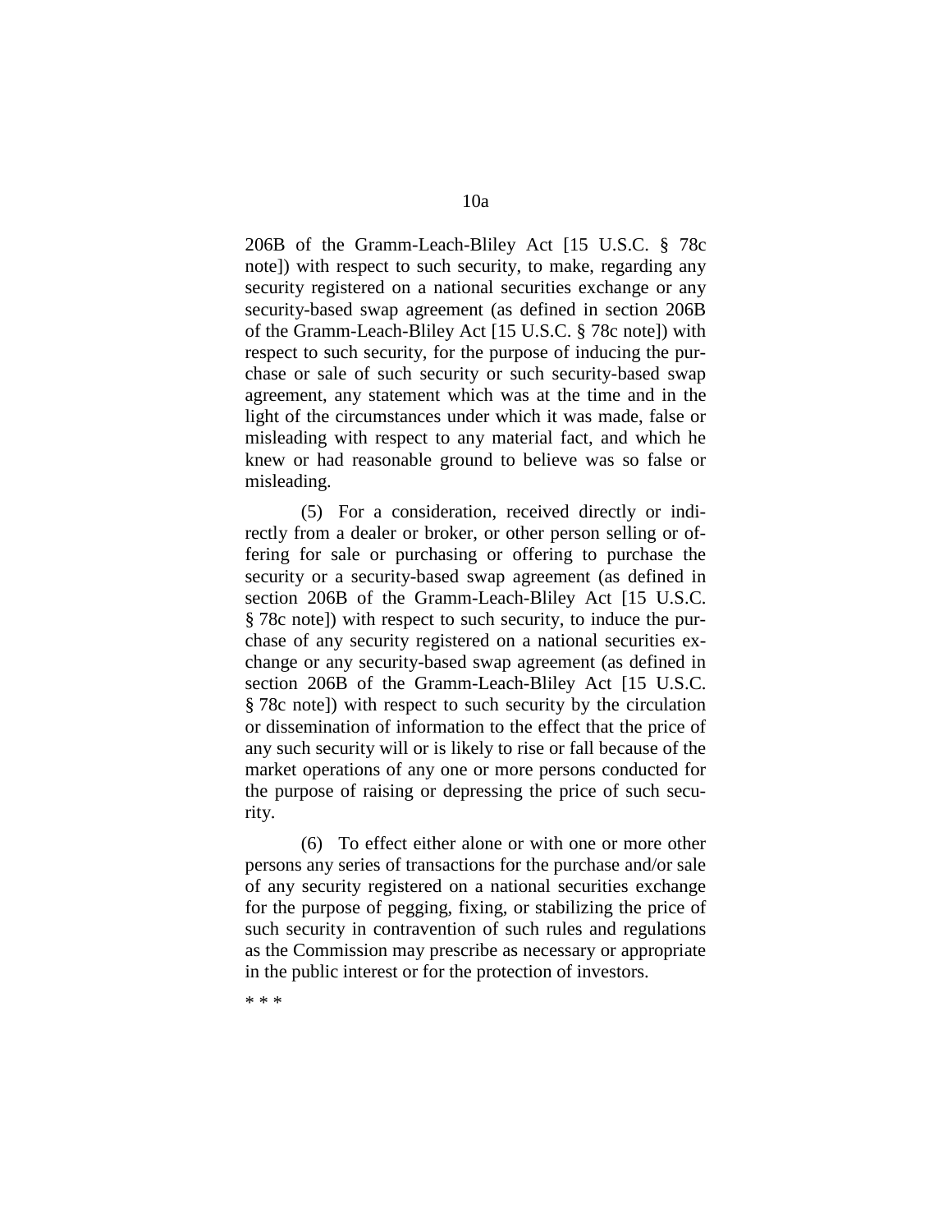206B of the Gramm-Leach-Bliley Act [15 U.S.C. § 78c note]) with respect to such security, to make, regarding any security registered on a national securities exchange or any security-based swap agreement (as defined in section 206B of the Gramm-Leach-Bliley Act [15 U.S.C. § 78c note]) with respect to such security, for the purpose of inducing the purchase or sale of such security or such security-based swap agreement, any statement which was at the time and in the light of the circumstances under which it was made, false or misleading with respect to any material fact, and which he knew or had reasonable ground to believe was so false or misleading.

(5) For a consideration, received directly or indirectly from a dealer or broker, or other person selling or offering for sale or purchasing or offering to purchase the security or a security-based swap agreement (as defined in section 206B of the Gramm-Leach-Bliley Act [15 U.S.C. § 78c note]) with respect to such security, to induce the purchase of any security registered on a national securities exchange or any security-based swap agreement (as defined in section 206B of the Gramm-Leach-Bliley Act [15 U.S.C. § 78c note]) with respect to such security by the circulation or dissemination of information to the effect that the price of any such security will or is likely to rise or fall because of the market operations of any one or more persons conducted for the purpose of raising or depressing the price of such security.

(6) To effect either alone or with one or more other persons any series of transactions for the purchase and/or sale of any security registered on a national securities exchange for the purpose of pegging, fixing, or stabilizing the price of such security in contravention of such rules and regulations as the Commission may prescribe as necessary or appropriate in the public interest or for the protection of investors.

* * *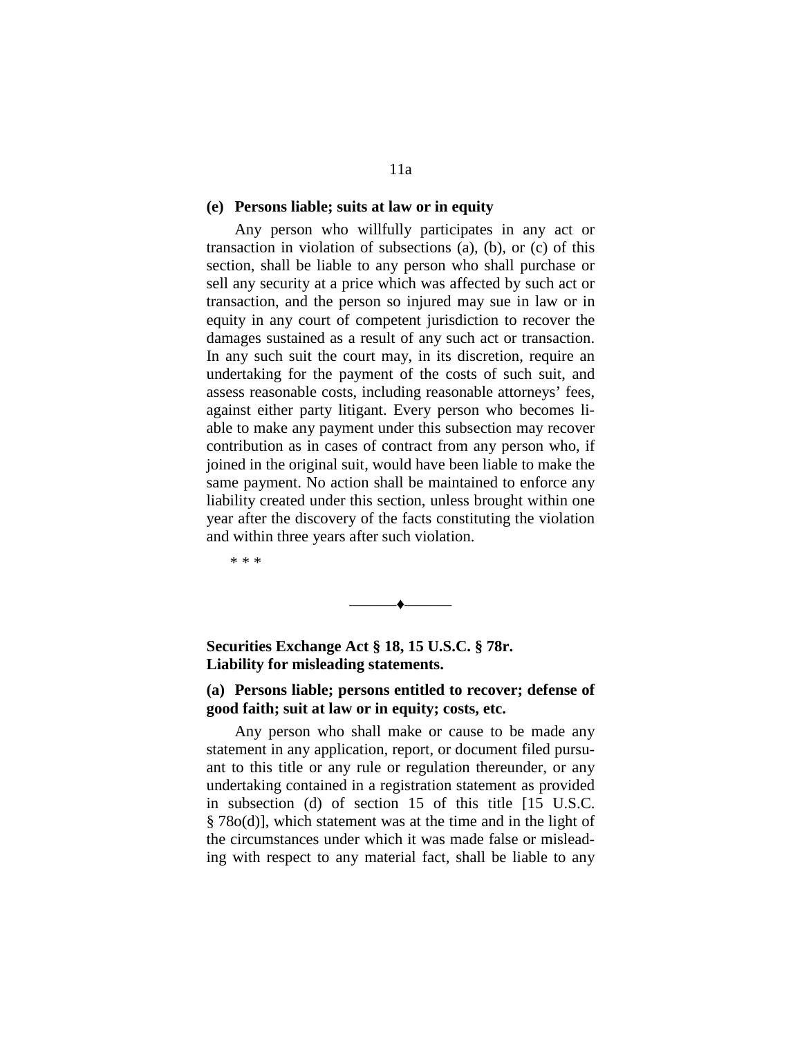**(e) Persons liable; suits at law or in equity**

Any person who willfully participates in any act or transaction in violation of subsections (a), (b), or (c) of this section, shall be liable to any person who shall purchase or sell any security at a price which was affected by such act or transaction, and the person so injured may sue in law or in equity in any court of competent jurisdiction to recover the damages sustained as a result of any such act or transaction. In any such suit the court may, in its discretion, require an undertaking for the payment of the costs of such suit, and assess reasonable costs, including reasonable attorneys' fees, against either party litigant. Every person who becomes liable to make any payment under this subsection may recover contribution as in cases of contract from any person who, if joined in the original suit, would have been liable to make the same payment. No action shall be maintained to enforce any liability created under this section, unless brought within one year after the discovery of the facts constituting the violation and within three years after such violation.

\* \* \*

---

**Securities Exchange Act § 18, 15 U.S.C. § 78r.**
**Liability for misleading statements.**

**(a) Persons liable; persons entitled to recover; defense of good faith; suit at law or in equity; costs, etc.**

Any person who shall make or cause to be made any statement in any application, report, or document filed pursuant to this title or any rule or regulation thereunder, or any undertaking contained in a registration statement as provided in subsection (d) of section 15 of this title [15 U.S.C. § 78o(d)], which statement was at the time and in the light of the circumstances under which it was made false or misleading with respect to any material fact, shall be liable to any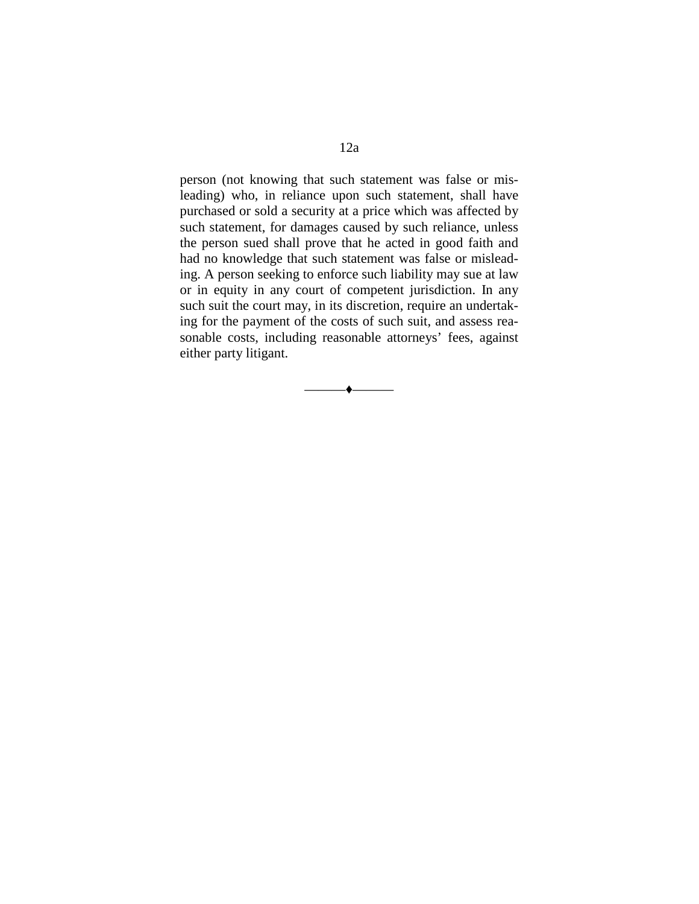person (not knowing that such statement was false or misleading) who, in reliance upon such statement, shall have purchased or sold a security at a price which was affected by such statement, for damages caused by such reliance, unless the person sued shall prove that he acted in good faith and had no knowledge that such statement was false or misleading. A person seeking to enforce such liability may sue at law or in equity in any court of competent jurisdiction. In any such suit the court may, in its discretion, require an undertaking for the payment of the costs of such suit, and assess reasonable costs, including reasonable attorneys' fees, against either party litigant.